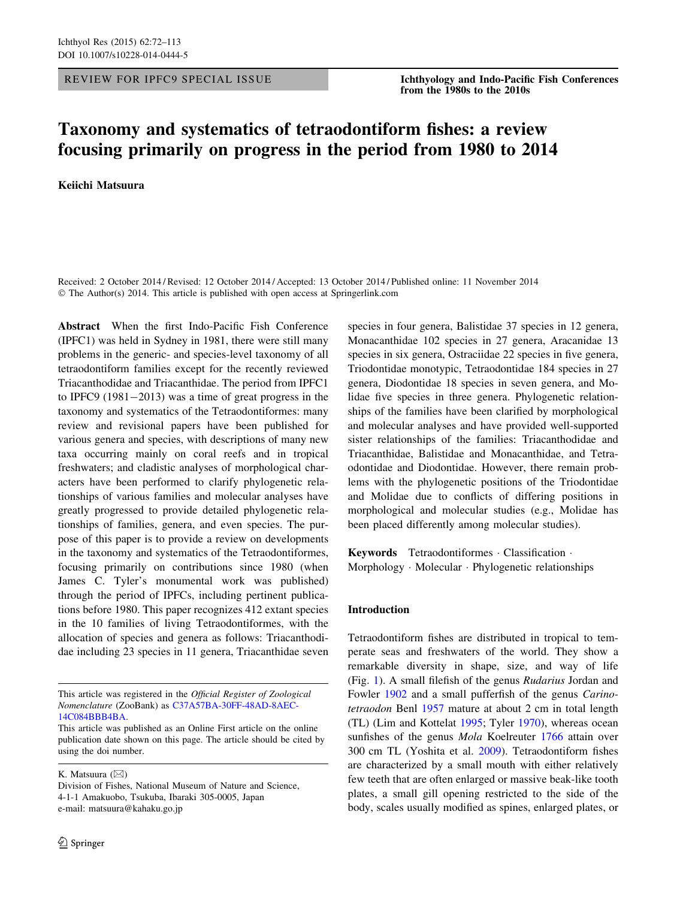REVIEW FOR IPFC9 SPECIAL ISSUE

**Ichthyology and Indo-Pacific Fish Conferences from the 1980s to the 2010s**

# Taxonomy and systematics of tetraodontiform fishes: a review focusing primarily on progress in the period from 1980 to 2014

**Keiichi Matsuura**

Received: 2 October 2014 / Revised: 12 October 2014 / Accepted: 13 October 2014 / Published online: 11 November 2014
© The Author(s) 2014. This article is published with open access at Springerlink.com

**Abstract** When the first Indo-Pacific Fish Conference (IPFC1) was held in Sydney in 1981, there were still many problems in the generic- and species-level taxonomy of all tetraodontiform families except for the recently reviewed Triacanthodidae and Triacanthidae. The period from IPFC1 to IPFC9 (1981−2013) was a time of great progress in the taxonomy and systematics of the Tetraodontiformes: many review and revisional papers have been published for various genera and species, with descriptions of many new taxa occurring mainly on coral reefs and in tropical freshwaters; and cladistic analyses of morphological characters have been performed to clarify phylogenetic relationships of various families and molecular analyses have greatly progressed to provide detailed phylogenetic relationships of families, genera, and even species. The purpose of this paper is to provide a review on developments in the taxonomy and systematics of the Tetraodontiformes, focusing primarily on contributions since 1980 (when James C. Tyler's monumental work was published) through the period of IPFCs, including pertinent publications before 1980. This paper recognizes 412 extant species in the 10 families of living Tetraodontiformes, with the allocation of species and genera as follows: Triacanthodidae including 23 species in 11 genera, Triacanthidae seven species in four genera, Balistidae 37 species in 12 genera, Monacanthidae 102 species in 27 genera, Aracanidae 13 species in six genera, Ostraciidae 22 species in five genera, Triodontidae monotypic, Tetraodontidae 184 species in 27 genera, Diodontidae 18 species in seven genera, and Molidae five species in three genera. Phylogenetic relationships of the families have been clarified by morphological and molecular analyses and have provided well-supported sister relationships of the families: Triacanthodidae and Triacanthidae, Balistidae and Monacanthidae, and Tetraodontidae and Diodontidae. However, there remain problems with the phylogenetic positions of the Triodontidae and Molidae due to conflicts of differing positions in morphological and molecular studies (e.g., Molidae has been placed differently among molecular studies).

**Keywords** Tetraodontiformes · Classification · Morphology · Molecular · Phylogenetic relationships

This article was registered in the *Official Register of Zoological Nomenclature* (ZooBank) as C37A57BA-30FF-48AD-8AEC-14C084BBB4BA.

This article was published as an Online First article on the online publication date shown on this page. The article should be cited by using the doi number.

K. Matsuura (✉)
Division of Fishes, National Museum of Nature and Science, 4-1-1 Amakuobo, Tsukuba, Ibaraki 305-0005, Japan
e-mail: matsuura@kahaku.go.jp

## Introduction

Tetraodontiform fishes are distributed in tropical to temperate seas and freshwaters of the world. They show a remarkable diversity in shape, size, and way of life (Fig. 1). A small filefish of the genus *Rudarius* Jordan and Fowler 1902 and a small pufferfish of the genus *Carinotetraodon* Benl 1957 mature at about 2 cm in total length (TL) (Lim and Kottelat 1995; Tyler 1970), whereas ocean sunfishes of the genus *Mola* Koelreuter 1766 attain over 300 cm TL (Yoshita et al. 2009). Tetraodontiform fishes are characterized by a small mouth with either relatively few teeth that are often enlarged or massive beak-like tooth plates, a small gill opening restricted to the side of the body, scales usually modified as spines, enlarged plates, or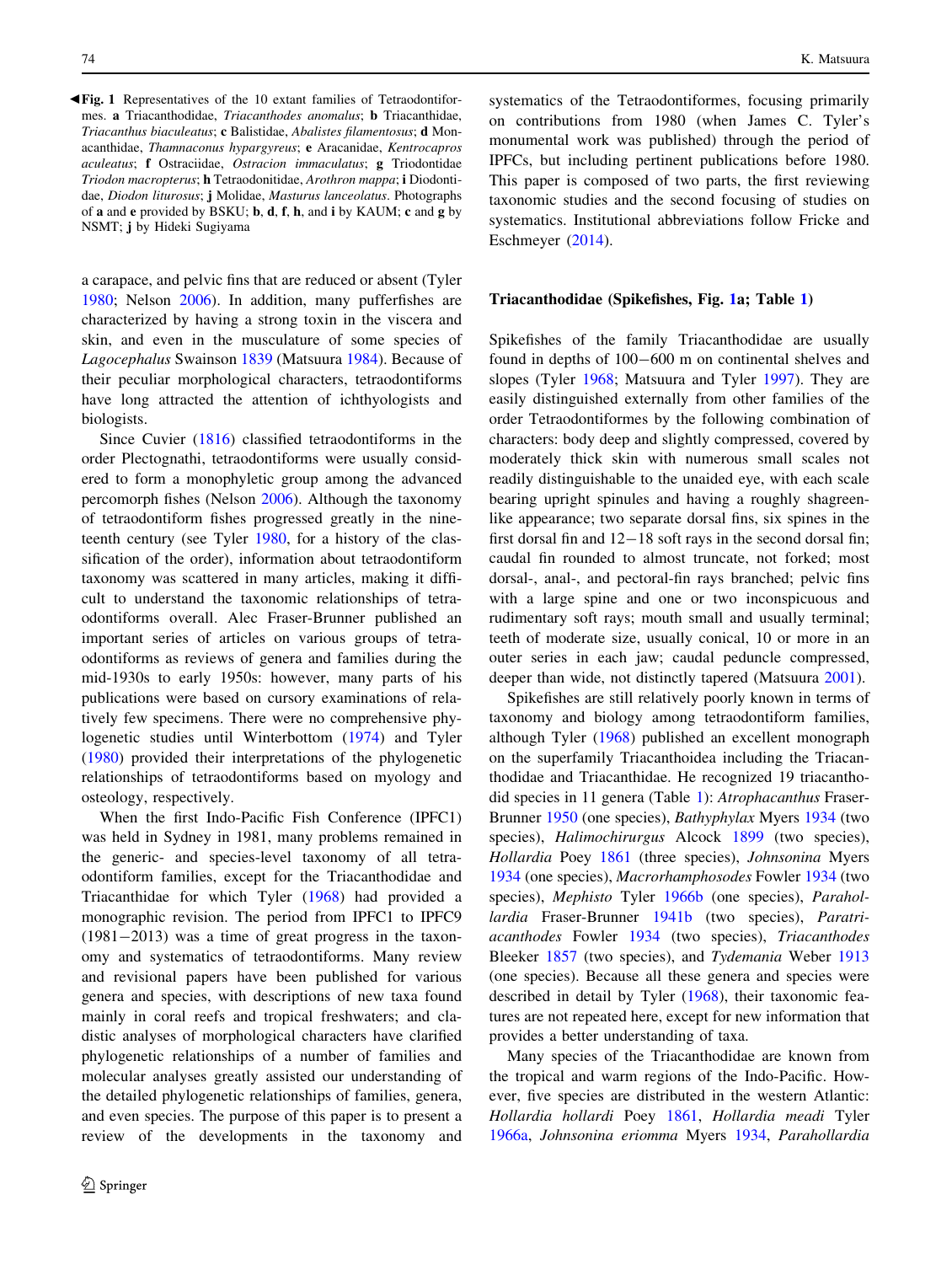◀**Fig. 1** Representatives of the 10 extant families of Tetraodontiformes. **a** Triacanthodidae, *Triacanthodes anomalus*; **b** Triacanthidae, *Triacanthus biaculeatus*; **c** Balistidae, *Abalistes filamentosus*; **d** Monacanthidae, *Thamnaconus hypargyreus*; **e** Aracanidae, *Kentrocapros aculeatus*; **f** Ostraciidae, *Ostracion immaculatus*; **g** Triodontidae *Triodon macropterus*; **h** Tetraodontidae, *Arothron mappa*; **i** Diodontidae, *Diodon liturosus*; **j** Molidae, *Masturus lanceolatus*. Photographs of **a** and **e** provided by BSKU; **b**, **d**, **f**, **h**, and **i** by KAUM; **c** and **g** by NSMT; **j** by Hideki Sugiyama

a carapace, and pelvic fins that are reduced or absent (Tyler 1980; Nelson 2006). In addition, many pufferfishes are characterized by having a strong toxin in the viscera and skin, and even in the musculature of some species of *Lagocephalus* Swainson 1839 (Matsuura 1984). Because of their peculiar morphological characters, tetraodontiforms have long attracted the attention of ichthyologists and biologists.

Since Cuvier (1816) classified tetraodontiforms in the order Plectognathi, tetraodontiforms were usually considered to form a monophyletic group among the advanced percomorph fishes (Nelson 2006). Although the taxonomy of tetraodontiform fishes progressed greatly in the nineteenth century (see Tyler 1980, for a history of the classification of the order), information about tetraodontiform taxonomy was scattered in many articles, making it difficult to understand the taxonomic relationships of tetraodontiforms overall. Alec Fraser-Brunner published an important series of articles on various groups of tetraodontiforms as reviews of genera and families during the mid-1930s to early 1950s: however, many parts of his publications were based on cursory examinations of relatively few specimens. There were no comprehensive phylogenetic studies until Winterbottom (1974) and Tyler (1980) provided their interpretations of the phylogenetic relationships of tetraodontiforms based on myology and osteology, respectively.

When the first Indo-Pacific Fish Conference (IPFC1) was held in Sydney in 1981, many problems remained in the generic- and species-level taxonomy of all tetraodontiform families, except for the Triacanthodidae and Triacanthidae for which Tyler (1968) had provided a monographic revision. The period from IPFC1 to IPFC9 (1981−2013) was a time of great progress in the taxonomy and systematics of tetraodontiforms. Many review and revisional papers have been published for various genera and species, with descriptions of new taxa found mainly in coral reefs and tropical freshwaters; and cladistic analyses of morphological characters have clarified phylogenetic relationships of a number of families and molecular analyses greatly assisted our understanding of the detailed phylogenetic relationships of families, genera, and even species. The purpose of this paper is to present a review of the developments in the taxonomy and systematics of the Tetraodontiformes, focusing primarily on contributions from 1980 (when James C. Tyler's monumental work was published) through the period of IPFCs, but including pertinent publications before 1980. This paper is composed of two parts, the first reviewing taxonomic studies and the second focusing of studies on systematics. Institutional abbreviations follow Fricke and Eschmeyer (2014).

## Triacanthodidae (Spikefishes, Fig. 1a; Table 1)

Spikefishes of the family Triacanthodidae are usually found in depths of 100−600 m on continental shelves and slopes (Tyler 1968; Matsuura and Tyler 1997). They are easily distinguished externally from other families of the order Tetraodontiformes by the following combination of characters: body deep and slightly compressed, covered by moderately thick skin with numerous small scales not readily distinguishable to the unaided eye, with each scale bearing upright spinules and having a roughly shagreen-like appearance; two separate dorsal fins, six spines in the first dorsal fin and 12−18 soft rays in the second dorsal fin; caudal fin rounded to almost truncate, not forked; most dorsal-, anal-, and pectoral-fin rays branched; pelvic fins with a large spine and one or two inconspicuous and rudimentary soft rays; mouth small and usually terminal; teeth of moderate size, usually conical, 10 or more in an outer series in each jaw; caudal peduncle compressed, deeper than wide, not distinctly tapered (Matsuura 2001).

Spikefishes are still relatively poorly known in terms of taxonomy and biology among tetraodontiform families, although Tyler (1968) published an excellent monograph on the superfamily Triacanthoidea including the Triacanthodidae and Triacanthidae. He recognized 19 triacanthodid species in 11 genera (Table 1): *Atrophacanthus* Fraser-Brunner 1950 (one species), *Bathyphylax* Myers 1934 (two species), *Halimochirurgus* Alcock 1899 (two species), *Hollardia* Poey 1861 (three species), *Johnsonina* Myers 1934 (one species), *Macrorhamphosodes* Fowler 1934 (two species), *Mephisto* Tyler 1966b (one species), *Parahollardia* Fraser-Brunner 1941b (two species), *Paratriacanthodes* Fowler 1934 (two species), *Triacanthodes* Bleeker 1857 (two species), and *Tydemania* Weber 1913 (one species). Because all these genera and species were described in detail by Tyler (1968), their taxonomic features are not repeated here, except for new information that provides a better understanding of taxa.

Many species of the Triacanthodidae are known from the tropical and warm regions of the Indo-Pacific. However, five species are distributed in the western Atlantic: *Hollardia hollardi* Poey 1861, *Hollardia meadi* Tyler 1966a, *Johnsonina eriomma* Myers 1934, *Parahollardia*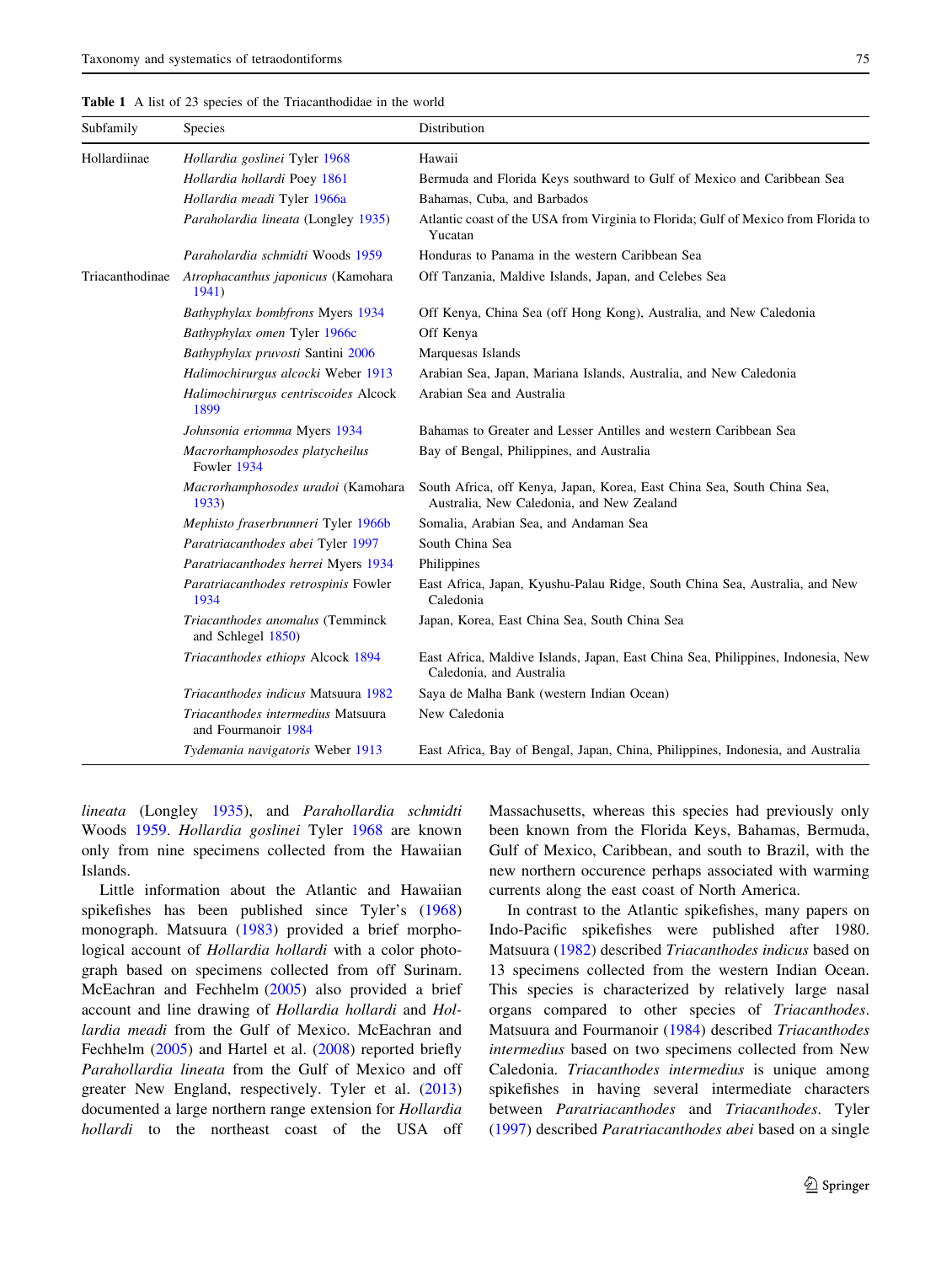**Table 1** A list of 23 species of the Triacanthodidae in the world

| Subfamily | Species | Distribution |
|---|---|---|
| Hollardiinae | *Hollardia goslinei* Tyler 1968 | Hawaii |
| | *Hollardia hollardi* Poey 1861 | Bermuda and Florida Keys southward to Gulf of Mexico and Caribbean Sea |
| | *Hollardia meadi* Tyler 1966a | Bahamas, Cuba, and Barbados |
| | *Paraholardia lineata* (Longley 1935) | Atlantic coast of the USA from Virginia to Florida; Gulf of Mexico from Florida to Yucatan |
| | *Paraholardia schmidti* Woods 1959 | Honduras to Panama in the western Caribbean Sea |
| Triacanthodinae | *Atrophacanthus japonicus* (Kamohara 1941) | Off Tanzania, Maldive Islands, Japan, and Celebes Sea |
| | *Bathyphylax bombfrons* Myers 1934 | Off Kenya, China Sea (off Hong Kong), Australia, and New Caledonia |
| | *Bathyphylax omen* Tyler 1966c | Off Kenya |
| | *Bathyphylax pruvosti* Santini 2006 | Marquesas Islands |
| | *Halimochirurgus alcocki* Weber 1913 | Arabian Sea, Japan, Mariana Islands, Australia, and New Caledonia |
| | *Halimochirurgus centriscoides* Alcock 1899 | Arabian Sea and Australia |
| | *Johnsonia eriomma* Myers 1934 | Bahamas to Greater and Lesser Antilles and western Caribbean Sea |
| | *Macrorhamphosodes platycheilus* Fowler 1934 | Bay of Bengal, Philippines, and Australia |
| | *Macrorhamphosodes uradoi* (Kamohara 1933) | South Africa, off Kenya, Japan, Korea, East China Sea, South China Sea, Australia, New Caledonia, and New Zealand |
| | *Mephisto fraserbrunneri* Tyler 1966b | Somalia, Arabian Sea, and Andaman Sea |
| | *Paratriacanthodes abei* Tyler 1997 | South China Sea |
| | *Paratriacanthodes herrei* Myers 1934 | Philippines |
| | *Paratriacanthodes retrospinis* Fowler 1934 | East Africa, Japan, Kyushu-Palau Ridge, South China Sea, Australia, and New Caledonia |
| | *Triacanthodes anomalus* (Temminck and Schlegel 1850) | Japan, Korea, East China Sea, South China Sea |
| | *Triacanthodes ethiops* Alcock 1894 | East Africa, Maldive Islands, Japan, East China Sea, Philippines, Indonesia, New Caledonia, and Australia |
| | *Triacanthodes indicus* Matsuura 1982 | Saya de Malha Bank (western Indian Ocean) |
| | *Triacanthodes intermedius* Matsuura and Fourmanoir 1984 | New Caledonia |
| | *Tydemania navigatoris* Weber 1913 | East Africa, Bay of Bengal, Japan, China, Philippines, Indonesia, and Australia |

*lineata* (Longley 1935), and *Parahollardia schmidti* Woods 1959. *Hollardia goslinei* Tyler 1968 are known only from nine specimens collected from the Hawaiian Islands.

Little information about the Atlantic and Hawaiian spikefishes has been published since Tyler's (1968) monograph. Matsuura (1983) provided a brief morphological account of *Hollardia hollardi* with a color photograph based on specimens collected from off Surinam. McEachran and Fechhelm (2005) also provided a brief account and line drawing of *Hollardia hollardi* and *Hollardia meadi* from the Gulf of Mexico. McEachran and Fechhelm (2005) and Hartel et al. (2008) reported briefly *Parahollardia lineata* from the Gulf of Mexico and off greater New England, respectively. Tyler et al. (2013) documented a large northern range extension for *Hollardia hollardi* to the northeast coast of the USA off Massachusetts, whereas this species had previously only been known from the Florida Keys, Bahamas, Bermuda, Gulf of Mexico, Caribbean, and south to Brazil, with the new northern occurence perhaps associated with warming currents along the east coast of North America.

In contrast to the Atlantic spikefishes, many papers on Indo-Pacific spikefishes were published after 1980. Matsuura (1982) described *Triacanthodes indicus* based on 13 specimens collected from the western Indian Ocean. This species is characterized by relatively large nasal organs compared to other species of *Triacanthodes*. Matsuura and Fourmanoir (1984) described *Triacanthodes intermedius* based on two specimens collected from New Caledonia. *Triacanthodes intermedius* is unique among spikefishes in having several intermediate characters between *Paratriacanthodes* and *Triacanthodes*. Tyler (1997) described *Paratriacanthodes abei* based on a single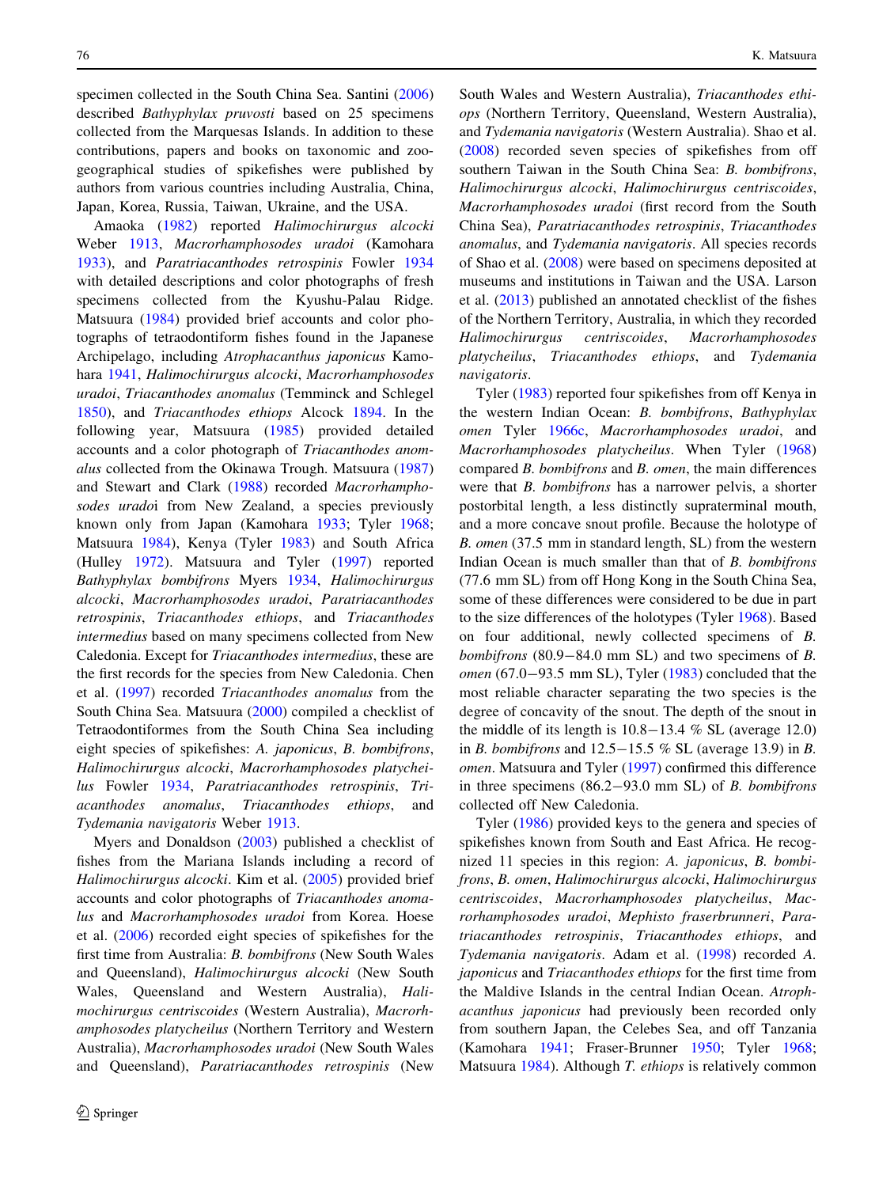specimen collected in the South China Sea. Santini (2006) described *Bathyphylax pruvosti* based on 25 specimens collected from the Marquesas Islands. In addition to these contributions, papers and books on taxonomic and zoogeographical studies of spikefishes were published by authors from various countries including Australia, China, Japan, Korea, Russia, Taiwan, Ukraine, and the USA.

Amaoka (1982) reported *Halimochirurgus alcocki* Weber 1913, *Macrorhamphosodes uradoi* (Kamohara 1933), and *Paratriacanthodes retrospinis* Fowler 1934 with detailed descriptions and color photographs of fresh specimens collected from the Kyushu-Palau Ridge. Matsuura (1984) provided brief accounts and color photographs of tetraodontiform fishes found in the Japanese Archipelago, including *Atrophacanthus japonicus* Kamohara 1941, *Halimochirurgus alcocki*, *Macrorhamphosodes uradoi*, *Triacanthodes anomalus* (Temminck and Schlegel 1850), and *Triacanthodes ethiops* Alcock 1894. In the following year, Matsuura (1985) provided detailed accounts and a color photograph of *Triacanthodes anomalus* collected from the Okinawa Trough. Matsuura (1987) and Stewart and Clark (1988) recorded *Macrorhamphosodes uradoi* from New Zealand, a species previously known only from Japan (Kamohara 1933; Tyler 1968; Matsuura 1984), Kenya (Tyler 1983) and South Africa (Hulley 1972). Matsuura and Tyler (1997) reported *Bathyphylax bombifrons* Myers 1934, *Halimochirurgus alcocki*, *Macrorhamphosodes uradoi*, *Paratriacanthodes retrospinis*, *Triacanthodes ethiops*, and *Triacanthodes intermedius* based on many specimens collected from New Caledonia. Except for *Triacanthodes intermedius*, these are the first records for the species from New Caledonia. Chen et al. (1997) recorded *Triacanthodes anomalus* from the South China Sea. Matsuura (2000) compiled a checklist of Tetraodontiformes from the South China Sea including eight species of spikefishes: *A. japonicus*, *B. bombifrons*, *Halimochirurgus alcocki*, *Macrorhamphosodes platycheilus* Fowler 1934, *Paratriacanthodes retrospinis*, *Triacanthodes anomalus*, *Triacanthodes ethiops*, and *Tydemania navigatoris* Weber 1913.

Myers and Donaldson (2003) published a checklist of fishes from the Mariana Islands including a record of *Halimochirurgus alcocki*. Kim et al. (2005) provided brief accounts and color photographs of *Triacanthodes anomalus* and *Macrorhamphosodes uradoi* from Korea. Hoese et al. (2006) recorded eight species of spikefishes for the first time from Australia: *B. bombifrons* (New South Wales and Queensland), *Halimochirurgus alcocki* (New South Wales, Queensland and Western Australia), *Halimochirurgus centriscoides* (Western Australia), *Macrorhamphosodes platycheilus* (Northern Territory and Western Australia), *Macrorhamphosodes uradoi* (New South Wales and Queensland), *Paratriacanthodes retrospinis* (New South Wales and Western Australia), *Triacanthodes ethiops* (Northern Territory, Queensland, Western Australia), and *Tydemania navigatoris* (Western Australia). Shao et al. (2008) recorded seven species of spikefishes from off southern Taiwan in the South China Sea: *B. bombifrons*, *Halimochirurgus alcocki*, *Halimochirurgus centriscoides*, *Macrorhamphosodes uradoi* (first record from the South China Sea), *Paratriacanthodes retrospinis*, *Triacanthodes anomalus*, and *Tydemania navigatoris*. All species records of Shao et al. (2008) were based on specimens deposited at museums and institutions in Taiwan and the USA. Larson et al. (2013) published an annotated checklist of the fishes of the Northern Territory, Australia, in which they recorded *Halimochirurgus centriscoides*, *Macrorhamphosodes platycheilus*, *Triacanthodes ethiops*, and *Tydemania navigatoris*.

Tyler (1983) reported four spikefishes from off Kenya in the western Indian Ocean: *B. bombifrons*, *Bathyphylax omen* Tyler 1966c, *Macrorhamphosodes uradoi*, and *Macrorhamphosodes platycheilus*. When Tyler (1968) compared *B. bombifrons* and *B. omen*, the main differences were that *B. bombifrons* has a narrower pelvis, a shorter postorbital length, a less distinctly supraterminal mouth, and a more concave snout profile. Because the holotype of *B. omen* (37.5 mm in standard length, SL) from the western Indian Ocean is much smaller than that of *B. bombifrons* (77.6 mm SL) from off Hong Kong in the South China Sea, some of these differences were considered to be due in part to the size differences of the holotypes (Tyler 1968). Based on four additional, newly collected specimens of *B. bombifrons* (80.9−84.0 mm SL) and two specimens of *B. omen* (67.0−93.5 mm SL), Tyler (1983) concluded that the most reliable character separating the two species is the degree of concavity of the snout. The depth of the snout in the middle of its length is 10.8−13.4 % SL (average 12.0) in *B. bombifrons* and 12.5−15.5 % SL (average 13.9) in *B. omen*. Matsuura and Tyler (1997) confirmed this difference in three specimens (86.2−93.0 mm SL) of *B. bombifrons* collected off New Caledonia.

Tyler (1986) provided keys to the genera and species of spikefishes known from South and East Africa. He recognized 11 species in this region: *A. japonicus*, *B. bombifrons*, *B. omen*, *Halimochirurgus alcocki*, *Halimochirurgus centriscoides*, *Macrorhamphosodes platycheilus*, *Macrorhamphosodes uradoi*, *Mephisto fraserbrunneri*, *Paratriacanthodes retrospinis*, *Triacanthodes ethiops*, and *Tydemania navigatoris*. Adam et al. (1998) recorded *A. japonicus* and *Triacanthodes ethiops* for the first time from the Maldive Islands in the central Indian Ocean. *Atrophacanthus japonicus* had previously been recorded only from southern Japan, the Celebes Sea, and off Tanzania (Kamohara 1941; Fraser-Brunner 1950; Tyler 1968; Matsuura 1984). Although *T. ethiops* is relatively common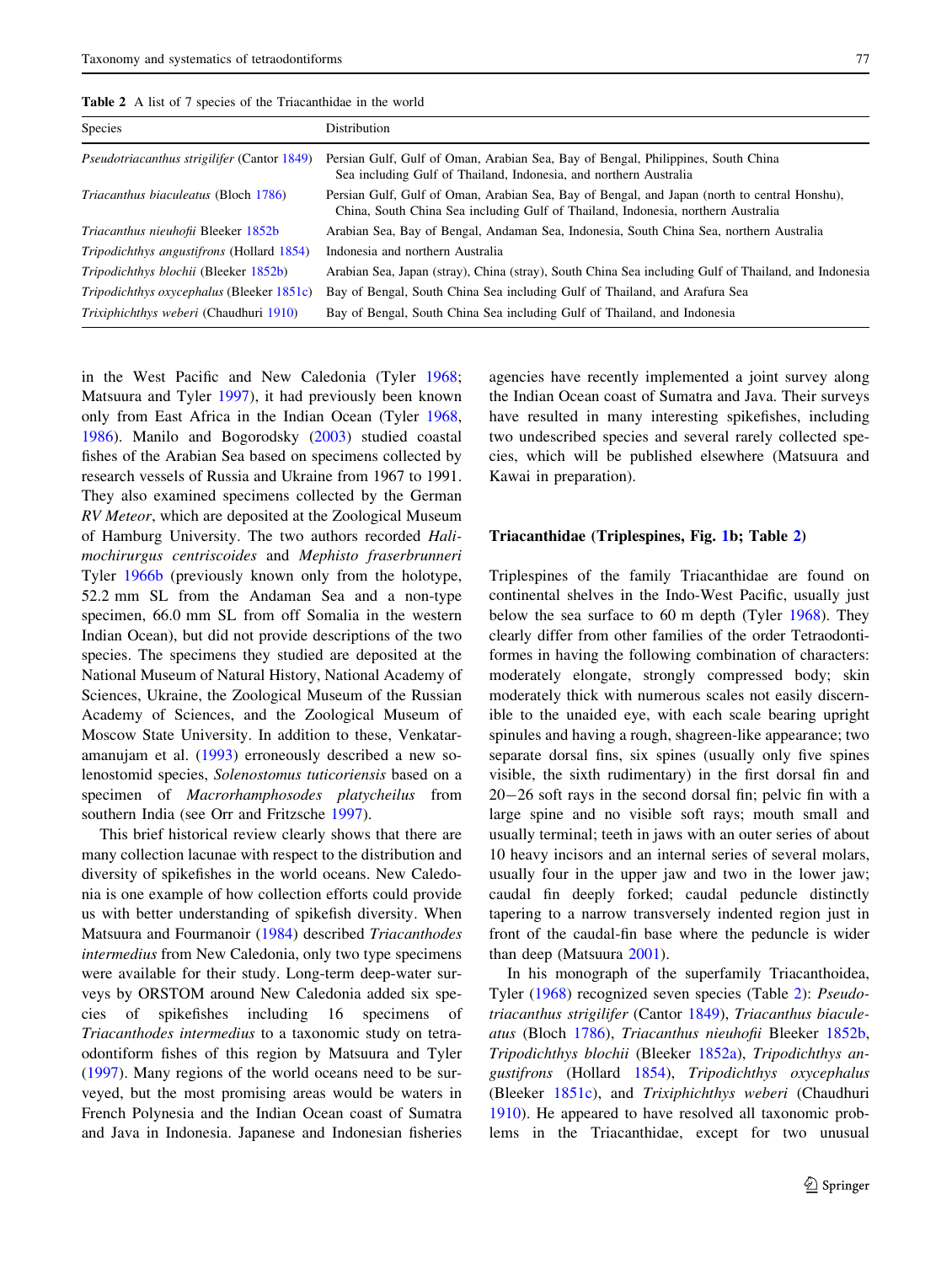**Table 2** A list of 7 species of the Triacanthidae in the world

| Species | Distribution |
|---|---|
| *Pseudotriacanthus strigilifer* (Cantor 1849) | Persian Gulf, Gulf of Oman, Arabian Sea, Bay of Bengal, Philippines, South China Sea including Gulf of Thailand, Indonesia, and northern Australia |
| *Triacanthus biaculeatus* (Bloch 1786) | Persian Gulf, Gulf of Oman, Arabian Sea, Bay of Bengal, and Japan (north to central Honshu), China, South China Sea including Gulf of Thailand, Indonesia, northern Australia |
| *Triacanthus nieuhofii* Bleeker 1852b | Arabian Sea, Bay of Bengal, Andaman Sea, Indonesia, South China Sea, northern Australia |
| *Tripodichthys angustifrons* (Hollard 1854) | Indonesia and northern Australia |
| *Tripodichthys blochii* (Bleeker 1852b) | Arabian Sea, Japan (stray), China (stray), South China Sea including Gulf of Thailand, and Indonesia |
| *Tripodichthys oxycephalus* (Bleeker 1851c) | Bay of Bengal, South China Sea including Gulf of Thailand, and Arafura Sea |
| *Trixiphichthys weberi* (Chaudhuri 1910) | Bay of Bengal, South China Sea including Gulf of Thailand, and Indonesia |

in the West Pacific and New Caledonia (Tyler 1968; Matsuura and Tyler 1997), it had previously been known only from East Africa in the Indian Ocean (Tyler 1968, 1986). Manilo and Bogorodsky (2003) studied coastal fishes of the Arabian Sea based on specimens collected by research vessels of Russia and Ukraine from 1967 to 1991. They also examined specimens collected by the German *RV Meteor*, which are deposited at the Zoological Museum of Hamburg University. The two authors recorded *Halimochirurgus centriscoides* and *Mephisto fraserbrunneri* Tyler 1966b (previously known only from the holotype, 52.2 mm SL from the Andaman Sea and a non-type specimen, 66.0 mm SL from off Somalia in the western Indian Ocean), but did not provide descriptions of the two species. The specimens they studied are deposited at the National Museum of Natural History, National Academy of Sciences, Ukraine, the Zoological Museum of the Russian Academy of Sciences, and the Zoological Museum of Moscow State University. In addition to these, Venkataramanujam et al. (1993) erroneously described a new solenostomid species, *Solenostomus tuticoriensis* based on a specimen of *Macrorhamphosodes platycheilus* from southern India (see Orr and Fritzsche 1997).

This brief historical review clearly shows that there are many collection lacunae with respect to the distribution and diversity of spikefishes in the world oceans. New Caledonia is one example of how collection efforts could provide us with better understanding of spikefish diversity. When Matsuura and Fourmanoir (1984) described *Triacanthodes intermedius* from New Caledonia, only two type specimens were available for their study. Long-term deep-water surveys by ORSTOM around New Caledonia added six species of spikefishes including 16 specimens of *Triacanthodes intermedius* to a taxonomic study on tetraodontiform fishes of this region by Matsuura and Tyler (1997). Many regions of the world oceans need to be surveyed, but the most promising areas would be waters in French Polynesia and the Indian Ocean coast of Sumatra and Java in Indonesia. Japanese and Indonesian fisheries agencies have recently implemented a joint survey along the Indian Ocean coast of Sumatra and Java. Their surveys have resulted in many interesting spikefishes, including two undescribed species and several rarely collected species, which will be published elsewhere (Matsuura and Kawai in preparation).

### Triacanthidae (Triplespines, Fig. 1b; Table 2)

Triplespines of the family Triacanthidae are found on continental shelves in the Indo-West Pacific, usually just below the sea surface to 60 m depth (Tyler 1968). They clearly differ from other families of the order Tetraodontiformes in having the following combination of characters: moderately elongate, strongly compressed body; skin moderately thick with numerous scales not easily discernible to the unaided eye, with each scale bearing upright spinules and having a rough, shagreen-like appearance; two separate dorsal fins, six spines (usually only five spines visible, the sixth rudimentary) in the first dorsal fin and 20−26 soft rays in the second dorsal fin; pelvic fin with a large spine and no visible soft rays; mouth small and usually terminal; teeth in jaws with an outer series of about 10 heavy incisors and an internal series of several molars, usually four in the upper jaw and two in the lower jaw; caudal fin deeply forked; caudal peduncle distinctly tapering to a narrow transversely indented region just in front of the caudal-fin base where the peduncle is wider than deep (Matsuura 2001).

In his monograph of the superfamily Triacanthoidea, Tyler (1968) recognized seven species (Table 2): *Pseudotriacanthus strigilifer* (Cantor 1849), *Triacanthus biaculeatus* (Bloch 1786), *Triacanthus nieuhofii* Bleeker 1852b, *Tripodichthys blochii* (Bleeker 1852a), *Tripodichthys angustifrons* (Hollard 1854), *Tripodichthys oxycephalus* (Bleeker 1851c), and *Trixiphichthys weberi* (Chaudhuri 1910). He appeared to have resolved all taxonomic problems in the Triacanthidae, except for two unusual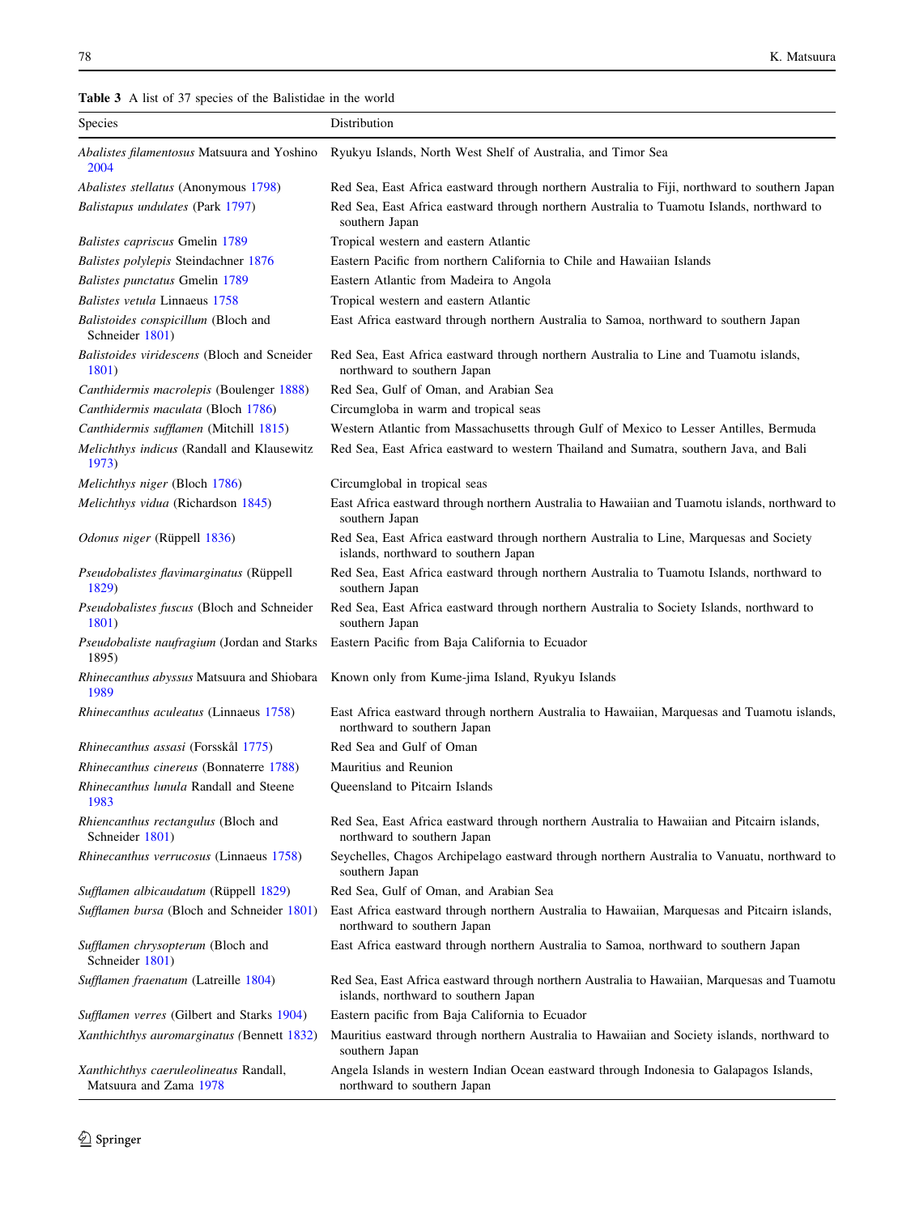**Table 3** A list of 37 species of the Balistidae in the world

| Species | Distribution |
|---|---|
| *Abalistes filamentosus* Matsuura and Yoshino 2004 | Ryukyu Islands, North West Shelf of Australia, and Timor Sea |
| *Abalistes stellatus* (Anonymous 1798) | Red Sea, East Africa eastward through northern Australia to Fiji, northward to southern Japan |
| *Balistapus undulates* (Park 1797) | Red Sea, East Africa eastward through northern Australia to Tuamotu Islands, northward to southern Japan |
| *Balistes capriscus* Gmelin 1789 | Tropical western and eastern Atlantic |
| *Balistes polylepis* Steindachner 1876 | Eastern Pacific from northern California to Chile and Hawaiian Islands |
| *Balistes punctatus* Gmelin 1789 | Eastern Atlantic from Madeira to Angola |
| *Balistes vetula* Linnaeus 1758 | Tropical western and eastern Atlantic |
| *Balistoides conspicillum* (Bloch and Schneider 1801) | East Africa eastward through northern Australia to Samoa, northward to southern Japan |
| *Balistoides viridescens* (Bloch and Sceneider 1801) | Red Sea, East Africa eastward through northern Australia to Line and Tuamotu islands, northward to southern Japan |
| *Canthidermis macrolepis* (Boulenger 1888) | Red Sea, Gulf of Oman, and Arabian Sea |
| *Canthidermis maculata* (Bloch 1786) | Circumgloba in warm and tropical seas |
| *Canthidermis sufflamen* (Mitchill 1815) | Western Atlantic from Massachusetts through Gulf of Mexico to Lesser Antilles, Bermuda |
| *Melichthys indicus* (Randall and Klausewitz 1973) | Red Sea, East Africa eastward to western Thailand and Sumatra, southern Java, and Bali |
| *Melichthys niger* (Bloch 1786) | Circumglobal in tropical seas |
| *Melichthys vidua* (Richardson 1845) | East Africa eastward through northern Australia to Hawaiian and Tuamotu islands, northward to southern Japan |
| *Odonus niger* (Rüppell 1836) | Red Sea, East Africa eastward through northern Australia to Line, Marquesas and Society islands, northward to southern Japan |
| *Pseudobalistes flavimarginatus* (Rüppell 1829) | Red Sea, East Africa eastward through northern Australia to Tuamotu Islands, northward to southern Japan |
| *Pseudobalistes fuscus* (Bloch and Schneider 1801) | Red Sea, East Africa eastward through northern Australia to Society Islands, northward to southern Japan |
| *Pseudobaliste naufragium* (Jordan and Starks 1895) | Eastern Pacific from Baja California to Ecuador |
| *Rhinecanthus abyssus* Matsuura and Shiobara 1989 | Known only from Kume-jima Island, Ryukyu Islands |
| *Rhinecanthus aculeatus* (Linnaeus 1758) | East Africa eastward through northern Australia to Hawaiian, Marquesas and Tuamotu islands, northward to southern Japan |
| *Rhinecanthus assasi* (Forsskål 1775) | Red Sea and Gulf of Oman |
| *Rhinecanthus cinereus* (Bonnaterre 1788) | Mauritius and Reunion |
| *Rhinecanthus lunula* Randall and Steene 1983 | Queensland to Pitcairn Islands |
| *Rhiencanthus rectangulus* (Bloch and Schneider 1801) | Red Sea, East Africa eastward through northern Australia to Hawaiian and Pitcairn islands, northward to southern Japan |
| *Rhinecanthus verrucosus* (Linnaeus 1758) | Seychelles, Chagos Archipelago eastward through northern Australia to Vanuatu, northward to southern Japan |
| *Sufflamen albicaudatum* (Rüppell 1829) | Red Sea, Gulf of Oman, and Arabian Sea |
| *Sufflamen bursa* (Bloch and Schneider 1801) | East Africa eastward through northern Australia to Hawaiian, Marquesas and Pitcairn islands, northward to southern Japan |
| *Sufflamen chrysopterum* (Bloch and Schneider 1801) | East Africa eastward through northern Australia to Samoa, northward to southern Japan |
| *Sufflamen fraenatum* (Latreille 1804) | Red Sea, East Africa eastward through northern Australia to Hawaiian, Marquesas and Tuamotu islands, northward to southern Japan |
| *Sufflamen verres* (Gilbert and Starks 1904) | Eastern pacific from Baja California to Ecuador |
| *Xanthichthys auromarginatus* (Bennett 1832) | Mauritius eastward through northern Australia to Hawaiian and Society islands, northward to southern Japan |
| *Xanthichthys caeruleolineatus* Randall, Matsuura and Zama 1978 | Angela Islands in western Indian Ocean eastward through Indonesia to Galapagos Islands, northward to southern Japan |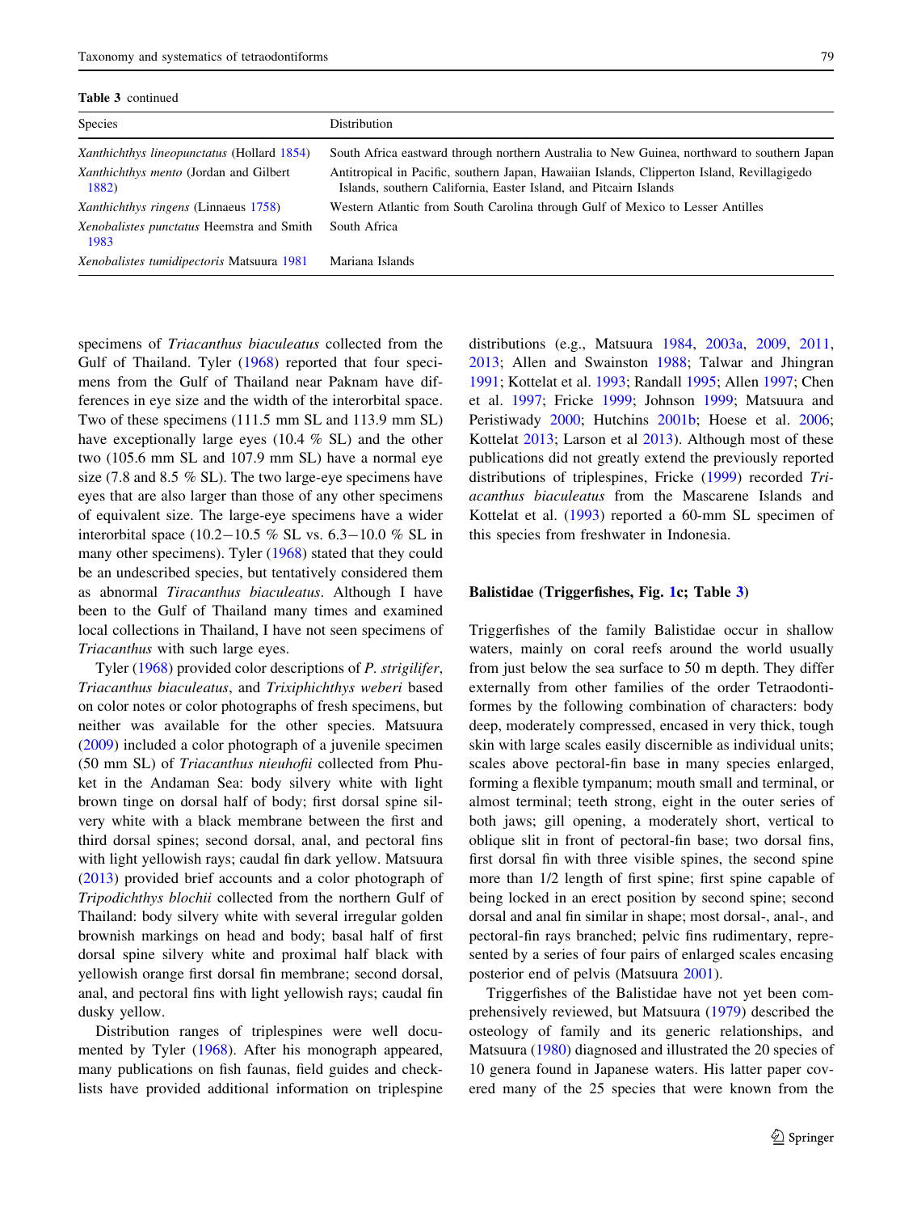**Table 3** continued

| Species | Distribution |
|---|---|
| *Xanthichthys lineopunctatus* (Hollard 1854) | South Africa eastward through northern Australia to New Guinea, northward to southern Japan |
| *Xanthichthys mento* (Jordan and Gilbert 1882) | Antitropical in Pacific, southern Japan, Hawaiian Islands, Clipperton Island, Revillagigedo Islands, southern California, Easter Island, and Pitcairn Islands |
| *Xanthichthys ringens* (Linnaeus 1758) | Western Atlantic from South Carolina through Gulf of Mexico to Lesser Antilles |
| *Xenobalistes punctatus* Heemstra and Smith 1983 | South Africa |
| *Xenobalistes tumidipectoris* Matsuura 1981 | Mariana Islands |

specimens of *Triacanthus biaculeatus* collected from the Gulf of Thailand. Tyler (1968) reported that four specimens from the Gulf of Thailand near Paknam have differences in eye size and the width of the interorbital space. Two of these specimens (111.5 mm SL and 113.9 mm SL) have exceptionally large eyes (10.4 % SL) and the other two (105.6 mm SL and 107.9 mm SL) have a normal eye size (7.8 and 8.5 % SL). The two large-eye specimens have eyes that are also larger than those of any other specimens of equivalent size. The large-eye specimens have a wider interorbital space (10.2−10.5 % SL vs. 6.3−10.0 % SL in many other specimens). Tyler (1968) stated that they could be an undescribed species, but tentatively considered them as abnormal *Tiracanthus biaculeatus*. Although I have been to the Gulf of Thailand many times and examined local collections in Thailand, I have not seen specimens of *Triacanthus* with such large eyes.

Tyler (1968) provided color descriptions of *P. strigilifer*, *Triacanthus biaculeatus*, and *Trixiphichthys weberi* based on color notes or color photographs of fresh specimens, but neither was available for the other species. Matsuura (2009) included a color photograph of a juvenile specimen (50 mm SL) of *Triacanthus nieuhofii* collected from Phuket in the Andaman Sea: body silvery white with light brown tinge on dorsal half of body; first dorsal spine silvery white with a black membrane between the first and third dorsal spines; second dorsal, anal, and pectoral fins with light yellowish rays; caudal fin dark yellow. Matsuura (2013) provided brief accounts and a color photograph of *Tripodichthys blochii* collected from the northern Gulf of Thailand: body silvery white with several irregular golden brownish markings on head and body; basal half of first dorsal spine silvery white and proximal half black with yellowish orange first dorsal fin membrane; second dorsal, anal, and pectoral fins with light yellowish rays; caudal fin dusky yellow.

Distribution ranges of triplespines were well documented by Tyler (1968). After his monograph appeared, many publications on fish faunas, field guides and checklists have provided additional information on triplespine distributions (e.g., Matsuura 1984, 2003a, 2009, 2011, 2013; Allen and Swainston 1988; Talwar and Jhingran 1991; Kottelat et al. 1993; Randall 1995; Allen 1997; Chen et al. 1997; Fricke 1999; Johnson 1999; Matsuura and Peristiwady 2000; Hutchins 2001b; Hoese et al. 2006; Kottelat 2013; Larson et al 2013). Although most of these publications did not greatly extend the previously reported distributions of triplespines, Fricke (1999) recorded *Triacanthus biaculeatus* from the Mascarene Islands and Kottelat et al. (1993) reported a 60-mm SL specimen of this species from freshwater in Indonesia.

## Balistidae (Triggerfishes, Fig. 1c; Table 3)

Triggerfishes of the family Balistidae occur in shallow waters, mainly on coral reefs around the world usually from just below the sea surface to 50 m depth. They differ externally from other families of the order Tetraodontiformes by the following combination of characters: body deep, moderately compressed, encased in very thick, tough skin with large scales easily discernible as individual units; scales above pectoral-fin base in many species enlarged, forming a flexible tympanum; mouth small and terminal, or almost terminal; teeth strong, eight in the outer series of both jaws; gill opening, a moderately short, vertical to oblique slit in front of pectoral-fin base; two dorsal fins, first dorsal fin with three visible spines, the second spine more than 1/2 length of first spine; first spine capable of being locked in an erect position by second spine; second dorsal and anal fin similar in shape; most dorsal-, anal-, and pectoral-fin rays branched; pelvic fins rudimentary, represented by a series of four pairs of enlarged scales encasing posterior end of pelvis (Matsuura 2001).

Triggerfishes of the Balistidae have not yet been comprehensively reviewed, but Matsuura (1979) described the osteology of family and its generic relationships, and Matsuura (1980) diagnosed and illustrated the 20 species of 10 genera found in Japanese waters. His latter paper covered many of the 25 species that were known from the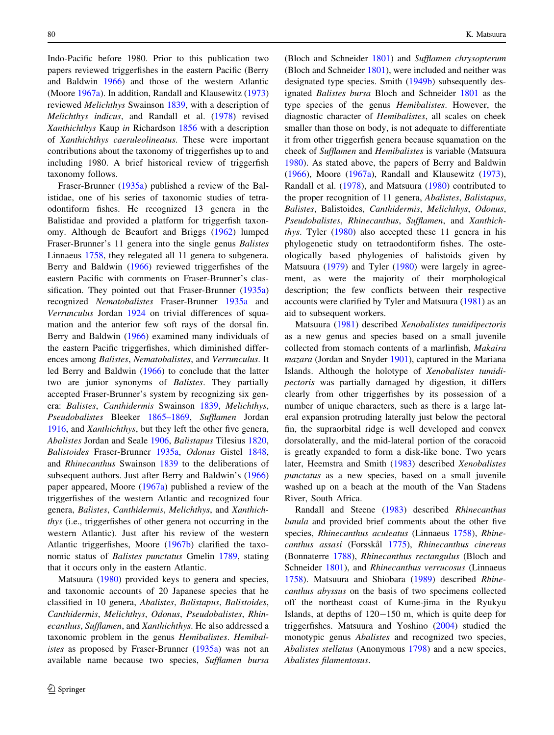Indo-Pacific before 1980. Prior to this publication two papers reviewed triggerfishes in the eastern Pacific (Berry and Baldwin 1966) and those of the western Atlantic (Moore 1967a). In addition, Randall and Klausewitz (1973) reviewed *Melichthys* Swainson 1839, with a description of *Melichthys indicus*, and Randall et al. (1978) revised *Xanthichthys* Kaup *in* Richardson 1856 with a description of *Xanthichthys caeruleolineatus*. These were important contributions about the taxonomy of triggerfishes up to and including 1980. A brief historical review of triggerfish taxonomy follows.

Fraser-Brunner (1935a) published a review of the Balistidae, one of his series of taxonomic studies of tetraodontiform fishes. He recognized 13 genera in the Balistidae and provided a platform for triggerfish taxonomy. Although de Beaufort and Briggs (1962) lumped Fraser-Brunner's 11 genera into the single genus *Balistes* Linnaeus 1758, they relegated all 11 genera to subgenera. Berry and Baldwin (1966) reviewed triggerfishes of the eastern Pacific with comments on Fraser-Brunner's classification. They pointed out that Fraser-Brunner (1935a) recognized *Nematobalistes* Fraser-Brunner 1935a and *Verrunculus* Jordan 1924 on trivial differences of squamation and the anterior few soft rays of the dorsal fin. Berry and Baldwin (1966) examined many individuals of the eastern Pacific triggerfishes, which diminished differences among *Balistes*, *Nematobalistes*, and *Verrunculus*. It led Berry and Baldwin (1966) to conclude that the latter two are junior synonyms of *Balistes*. They partially accepted Fraser-Brunner's system by recognizing six genera: *Balistes*, *Canthidermis* Swainson 1839, *Melichthys*, *Pseudobalistes* Bleeker 1865–1869, *Sufflamen* Jordan 1916, and *Xanthichthys*, but they left the other five genera, *Abalistes* Jordan and Seale 1906, *Balistapus* Tilesius 1820, *Balistoides* Fraser-Brunner 1935a, *Odonus* Gistel 1848, and *Rhinecanthus* Swainson 1839 to the deliberations of subsequent authors. Just after Berry and Baldwin's (1966) paper appeared, Moore (1967a) published a review of the triggerfishes of the western Atlantic and recognized four genera, *Balistes*, *Canthidermis*, *Melichthys*, and *Xanthichthys* (i.e., triggerfishes of other genera not occurring in the western Atlantic). Just after his review of the western Atlantic triggerfishes, Moore (1967b) clarified the taxonomic status of *Balistes punctatus* Gmelin 1789, stating that it occurs only in the eastern Atlantic.

Matsuura (1980) provided keys to genera and species, and taxonomic accounts of 20 Japanese species that he classified in 10 genera, *Abalistes*, *Balistapus*, *Balistoides*, *Canthidermis*, *Melichthys*, *Odonus*, *Pseudobalistes*, *Rhinecanthus*, *Sufflamen*, and *Xanthichthys*. He also addressed a taxonomic problem in the genus *Hemibalistes*. *Hemibalistes* as proposed by Fraser-Brunner (1935a) was not an available name because two species, *Sufflamen bursa* (Bloch and Schneider 1801) and *Sufflamen chrysopterum* (Bloch and Schneider 1801), were included and neither was designated type species. Smith (1949b) subsequently designated *Balistes bursa* Bloch and Schneider 1801 as the type species of the genus *Hemibalistes*. However, the diagnostic character of *Hemibalistes*, all scales on cheek smaller than those on body, is not adequate to differentiate it from other triggerfish genera because squamation on the cheek of *Sufflamen* and *Hemibalistes* is variable (Matsuura 1980). As stated above, the papers of Berry and Baldwin (1966), Moore (1967a), Randall and Klausewitz (1973), Randall et al. (1978), and Matsuura (1980) contributed to the proper recognition of 11 genera, *Abalistes*, *Balistapus*, *Balistes*, Balistoides, *Canthidermis*, *Melichthys*, *Odonus*, *Pseudobalistes*, *Rhinecanthus*, *Sufflamen*, and *Xanthichthys*. Tyler (1980) also accepted these 11 genera in his phylogenetic study on tetraodontiform fishes. The osteologically based phylogenies of balistoids given by Matsuura (1979) and Tyler (1980) were largely in agreement, as were the majority of their morphological description; the few conflicts between their respective accounts were clarified by Tyler and Matsuura (1981) as an aid to subsequent workers.

Matsuura (1981) described *Xenobalistes tumidipectoris* as a new genus and species based on a small juvenile collected from stomach contents of a marlinfish, *Makaira mazara* (Jordan and Snyder 1901), captured in the Mariana Islands. Although the holotype of *Xenobalistes tumidipectoris* was partially damaged by digestion, it differs clearly from other triggerfishes by its possession of a number of unique characters, such as there is a large lateral expansion protruding laterally just below the pectoral fin, the supraorbital ridge is well developed and convex dorsolaterally, and the mid-lateral portion of the coracoid is greatly expanded to form a disk-like bone. Two years later, Heemstra and Smith (1983) described *Xenobalistes punctatus* as a new species, based on a small juvenile washed up on a beach at the mouth of the Van Stadens River, South Africa.

Randall and Steene (1983) described *Rhinecanthus lunula* and provided brief comments about the other five species, *Rhinecanthus aculeatus* (Linnaeus 1758), *Rhinecanthus assasi* (Forsskål 1775), *Rhinecanthus cinereus* (Bonnaterre 1788), *Rhinecanthus rectangulus* (Bloch and Schneider 1801), and *Rhinecanthus verrucosus* (Linnaeus 1758). Matsuura and Shiobara (1989) described *Rhinecanthus abyssus* on the basis of two specimens collected off the northeast coast of Kume-jima in the Ryukyu Islands, at depths of 120−150 m, which is quite deep for triggerfishes. Matsuura and Yoshino (2004) studied the monotypic genus *Abalistes* and recognized two species, *Abalistes stellatus* (Anonymous 1798) and a new species, *Abalistes filamentosus*.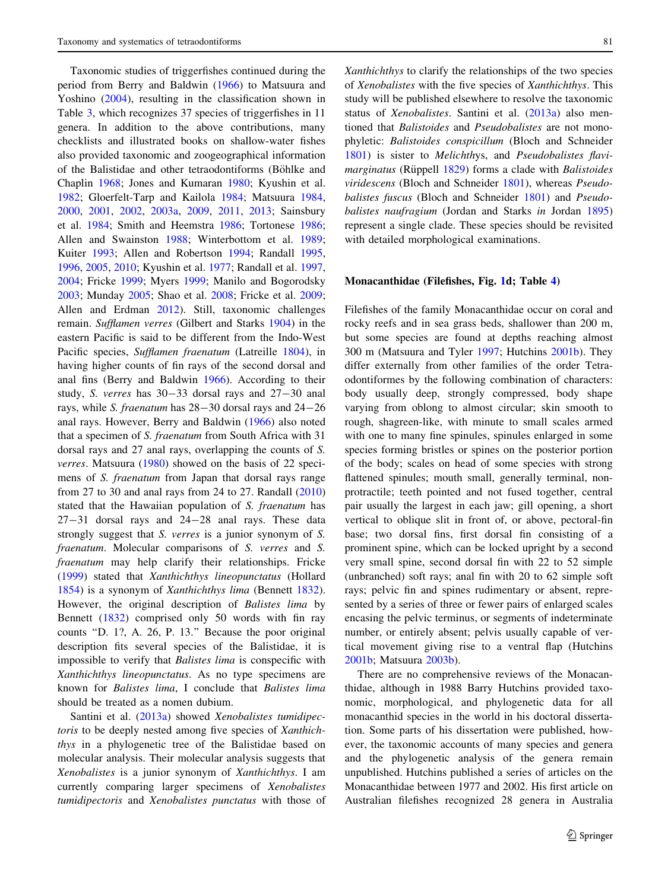Taxonomic studies of triggerfishes continued during the period from Berry and Baldwin (1966) to Matsuura and Yoshino (2004), resulting in the classification shown in Table 3, which recognizes 37 species of triggerfishes in 11 genera. In addition to the above contributions, many checklists and illustrated books on shallow-water fishes also provided taxonomic and zoogeographical information of the Balistidae and other tetraodontiforms (Böhlke and Chaplin 1968; Jones and Kumaran 1980; Kyushin et al. 1982; Gloerfelt-Tarp and Kailola 1984; Matsuura 1984, 2000, 2001, 2002, 2003a, 2009, 2011, 2013; Sainsbury et al. 1984; Smith and Heemstra 1986; Tortonese 1986; Allen and Swainston 1988; Winterbottom et al. 1989; Kuiter 1993; Allen and Robertson 1994; Randall 1995, 1996, 2005, 2010; Kyushin et al. 1977; Randall et al. 1997, 2004; Fricke 1999; Myers 1999; Manilo and Bogorodsky 2003; Munday 2005; Shao et al. 2008; Fricke et al. 2009; Allen and Erdman 2012). Still, taxonomic challenges remain. *Sufflamen verres* (Gilbert and Starks 1904) in the eastern Pacific is said to be different from the Indo-West Pacific species, *Sufflamen fraenatum* (Latreille 1804), in having higher counts of fin rays of the second dorsal and anal fins (Berry and Baldwin 1966). According to their study, *S. verres* has 30−33 dorsal rays and 27−30 anal rays, while *S. fraenatum* has 28−30 dorsal rays and 24−26 anal rays. However, Berry and Baldwin (1966) also noted that a specimen of *S. fraenatum* from South Africa with 31 dorsal rays and 27 anal rays, overlapping the counts of *S. verres*. Matsuura (1980) showed on the basis of 22 specimens of *S. fraenatum* from Japan that dorsal rays range from 27 to 30 and anal rays from 24 to 27. Randall (2010) stated that the Hawaiian population of *S. fraenatum* has 27−31 dorsal rays and 24−28 anal rays. These data strongly suggest that *S. verres* is a junior synonym of *S. fraenatum*. Molecular comparisons of *S. verres* and *S. fraenatum* may help clarify their relationships. Fricke (1999) stated that *Xanthichthys lineopunctatus* (Hollard 1854) is a synonym of *Xanthichthys lima* (Bennett 1832). However, the original description of *Balistes lima* by Bennett (1832) comprised only 50 words with fin ray counts "D. 1?, A. 26, P. 13." Because the poor original description fits several species of the Balistidae, it is impossible to verify that *Balistes lima* is conspecific with *Xanthichthys lineopunctatus*. As no type specimens are known for *Balistes lima*, I conclude that *Balistes lima* should be treated as a nomen dubium.

Santini et al. (2013a) showed *Xenobalistes tumidipectoris* to be deeply nested among five species of *Xanthichthys* in a phylogenetic tree of the Balistidae based on molecular analysis. Their molecular analysis suggests that *Xenobalistes* is a junior synonym of *Xanthichthys*. I am currently comparing larger specimens of *Xenobalistes tumidipectoris* and *Xenobalistes punctatus* with those of *Xanthichthys* to clarify the relationships of the two species of *Xenobalistes* with the five species of *Xanthichthys*. This study will be published elsewhere to resolve the taxonomic status of *Xenobalistes*. Santini et al. (2013a) also mentioned that *Balistoides* and *Pseudobalistes* are not monophyletic: *Balistoides conspicillum* (Bloch and Schneider 1801) is sister to *Melichthys*, and *Pseudobalistes flavimarginatus* (Rüppell 1829) forms a clade with *Balistoides viridescens* (Bloch and Schneider 1801), whereas *Pseudobalistes fuscus* (Bloch and Schneider 1801) and *Pseudobalistes naufragium* (Jordan and Starks *in* Jordan 1895) represent a single clade. These species should be revisited with detailed morphological examinations.

## Monacanthidae (Filefishes, Fig. 1d; Table 4)

Filefishes of the family Monacanthidae occur on coral and rocky reefs and in sea grass beds, shallower than 200 m, but some species are found at depths reaching almost 300 m (Matsuura and Tyler 1997; Hutchins 2001b). They differ externally from other families of the order Tetraodontiformes by the following combination of characters: body usually deep, strongly compressed, body shape varying from oblong to almost circular; skin smooth to rough, shagreen-like, with minute to small scales armed with one to many fine spinules, spinules enlarged in some species forming bristles or spines on the posterior portion of the body; scales on head of some species with strong flattened spinules; mouth small, generally terminal, non-protractile; teeth pointed and not fused together, central pair usually the largest in each jaw; gill opening, a short vertical to oblique slit in front of, or above, pectoral-fin base; two dorsal fins, first dorsal fin consisting of a prominent spine, which can be locked upright by a second very small spine, second dorsal fin with 22 to 52 simple (unbranched) soft rays; anal fin with 20 to 62 simple soft rays; pelvic fin and spines rudimentary or absent, represented by a series of three or fewer pairs of enlarged scales encasing the pelvic terminus, or segments of indeterminate number, or entirely absent; pelvis usually capable of vertical movement giving rise to a ventral flap (Hutchins 2001b; Matsuura 2003b).

There are no comprehensive reviews of the Monacanthidae, although in 1988 Barry Hutchins provided taxonomic, morphological, and phylogenetic data for all monacanthid species in the world in his doctoral dissertation. Some parts of his dissertation were published, however, the taxonomic accounts of many species and genera and the phylogenetic analysis of the genera remain unpublished. Hutchins published a series of articles on the Monacanthidae between 1977 and 2002. His first article on Australian filefishes recognized 28 genera in Australia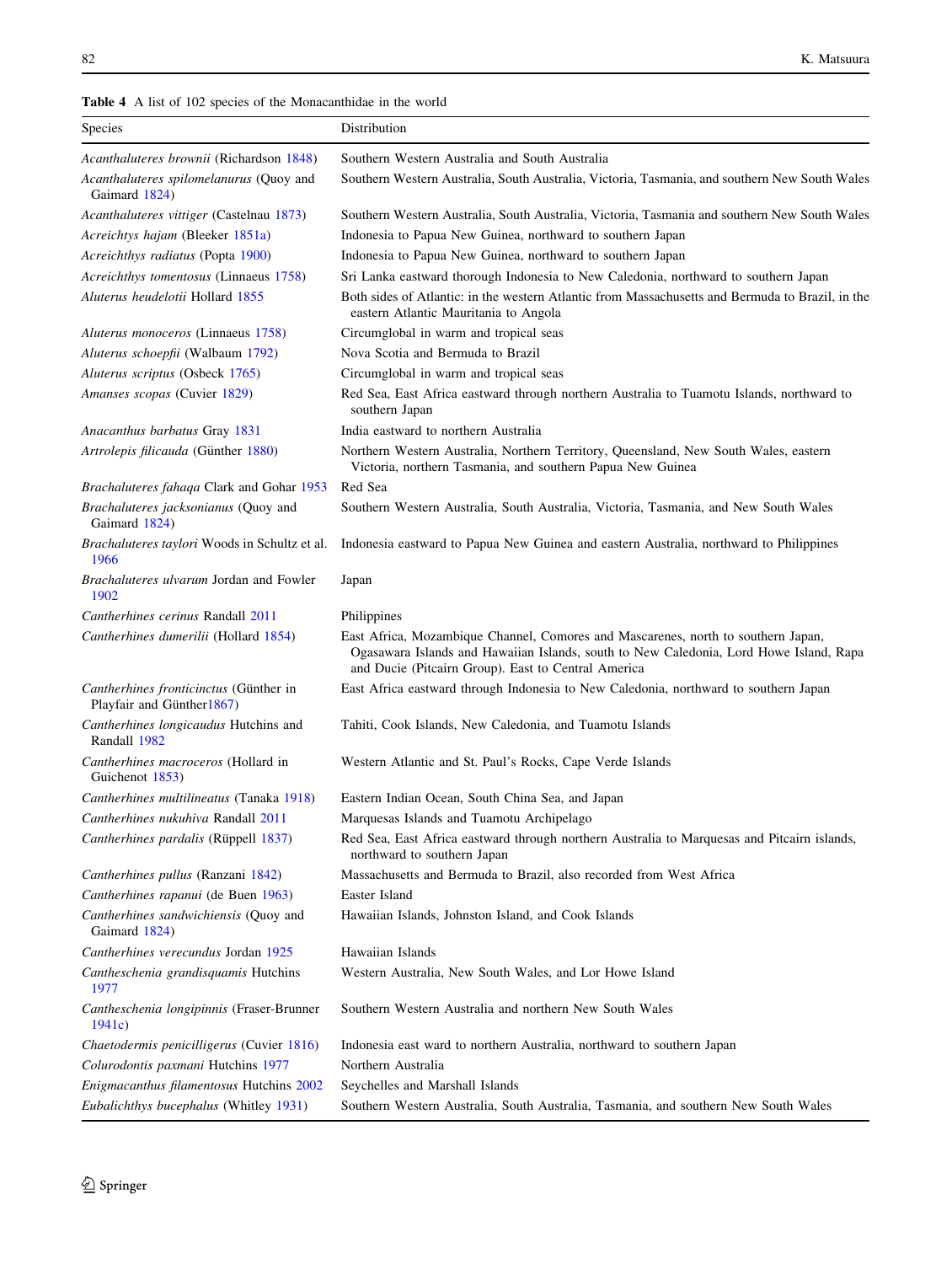**Table 4** A list of 102 species of the Monacanthidae in the world

| Species | Distribution |
|---|---|
| *Acanthaluteres brownii* (Richardson 1848) | Southern Western Australia and South Australia |
| *Acanthaluteres spilomelanurus* (Quoy and Gaimard 1824) | Southern Western Australia, South Australia, Victoria, Tasmania, and southern New South Wales |
| *Acanthaluteres vittiger* (Castelnau 1873) | Southern Western Australia, South Australia, Victoria, Tasmania and southern New South Wales |
| *Acreichtys hajam* (Bleeker 1851a) | Indonesia to Papua New Guinea, northward to southern Japan |
| *Acreichthys radiatus* (Popta 1900) | Indonesia to Papua New Guinea, northward to southern Japan |
| *Acreichthys tomentosus* (Linnaeus 1758) | Sri Lanka eastward thorough Indonesia to New Caledonia, northward to southern Japan |
| *Aluterus heudelotii* Hollard 1855 | Both sides of Atlantic: in the western Atlantic from Massachusetts and Bermuda to Brazil, in the eastern Atlantic Mauritania to Angola |
| *Aluterus monoceros* (Linnaeus 1758) | Circumglobal in warm and tropical seas |
| *Aluterus schoepfii* (Walbaum 1792) | Nova Scotia and Bermuda to Brazil |
| *Aluterus scriptus* (Osbeck 1765) | Circumglobal in warm and tropical seas |
| *Amanses scopas* (Cuvier 1829) | Red Sea, East Africa eastward through northern Australia to Tuamotu Islands, northward to southern Japan |
| *Anacanthus barbatus* Gray 1831 | India eastward to northern Australia |
| *Artrolepis filicauda* (Günther 1880) | Northern Western Australia, Northern Territory, Queensland, New South Wales, eastern Victoria, northern Tasmania, and southern Papua New Guinea |
| *Brachaluteres fahaqa* Clark and Gohar 1953 | Red Sea |
| *Brachaluteres jacksonianus* (Quoy and Gaimard 1824) | Southern Western Australia, South Australia, Victoria, Tasmania, and New South Wales |
| *Brachaluteres taylori* Woods in Schultz et al. 1966 | Indonesia eastward to Papua New Guinea and eastern Australia, northward to Philippines |
| *Brachaluteres ulvarum* Jordan and Fowler 1902 | Japan |
| *Cantherhines cerinus* Randall 2011 | Philippines |
| *Cantherhines dumerilii* (Hollard 1854) | East Africa, Mozambique Channel, Comores and Mascarenes, north to southern Japan, Ogasawara Islands and Hawaiian Islands, south to New Caledonia, Lord Howe Island, Rapa and Ducie (Pitcairn Group). East to Central America |
| *Cantherhines fronticinctus* (Günther in Playfair and Günther 1867) | East Africa eastward through Indonesia to New Caledonia, northward to southern Japan |
| *Cantherhines longicaudus* Hutchins and Randall 1982 | Tahiti, Cook Islands, New Caledonia, and Tuamotu Islands |
| *Cantherhines macroceros* (Hollard in Guichenot 1853) | Western Atlantic and St. Paul's Rocks, Cape Verde Islands |
| *Cantherhines multilineatus* (Tanaka 1918) | Eastern Indian Ocean, South China Sea, and Japan |
| *Cantherhines nukuhiva* Randall 2011 | Marquesas Islands and Tuamotu Archipelago |
| *Cantherhines pardalis* (Rüppell 1837) | Red Sea, East Africa eastward through northern Australia to Marquesas and Pitcairn islands, northward to southern Japan |
| *Cantherhines pullus* (Ranzani 1842) | Massachusetts and Bermuda to Brazil, also recorded from West Africa |
| *Cantherhines rapanui* (de Buen 1963) | Easter Island |
| *Cantherhines sandwichiensis* (Quoy and Gaimard 1824) | Hawaiian Islands, Johnston Island, and Cook Islands |
| *Cantherhines verecundus* Jordan 1925 | Hawaiian Islands |
| *Cantheschenia grandisquamis* Hutchins 1977 | Western Australia, New South Wales, and Lor Howe Island |
| *Cantheschenia longipinnis* (Fraser-Brunner 1941c) | Southern Western Australia and northern New South Wales |
| *Chaetodermis penicilligerus* (Cuvier 1816) | Indonesia east ward to northern Australia, northward to southern Japan |
| *Colurodontis paxmani* Hutchins 1977 | Northern Australia |
| *Enigmacanthus filamentosus* Hutchins 2002 | Seychelles and Marshall Islands |
| *Eubalichthys bucephalus* (Whitley 1931) | Southern Western Australia, South Australia, Tasmania, and southern New South Wales |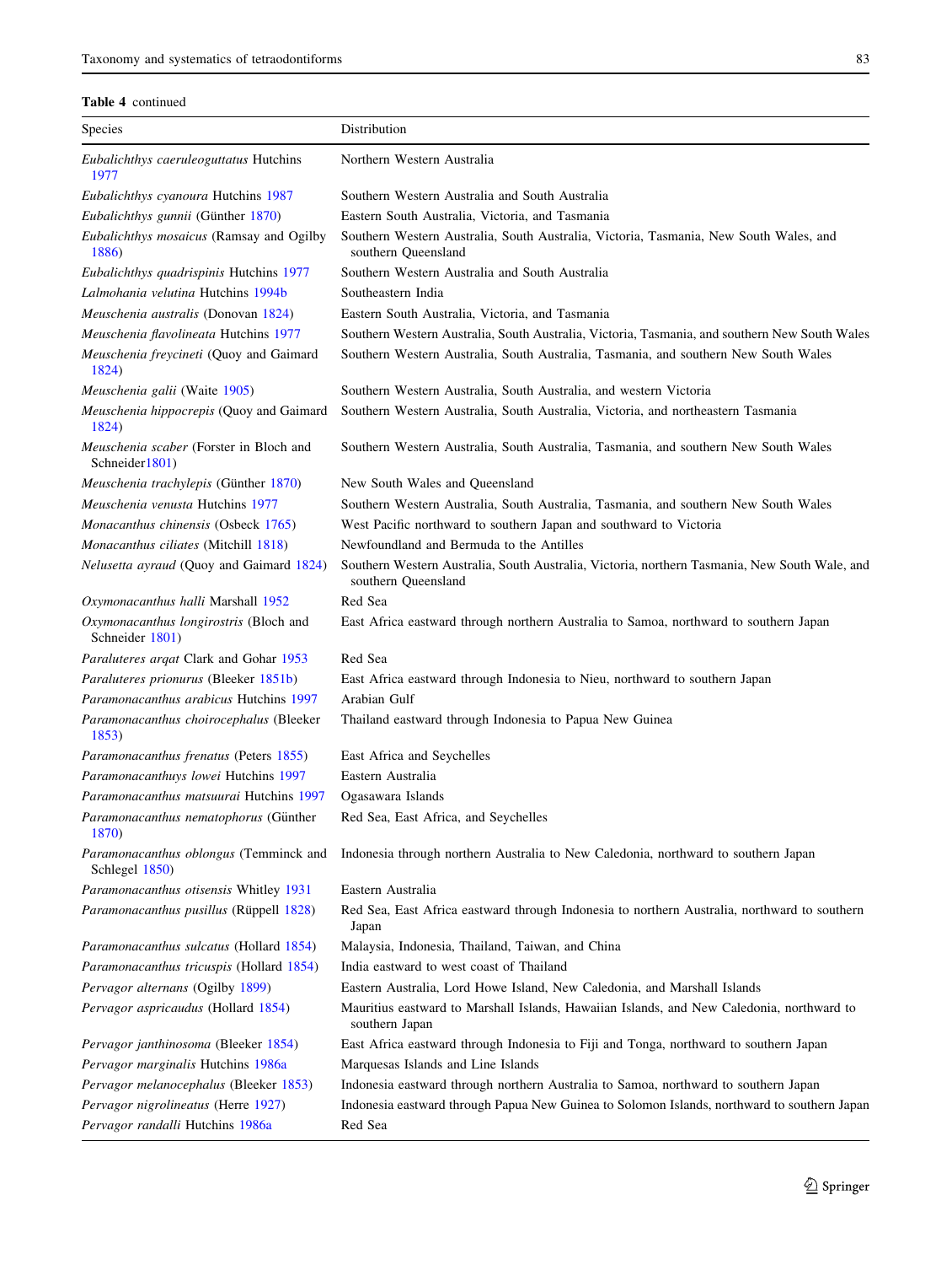**Table 4** continued

| Species | Distribution |
|---|---|
| *Eubalichthys caeruleoguttatus* Hutchins 1977 | Northern Western Australia |
| *Eubalichthys cyanoura* Hutchins 1987 | Southern Western Australia and South Australia |
| *Eubalichthys gunnii* (Günther 1870) | Eastern South Australia, Victoria, and Tasmania |
| *Eubalichthys mosaicus* (Ramsay and Ogilby 1886) | Southern Western Australia, South Australia, Victoria, Tasmania, New South Wales, and southern Queensland |
| *Eubalichthys quadrispinis* Hutchins 1977 | Southern Western Australia and South Australia |
| *Lalmohania velutina* Hutchins 1994b | Southeastern India |
| *Meuschenia australis* (Donovan 1824) | Eastern South Australia, Victoria, and Tasmania |
| *Meuschenia flavolineata* Hutchins 1977 | Southern Western Australia, South Australia, Victoria, Tasmania, and southern New South Wales |
| *Meuschenia freycineti* (Quoy and Gaimard 1824) | Southern Western Australia, South Australia, Tasmania, and southern New South Wales |
| *Meuschenia galii* (Waite 1905) | Southern Western Australia, South Australia, and western Victoria |
| *Meuschenia hippocrepis* (Quoy and Gaimard 1824) | Southern Western Australia, South Australia, Victoria, and northeastern Tasmania |
| *Meuschenia scaber* (Forster in Bloch and Schneider1801) | Southern Western Australia, South Australia, Tasmania, and southern New South Wales |
| *Meuschenia trachylepis* (Günther 1870) | New South Wales and Queensland |
| *Meuschenia venusta* Hutchins 1977 | Southern Western Australia, South Australia, Tasmania, and southern New South Wales |
| *Monacanthus chinensis* (Osbeck 1765) | West Pacific northward to southern Japan and southward to Victoria |
| *Monacanthus ciliates* (Mitchill 1818) | Newfoundland and Bermuda to the Antilles |
| *Nelusetta ayraud* (Quoy and Gaimard 1824) | Southern Western Australia, South Australia, Victoria, northern Tasmania, New South Wale, and southern Queensland |
| *Oxymonacanthus halli* Marshall 1952 | Red Sea |
| *Oxymonacanthus longirostris* (Bloch and Schneider 1801) | East Africa eastward through northern Australia to Samoa, northward to southern Japan |
| *Paraluteres arqat* Clark and Gohar 1953 | Red Sea |
| *Paraluteres prionurus* (Bleeker 1851b) | East Africa eastward through Indonesia to Nieu, northward to southern Japan |
| *Paramonacanthus arabicus* Hutchins 1997 | Arabian Gulf |
| *Paramonacanthus choirocephalus* (Bleeker 1853) | Thailand eastward through Indonesia to Papua New Guinea |
| *Paramonacanthus frenatus* (Peters 1855) | East Africa and Seychelles |
| *Paramonacanthuys lowei* Hutchins 1997 | Eastern Australia |
| *Paramonacanthus matsuurai* Hutchins 1997 | Ogasawara Islands |
| *Paramonacanthus nematophorus* (Günther 1870) | Red Sea, East Africa, and Seychelles |
| *Paramonacanthus oblongus* (Temminck and Schlegel 1850) | Indonesia through northern Australia to New Caledonia, northward to southern Japan |
| *Paramonacanthus otisensis* Whitley 1931 | Eastern Australia |
| *Paramonacanthus pusillus* (Rüppell 1828) | Red Sea, East Africa eastward through Indonesia to northern Australia, northward to southern Japan |
| *Paramonacanthus sulcatus* (Hollard 1854) | Malaysia, Indonesia, Thailand, Taiwan, and China |
| *Paramonacanthus tricuspis* (Hollard 1854) | India eastward to west coast of Thailand |
| *Pervagor alternans* (Ogilby 1899) | Eastern Australia, Lord Howe Island, New Caledonia, and Marshall Islands |
| *Pervagor aspricaudus* (Hollard 1854) | Mauritius eastward to Marshall Islands, Hawaiian Islands, and New Caledonia, northward to southern Japan |
| *Pervagor janthinosoma* (Bleeker 1854) | East Africa eastward through Indonesia to Fiji and Tonga, northward to southern Japan |
| *Pervagor marginalis* Hutchins 1986a | Marquesas Islands and Line Islands |
| *Pervagor melanocephalus* (Bleeker 1853) | Indonesia eastward through northern Australia to Samoa, northward to southern Japan |
| *Pervagor nigrolineatus* (Herre 1927) | Indonesia eastward through Papua New Guinea to Solomon Islands, northward to southern Japan |
| *Pervagor randalli* Hutchins 1986a | Red Sea |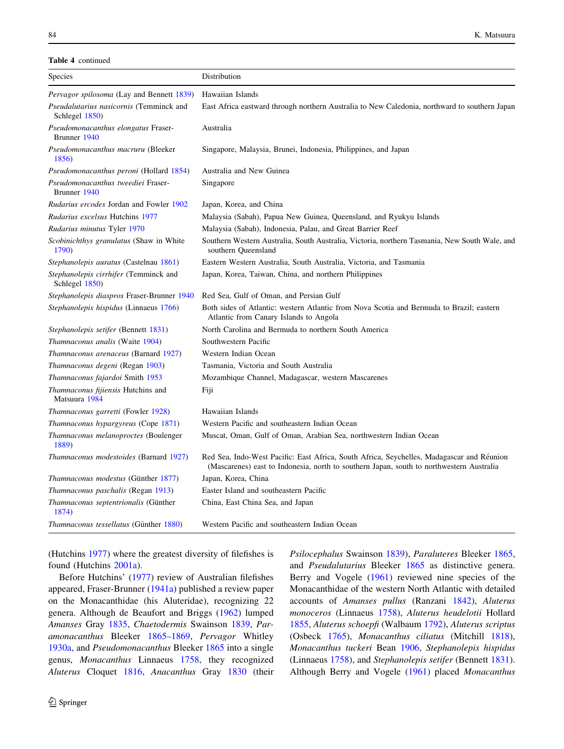**Table 4** continued

| Species | Distribution |
|---|---|
| *Pervagor spilosoma* (Lay and Bennett 1839) | Hawaiian Islands |
| *Pseudalutarius nasicornis* (Temminck and Schlegel 1850) | East Africa eastward through northern Australia to New Caledonia, northward to southern Japan |
| *Pseudomonacanthus elongatus* Fraser-Brunner 1940 | Australia |
| *Pseudomonacanthus macruru* (Bleeker 1856) | Singapore, Malaysia, Brunei, Indonesia, Philippines, and Japan |
| *Pseudomonacanthus peroni* (Hollard 1854) | Australia and New Guinea |
| *Pseudomonacanthus tweediei* Fraser-Brunner 1940 | Singapore |
| *Rudarius ercodes* Jordan and Fowler 1902 | Japan, Korea, and China |
| *Rudarius excelsus* Hutchins 1977 | Malaysia (Sabah), Papua New Guinea, Queensland, and Ryukyu Islands |
| *Rudarius minutus* Tyler 1970 | Malaysia (Sabah), Indonesia, Palau, and Great Barrier Reef |
| *Scobinichthys granulatus* (Shaw in White 1790) | Southern Western Australia, South Australia, Victoria, northern Tasmania, New South Wale, and southern Queensland |
| *Stephanolepis auratus* (Castelnau 1861) | Eastern Western Australia, South Australia, Victoria, and Tasmania |
| *Stephanolepis cirrhifer* (Temminck and Schlegel 1850) | Japan, Korea, Taiwan, China, and northern Philippines |
| *Stephanolepis diaspros* Fraser-Brunner 1940 | Red Sea, Gulf of Oman, and Persian Gulf |
| *Stephanolepis hispidus* (Linnaeus 1766) | Both sides of Atlantic: western Atlantic from Nova Scotia and Bermuda to Brazil; eastern Atlantic from Canary Islands to Angola |
| *Stephanolepis setifer* (Bennett 1831) | North Carolina and Bermuda to northern South America |
| *Thamnaconus analis* (Waite 1904) | Southwestern Pacific |
| *Thamnaconus arenaceus* (Barnard 1927) | Western Indian Ocean |
| *Thamnaconus degeni* (Regan 1903) | Tasmania, Victoria and South Australia |
| *Thamnaconus fajardoi* Smith 1953 | Mozambique Channel, Madagascar, western Mascarenes |
| *Thamnaconus fijiensis* Hutchins and Matsuura 1984 | Fiji |
| *Thamnaconus garretti* (Fowler 1928) | Hawaiian Islands |
| *Thamnaconus hypargyreus* (Cope 1871) | Western Pacific and southeastern Indian Ocean |
| *Thamnaconus melanoproctes* (Boulenger 1889) | Muscat, Oman, Gulf of Oman, Arabian Sea, northwestern Indian Ocean |
| *Thamnaconus modestoides* (Barnard 1927) | Red Sea, Indo-West Pacific: East Africa, South Africa, Seychelles, Madagascar and Réunion (Mascarenes) east to Indonesia, north to southern Japan, south to northwestern Australia |
| *Thamnaconus modestus* (Günther 1877) | Japan, Korea, China |
| *Thamnaconus paschalis* (Regan 1913) | Easter Island and southeastern Pacific |
| *Thamnaconus septentrionalis* (Günther 1874) | China, East China Sea, and Japan |
| *Thamnaconus tessellatus* (Günther 1880) | Western Pacific and southeastern Indian Ocean |

(Hutchins 1977) where the greatest diversity of filefishes is found (Hutchins 2001a).

Before Hutchins' (1977) review of Australian filefishes appeared, Fraser-Brunner (1941a) published a review paper on the Monacanthidae (his Aluteridae), recognizing 22 genera. Although de Beaufort and Briggs (1962) lumped *Amanses* Gray 1835, *Chaetodermis* Swainson 1839, *Paramonacanthus* Bleeker 1865–1869, *Pervagor* Whitley 1930a, and *Pseudomonacanthus* Bleeker 1865 into a single genus, *Monacanthus* Linnaeus 1758, they recognized *Aluterus* Cloquet 1816, *Anacanthus* Gray 1830 (their *Psilocephalus* Swainson 1839), *Paraluteres* Bleeker 1865, and *Pseudalutarius* Bleeker 1865 as distinctive genera. Berry and Vogele (1961) reviewed nine species of the Monacanthidae of the western North Atlantic with detailed accounts of *Amanses pullus* (Ranzani 1842), *Aluterus monoceros* (Linnaeus 1758), *Aluterus heudelotii* Hollard 1855, *Aluterus schoepfi* (Walbaum 1792), *Aluterus scriptus* (Osbeck 1765), *Monacanthus ciliatus* (Mitchill 1818), *Monacanthus tuckeri* Bean 1906, *Stephanolepis hispidus* (Linnaeus 1758), and *Stephanolepis setifer* (Bennett 1831). Although Berry and Vogele (1961) placed *Monacanthus*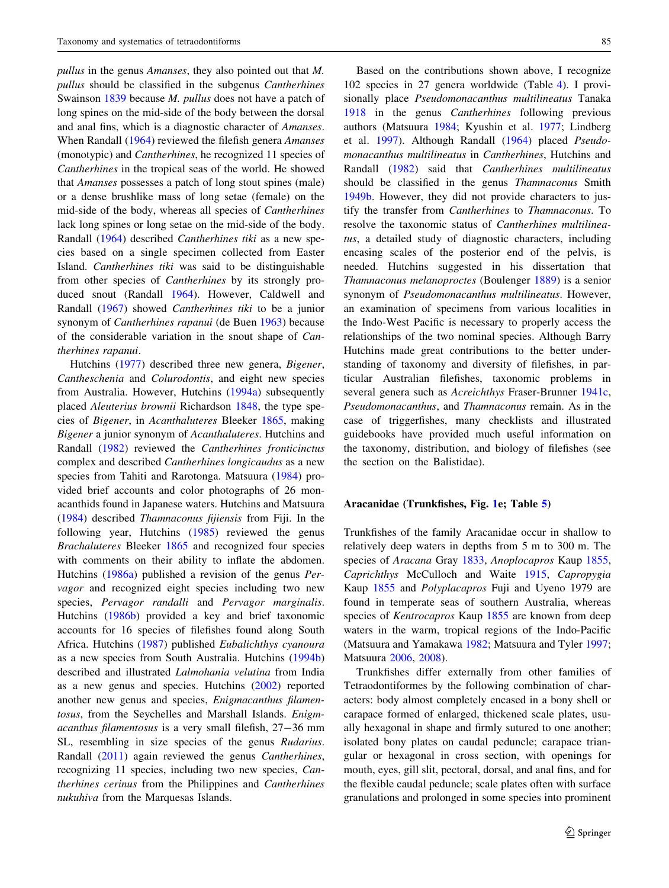*pullus* in the genus *Amanses*, they also pointed out that *M. pullus* should be classified in the subgenus *Cantherhines* Swainson 1839 because *M. pullus* does not have a patch of long spines on the mid-side of the body between the dorsal and anal fins, which is a diagnostic character of *Amanses*. When Randall (1964) reviewed the filefish genera *Amanses* (monotypic) and *Cantherhines*, he recognized 11 species of *Cantherhines* in the tropical seas of the world. He showed that *Amanses* possesses a patch of long stout spines (male) or a dense brushlike mass of long setae (female) on the mid-side of the body, whereas all species of *Cantherhines* lack long spines or long setae on the mid-side of the body. Randall (1964) described *Cantherhines tiki* as a new species based on a single specimen collected from Easter Island. *Cantherhines tiki* was said to be distinguishable from other species of *Cantherhines* by its strongly produced snout (Randall 1964). However, Caldwell and Randall (1967) showed *Cantherhines tiki* to be a junior synonym of *Cantherhines rapanui* (de Buen 1963) because of the considerable variation in the snout shape of *Cantherhines rapanui*.

Hutchins (1977) described three new genera, *Bigener*, *Cantheschenia* and *Colurodontis*, and eight new species from Australia. However, Hutchins (1994a) subsequently placed *Aleuterius brownii* Richardson 1848, the type species of *Bigener*, in *Acanthaluteres* Bleeker 1865, making *Bigener* a junior synonym of *Acanthaluteres*. Hutchins and Randall (1982) reviewed the *Cantherhines fronticinctus* complex and described *Cantherhines longicaudus* as a new species from Tahiti and Rarotonga. Matsuura (1984) provided brief accounts and color photographs of 26 monacanthids found in Japanese waters. Hutchins and Matsuura (1984) described *Thamnaconus fijiensis* from Fiji. In the following year, Hutchins (1985) reviewed the genus *Brachaluteres* Bleeker 1865 and recognized four species with comments on their ability to inflate the abdomen. Hutchins (1986a) published a revision of the genus *Pervagor* and recognized eight species including two new species, *Pervagor randalli* and *Pervagor marginalis*. Hutchins (1986b) provided a key and brief taxonomic accounts for 16 species of filefishes found along South Africa. Hutchins (1987) published *Eubalichthys cyanoura* as a new species from South Australia. Hutchins (1994b) described and illustrated *Lalmohania velutina* from India as a new genus and species. Hutchins (2002) reported another new genus and species, *Enigmacanthus filamentosus*, from the Seychelles and Marshall Islands. *Enigmacanthus filamentosus* is a very small filefish, 27–36 mm SL, resembling in size species of the genus *Rudarius*. Randall (2011) again reviewed the genus *Cantherhines*, recognizing 11 species, including two new species, *Cantherhines cerinus* from the Philippines and *Cantherhines nukuhiva* from the Marquesas Islands.

Based on the contributions shown above, I recognize 102 species in 27 genera worldwide (Table 4). I provisionally place *Pseudomonacanthus multilineatus* Tanaka 1918 in the genus *Cantherhines* following previous authors (Matsuura 1984; Kyushin et al. 1977; Lindberg et al. 1997). Although Randall (1964) placed *Pseudomonacanthus multilineatus* in *Cantherhines*, Hutchins and Randall (1982) said that *Cantherhines multilineatus* should be classified in the genus *Thamnaconus* Smith 1949b. However, they did not provide characters to justify the transfer from *Cantherhines* to *Thamnaconus*. To resolve the taxonomic status of *Cantherhines multilineatus*, a detailed study of diagnostic characters, including encasing scales of the posterior end of the pelvis, is needed. Hutchins suggested in his dissertation that *Thamnaconus melanoproctes* (Boulenger 1889) is a senior synonym of *Pseudomonacanthus multilineatus*. However, an examination of specimens from various localities in the Indo-West Pacific is necessary to properly access the relationships of the two nominal species. Although Barry Hutchins made great contributions to the better understanding of taxonomy and diversity of filefishes, in particular Australian filefishes, taxonomic problems in several genera such as *Acreichthys* Fraser-Brunner 1941c, *Pseudomonacanthus*, and *Thamnaconus* remain. As in the case of triggerfishes, many checklists and illustrated guidebooks have provided much useful information on the taxonomy, distribution, and biology of filefishes (see the section on the Balistidae).

## Aracanidae (Trunkfishes, Fig. 1e; Table 5)

Trunkfishes of the family Aracanidae occur in shallow to relatively deep waters in depths from 5 m to 300 m. The species of *Aracana* Gray 1833, *Anoplocapros* Kaup 1855, *Caprichthys* McCulloch and Waite 1915, *Capropygia* Kaup 1855 and *Polyplacapros* Fuji and Uyeno 1979 are found in temperate seas of southern Australia, whereas species of *Kentrocapros* Kaup 1855 are known from deep waters in the warm, tropical regions of the Indo-Pacific (Matsuura and Yamakawa 1982; Matsuura and Tyler 1997; Matsuura 2006, 2008).

Trunkfishes differ externally from other families of Tetraodontiformes by the following combination of characters: body almost completely encased in a bony shell or carapace formed of enlarged, thickened scale plates, usually hexagonal in shape and firmly sutured to one another; isolated bony plates on caudal peduncle; carapace triangular or hexagonal in cross section, with openings for mouth, eyes, gill slit, pectoral, dorsal, and anal fins, and for the flexible caudal peduncle; scale plates often with surface granulations and prolonged in some species into prominent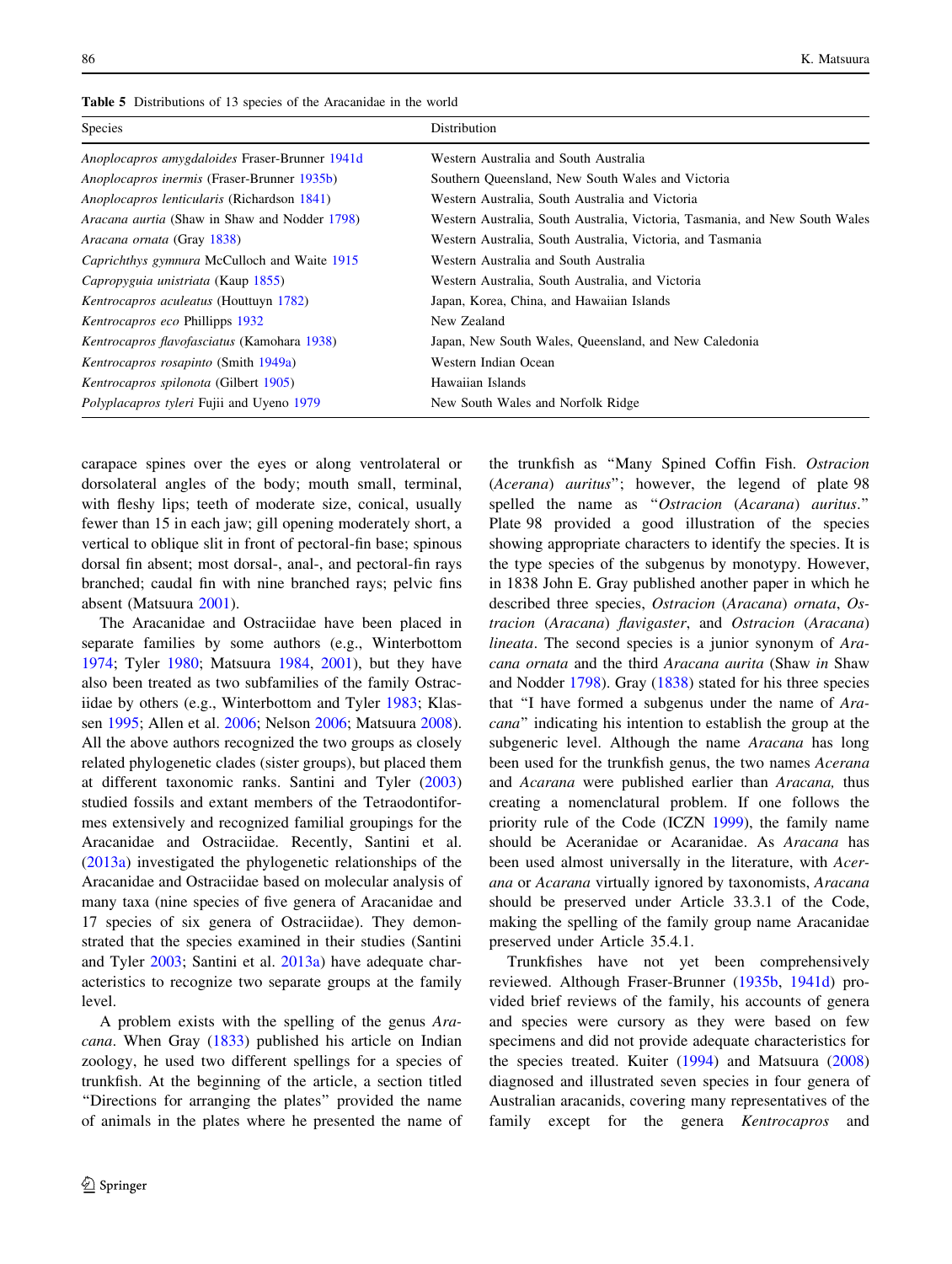Table 5 Distributions of 13 species of the Aracanidae in the world

| Species | Distribution |
|---|---|
| *Anoplocapros amygdaloides* Fraser-Brunner 1941d | Western Australia and South Australia |
| *Anoplocapros inermis* (Fraser-Brunner 1935b) | Southern Queensland, New South Wales and Victoria |
| *Anoplocapros lenticularis* (Richardson 1841) | Western Australia, South Australia and Victoria |
| *Aracana aurtia* (Shaw in Shaw and Nodder 1798) | Western Australia, South Australia, Victoria, Tasmania, and New South Wales |
| *Aracana ornata* (Gray 1838) | Western Australia, South Australia, Victoria, and Tasmania |
| *Caprichthys gymnura* McCulloch and Waite 1915 | Western Australia and South Australia |
| *Capropygia unistriata* (Kaup 1855) | Western Australia, South Australia, and Victoria |
| *Kentrocapros aculeatus* (Houttuyn 1782) | Japan, Korea, China, and Hawaiian Islands |
| *Kentrocapros eco* Phillipps 1932 | New Zealand |
| *Kentrocapros flavofasciatus* (Kamohara 1938) | Japan, New South Wales, Queensland, and New Caledonia |
| *Kentrocapros rosapinto* (Smith 1949a) | Western Indian Ocean |
| *Kentrocapros spilonota* (Gilbert 1905) | Hawaiian Islands |
| *Polyplacapros tyleri* Fujii and Uyeno 1979 | New South Wales and Norfolk Ridge |

carapace spines over the eyes or along ventrolateral or dorsolateral angles of the body; mouth small, terminal, with fleshy lips; teeth of moderate size, conical, usually fewer than 15 in each jaw; gill opening moderately short, a vertical to oblique slit in front of pectoral-fin base; spinous dorsal fin absent; most dorsal-, anal-, and pectoral-fin rays branched; caudal fin with nine branched rays; pelvic fins absent (Matsuura 2001).

The Aracanidae and Ostraciidae have been placed in separate families by some authors (e.g., Winterbottom 1974; Tyler 1980; Matsuura 1984, 2001), but they have also been treated as two subfamilies of the family Ostraciidae by others (e.g., Winterbottom and Tyler 1983; Klassen 1995; Allen et al. 2006; Nelson 2006; Matsuura 2008). All the above authors recognized the two groups as closely related phylogenetic clades (sister groups), but placed them at different taxonomic ranks. Santini and Tyler (2003) studied fossils and extant members of the Tetraodontiformes extensively and recognized familial groupings for the Aracanidae and Ostraciidae. Recently, Santini et al. (2013a) investigated the phylogenetic relationships of the Aracanidae and Ostraciidae based on molecular analysis of many taxa (nine species of five genera of Aracanidae and 17 species of six genera of Ostraciidae). They demonstrated that the species examined in their studies (Santini and Tyler 2003; Santini et al. 2013a) have adequate characteristics to recognize two separate groups at the family level.

A problem exists with the spelling of the genus *Aracana*. When Gray (1833) published his article on Indian zoology, he used two different spellings for a species of trunkfish. At the beginning of the article, a section titled "Directions for arranging the plates" provided the name of animals in the plates where he presented the name of the trunkfish as "Many Spined Coffin Fish. *Ostracion* (*Acerana*) *auritus*"; however, the legend of plate 98 spelled the name as "*Ostracion* (*Acarana*) *auritus*." Plate 98 provided a good illustration of the species showing appropriate characters to identify the species. It is the type species of the subgenus by monotypy. However, in 1838 John E. Gray published another paper in which he described three species, *Ostracion* (*Aracana*) *ornata*, *Ostracion* (*Aracana*) *flavigaster*, and *Ostracion* (*Aracana*) *lineata*. The second species is a junior synonym of *Aracana ornata* and the third *Aracana aurita* (Shaw *in* Shaw and Nodder 1798). Gray (1838) stated for his three species that "I have formed a subgenus under the name of *Aracana*" indicating his intention to establish the group at the subgeneric level. Although the name *Aracana* has long been used for the trunkfish genus, the two names *Acerana* and *Acarana* were published earlier than *Aracana,* thus creating a nomenclatural problem. If one follows the priority rule of the Code (ICZN 1999), the family name should be Aceranidae or Acaranidae. As *Aracana* has been used almost universally in the literature, with *Acerana* or *Acarana* virtually ignored by taxonomists, *Aracana* should be preserved under Article 33.3.1 of the Code, making the spelling of the family group name Aracanidae preserved under Article 35.4.1.

Trunkfishes have not yet been comprehensively reviewed. Although Fraser-Brunner (1935b, 1941d) provided brief reviews of the family, his accounts of genera and species were cursory as they were based on few specimens and did not provide adequate characteristics for the species treated. Kuiter (1994) and Matsuura (2008) diagnosed and illustrated seven species in four genera of Australian aracanids, covering many representatives of the family except for the genera *Kentrocapros* and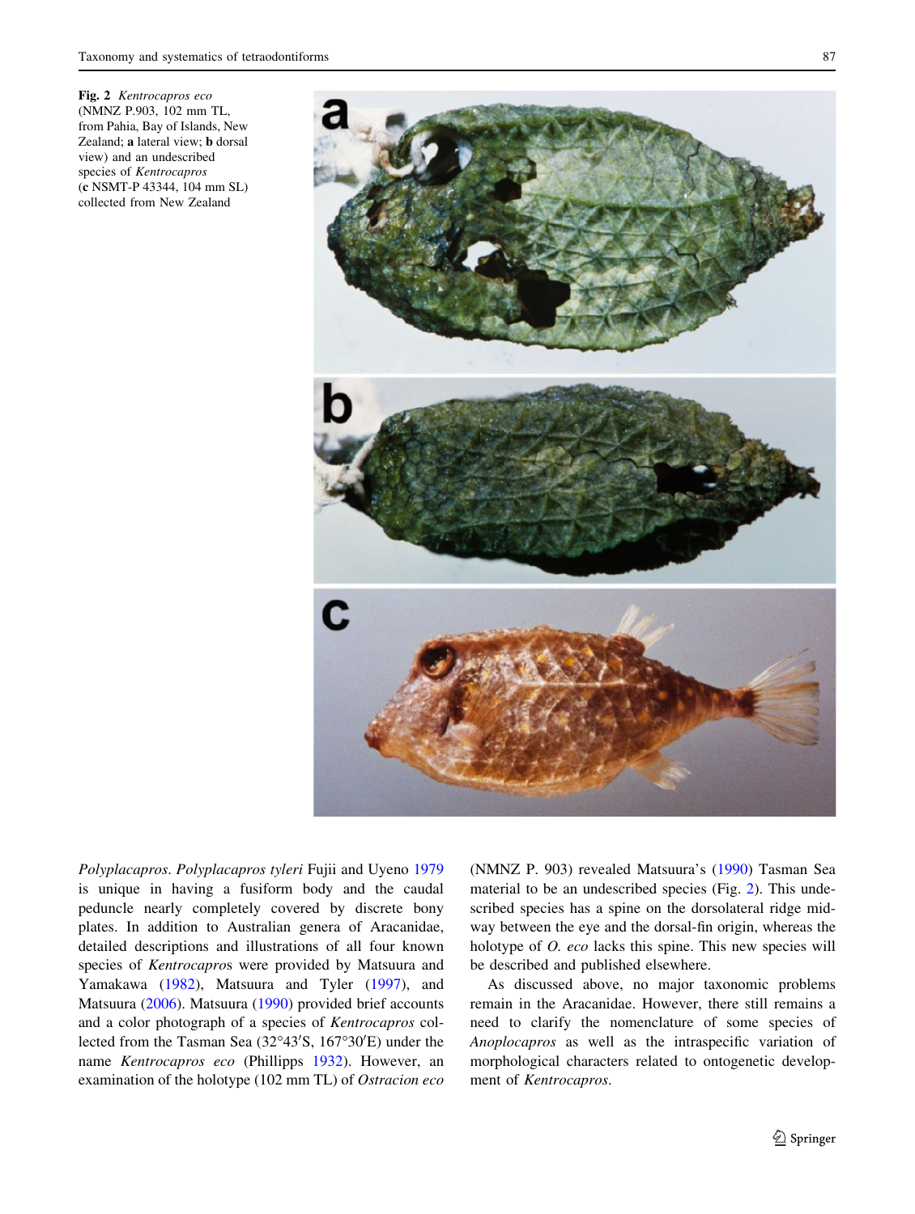**Fig. 2** *Kentrocapros eco* (NMNZ P.903, 102 mm TL, from Pahia, Bay of Islands, New Zealand; **a** lateral view; **b** dorsal view) and an undescribed species of *Kentrocapros* (**c** NSMT-P 43344, 104 mm SL) collected from New Zealand

*Polyplacapros*. *Polyplacapros tyleri* Fujii and Uyeno 1979 is unique in having a fusiform body and the caudal peduncle nearly completely covered by discrete bony plates. In addition to Australian genera of Aracanidae, detailed descriptions and illustrations of all four known species of *Kentrocapros* were provided by Matsuura and Yamakawa (1982), Matsuura and Tyler (1997), and Matsuura (2006). Matsuura (1990) provided brief accounts and a color photograph of a species of *Kentrocapros* collected from the Tasman Sea (32°43′S, 167°30′E) under the name *Kentrocapros eco* (Phillipps 1932). However, an examination of the holotype (102 mm TL) of *Ostracion eco* (NMNZ P. 903) revealed Matsuura's (1990) Tasman Sea material to be an undescribed species (Fig. 2). This undescribed species has a spine on the dorsolateral ridge midway between the eye and the dorsal-fin origin, whereas the holotype of *O. eco* lacks this spine. This new species will be described and published elsewhere.

As discussed above, no major taxonomic problems remain in the Aracanidae. However, there still remains a need to clarify the nomenclature of some species of *Anoplocapros* as well as the intraspecific variation of morphological characters related to ontogenetic development of *Kentrocapros*.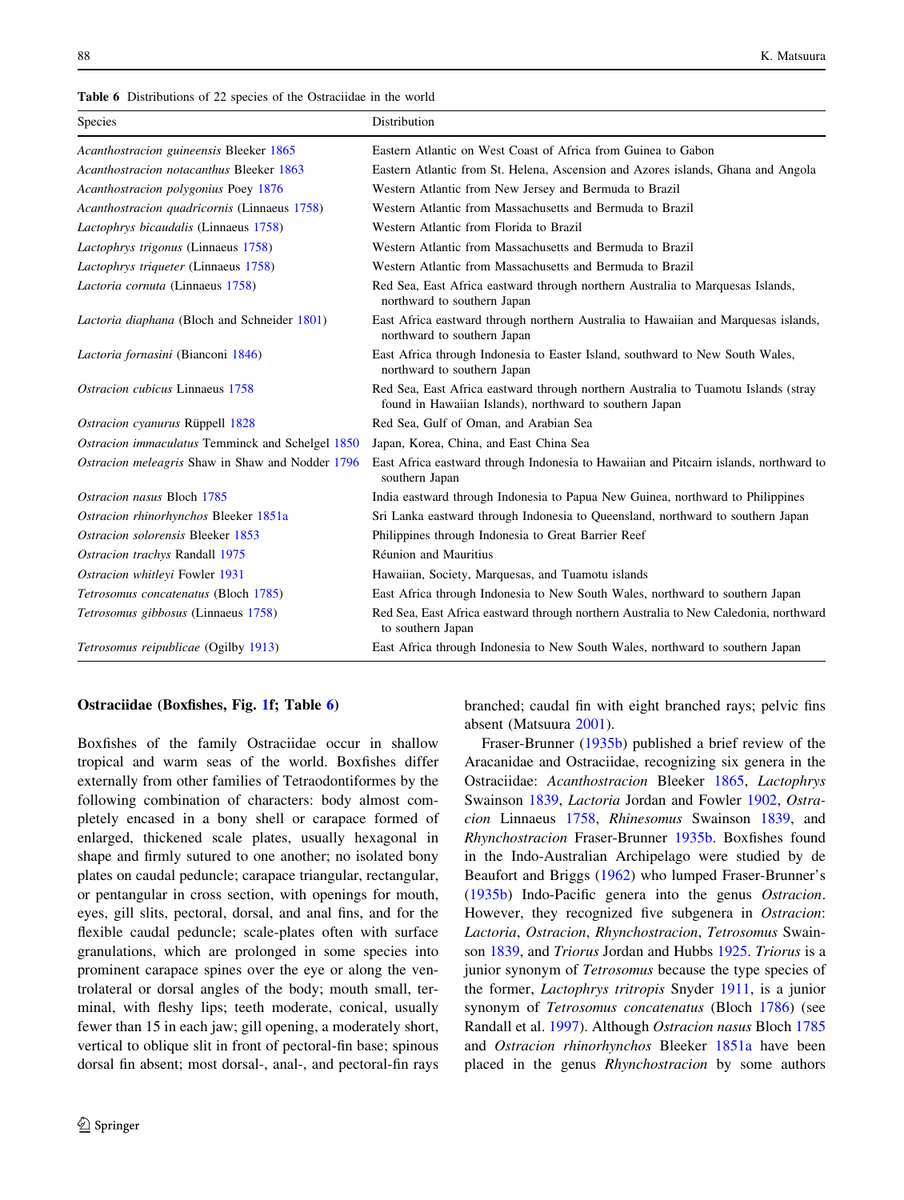**Table 6** Distributions of 22 species of the Ostraciidae in the world

| Species | Distribution |
|---|---|
| *Acanthostracion guineensis* Bleeker 1865 | Eastern Atlantic on West Coast of Africa from Guinea to Gabon |
| *Acanthostracion notacanthus* Bleeker 1863 | Eastern Atlantic from St. Helena, Ascension and Azores islands, Ghana and Angola |
| *Acanthostracion polygonius* Poey 1876 | Western Atlantic from New Jersey and Bermuda to Brazil |
| *Acanthostracion quadricornis* (Linnaeus 1758) | Western Atlantic from Massachusetts and Bermuda to Brazil |
| *Lactophrys bicaudalis* (Linnaeus 1758) | Western Atlantic from Florida to Brazil |
| *Lactophrys trigonus* (Linnaeus 1758) | Western Atlantic from Massachusetts and Bermuda to Brazil |
| *Lactophrys triqueter* (Linnaeus 1758) | Western Atlantic from Massachusetts and Bermuda to Brazil |
| *Lactoria cornuta* (Linnaeus 1758) | Red Sea, East Africa eastward through northern Australia to Marquesas Islands, northward to southern Japan |
| *Lactoria diaphana* (Bloch and Schneider 1801) | East Africa eastward through northern Australia to Hawaiian and Marquesas islands, northward to southern Japan |
| *Lactoria fornasini* (Bianconi 1846) | East Africa through Indonesia to Easter Island, southward to New South Wales, northward to southern Japan |
| *Ostracion cubicus* Linnaeus 1758 | Red Sea, East Africa eastward through northern Australia to Tuamotu Islands (stray found in Hawaiian Islands), northward to southern Japan |
| *Ostracion cyanurus* Rüppell 1828 | Red Sea, Gulf of Oman, and Arabian Sea |
| *Ostracion immaculatus* Temminck and Schelgel 1850 | Japan, Korea, China, and East China Sea |
| *Ostracion meleagris* Shaw in Shaw and Nodder 1796 | East Africa eastward through Indonesia to Hawaiian and Pitcairn islands, northward to southern Japan |
| *Ostracion nasus* Bloch 1785 | India eastward through Indonesia to Papua New Guinea, northward to Philippines |
| *Ostracion rhinorhynchos* Bleeker 1851a | Sri Lanka eastward through Indonesia to Queensland, northward to southern Japan |
| *Ostracion solorensis* Bleeker 1853 | Philippines through Indonesia to Great Barrier Reef |
| *Ostracion trachys* Randall 1975 | Réunion and Mauritius |
| *Ostracion whitleyi* Fowler 1931 | Hawaiian, Society, Marquesas, and Tuamotu islands |
| *Tetrosomus concatenatus* (Bloch 1785) | East Africa through Indonesia to New South Wales, northward to southern Japan |
| *Tetrosomus gibbosus* (Linnaeus 1758) | Red Sea, East Africa eastward through northern Australia to New Caledonia, northward to southern Japan |
| *Tetrosomus reipublicae* (Ogilby 1913) | East Africa through Indonesia to New South Wales, northward to southern Japan |

**Ostraciidae (Boxfishes, Fig. 1f; Table 6)**

Boxfishes of the family Ostraciidae occur in shallow tropical and warm seas of the world. Boxfishes differ externally from other families of Tetraodontiformes by the following combination of characters: body almost completely encased in a bony shell or carapace formed of enlarged, thickened scale plates, usually hexagonal in shape and firmly sutured to one another; no isolated bony plates on caudal peduncle; carapace triangular, rectangular, or pentangular in cross section, with openings for mouth, eyes, gill slits, pectoral, dorsal, and anal fins, and for the flexible caudal peduncle; scale-plates often with surface granulations, which are prolonged in some species into prominent carapace spines over the eye or along the ventrolateral or dorsal angles of the body; mouth small, terminal, with fleshy lips; teeth moderate, conical, usually fewer than 15 in each jaw; gill opening, a moderately short, vertical to oblique slit in front of pectoral-fin base; spinous dorsal fin absent; most dorsal-, anal-, and pectoral-fin rays branched; caudal fin with eight branched rays; pelvic fins absent (Matsuura 2001).

Fraser-Brunner (1935b) published a brief review of the Aracanidae and Ostraciidae, recognizing six genera in the Ostraciidae: *Acanthostracion* Bleeker 1865, *Lactophrys* Swainson 1839, *Lactoria* Jordan and Fowler 1902, *Ostracion* Linnaeus 1758, *Rhinesomus* Swainson 1839, and *Rhynchostracion* Fraser-Brunner 1935b. Boxfishes found in the Indo-Australian Archipelago were studied by de Beaufort and Briggs (1962) who lumped Fraser-Brunner's (1935b) Indo-Pacific genera into the genus *Ostracion*. However, they recognized five subgenera in *Ostracion*: *Lactoria*, *Ostracion*, *Rhynchostracion*, *Tetrosomus* Swainson 1839, and *Triorus* Jordan and Hubbs 1925. *Triorus* is a junior synonym of *Tetrosomus* because the type species of the former, *Lactophrys tritropis* Snyder 1911, is a junior synonym of *Tetrosomus concatenatus* (Bloch 1786) (see Randall et al. 1997). Although *Ostracion nasus* Bloch 1785 and *Ostracion rhinorhynchos* Bleeker 1851a have been placed in the genus *Rhynchostracion* by some authors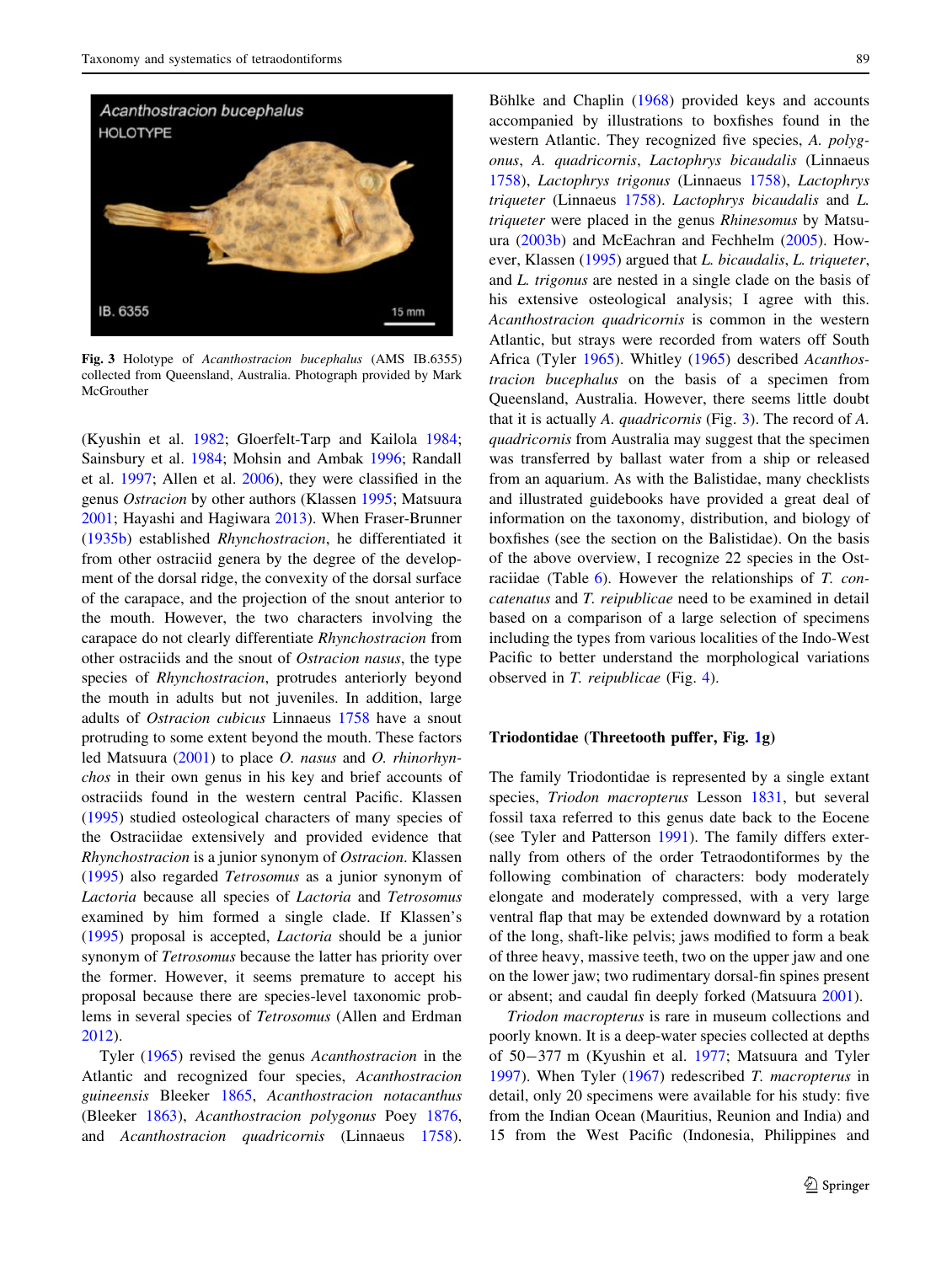Fig. 3 Holotype of *Acanthostracion bucephalus* (AMS IB.6355) collected from Queensland, Australia. Photograph provided by Mark McGrouther

(Kyushin et al. 1982; Gloerfelt-Tarp and Kailola 1984; Sainsbury et al. 1984; Mohsin and Ambak 1996; Randall et al. 1997; Allen et al. 2006), they were classified in the genus *Ostracion* by other authors (Klassen 1995; Matsuura 2001; Hayashi and Hagiwara 2013). When Fraser-Brunner (1935b) established *Rhynchostracion*, he differentiated it from other ostraciid genera by the degree of the development of the dorsal ridge, the convexity of the dorsal surface of the carapace, and the projection of the snout anterior to the mouth. However, the two characters involving the carapace do not clearly differentiate *Rhynchostracion* from other ostraciids and the snout of *Ostracion nasus*, the type species of *Rhynchostracion*, protrudes anteriorly beyond the mouth in adults but not juveniles. In addition, large adults of *Ostracion cubicus* Linnaeus 1758 have a snout protruding to some extent beyond the mouth. These factors led Matsuura (2001) to place *O. nasus* and *O. rhinorhynchos* in their own genus in his key and brief accounts of ostraciids found in the western central Pacific. Klassen (1995) studied osteological characters of many species of the Ostraciidae extensively and provided evidence that *Rhynchostracion* is a junior synonym of *Ostracion*. Klassen (1995) also regarded *Tetrosomus* as a junior synonym of *Lactoria* because all species of *Lactoria* and *Tetrosomus* examined by him formed a single clade. If Klassen's (1995) proposal is accepted, *Lactoria* should be a junior synonym of *Tetrosomus* because the latter has priority over the former. However, it seems premature to accept his proposal because there are species-level taxonomic problems in several species of *Tetrosomus* (Allen and Erdman 2012).

Tyler (1965) revised the genus *Acanthostracion* in the Atlantic and recognized four species, *Acanthostracion guineensis* Bleeker 1865, *Acanthostracion notacanthus* (Bleeker 1863), *Acanthostracion polygonus* Poey 1876, and *Acanthostracion quadricornis* (Linnaeus 1758). Böhlke and Chaplin (1968) provided keys and accounts accompanied by illustrations to boxfishes found in the western Atlantic. They recognized five species, *A. polygonus*, *A. quadricornis*, *Lactophrys bicaudalis* (Linnaeus 1758), *Lactophrys trigonus* (Linnaeus 1758), *Lactophrys triqueter* (Linnaeus 1758). *Lactophrys bicaudalis* and *L. triqueter* were placed in the genus *Rhinesomus* by Matsuura (2003b) and McEachran and Fechhelm (2005). However, Klassen (1995) argued that *L. bicaudalis*, *L. triqueter*, and *L. trigonus* are nested in a single clade on the basis of his extensive osteological analysis; I agree with this. *Acanthostracion quadricornis* is common in the western Atlantic, but strays were recorded from waters off South Africa (Tyler 1965). Whitley (1965) described *Acanthostracion bucephalus* on the basis of a specimen from Queensland, Australia. However, there seems little doubt that it is actually *A. quadricornis* (Fig. 3). The record of *A. quadricornis* from Australia may suggest that the specimen was transferred by ballast water from a ship or released from an aquarium. As with the Balistidae, many checklists and illustrated guidebooks have provided a great deal of information on the taxonomy, distribution, and biology of boxfishes (see the section on the Balistidae). On the basis of the above overview, I recognize 22 species in the Ostraciidae (Table 6). However the relationships of *T. concatenatus* and *T. reipublicae* need to be examined in detail based on a comparison of a large selection of specimens including the types from various localities of the Indo-West Pacific to better understand the morphological variations observed in *T. reipublicae* (Fig. 4).

## Triodontidae (Threetooth puffer, Fig. 1g)

The family Triodontidae is represented by a single extant species, *Triodon macropterus* Lesson 1831, but several fossil taxa referred to this genus date back to the Eocene (see Tyler and Patterson 1991). The family differs externally from others of the order Tetraodontiformes by the following combination of characters: body moderately elongate and moderately compressed, with a very large ventral flap that may be extended downward by a rotation of the long, shaft-like pelvis; jaws modified to form a beak of three heavy, massive teeth, two on the upper jaw and one on the lower jaw; two rudimentary dorsal-fin spines present or absent; and caudal fin deeply forked (Matsuura 2001).

*Triodon macropterus* is rare in museum collections and poorly known. It is a deep-water species collected at depths of 50–377 m (Kyushin et al. 1977; Matsuura and Tyler 1997). When Tyler (1967) redescribed *T. macropterus* in detail, only 20 specimens were available for his study: five from the Indian Ocean (Mauritius, Reunion and India) and 15 from the West Pacific (Indonesia, Philippines and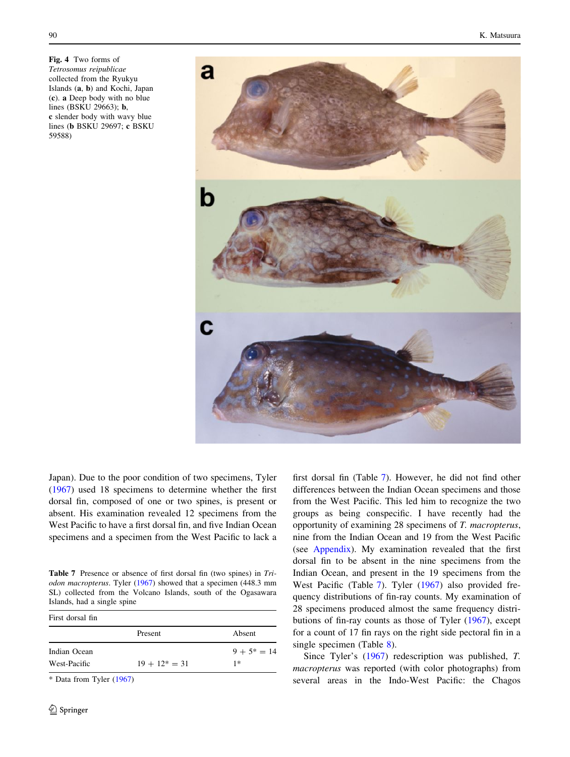**Fig. 4** Two forms of *Tetrosomus reipublicae* collected from the Ryukyu Islands (**a**, **b**) and Kochi, Japan (**c**). **a** Deep body with no blue lines (BSKU 29663); **b**, **c** slender body with wavy blue lines (**b** BSKU 29697; **c** BSKU 59588)

Japan). Due to the poor condition of two specimens, Tyler (1967) used 18 specimens to determine whether the first dorsal fin, composed of one or two spines, is present or absent. His examination revealed 12 specimens from the West Pacific to have a first dorsal fin, and five Indian Ocean specimens and a specimen from the West Pacific to lack a first dorsal fin (Table 7). However, he did not find other differences between the Indian Ocean specimens and those from the West Pacific. This led him to recognize the two groups as being conspecific. I have recently had the opportunity of examining 28 specimens of *T. macropterus*, nine from the Indian Ocean and 19 from the West Pacific (see Appendix). My examination revealed that the first dorsal fin to be absent in the nine specimens from the Indian Ocean, and present in the 19 specimens from the West Pacific (Table 7). Tyler (1967) also provided frequency distributions of fin-ray counts. My examination of 28 specimens produced almost the same frequency distributions of fin-ray counts as those of Tyler (1967), except for a count of 17 fin rays on the right side pectoral fin in a single specimen (Table 8).

**Table 7** Presence or absence of first dorsal fin (two spines) in *Triodon macropterus*. Tyler (1967) showed that a specimen (448.3 mm SL) collected from the Volcano Islands, south of the Ogasawara Islands, had a single spine

| | First dorsal fin | |
|---|---|---|
| | Present | Absent |
| Indian Ocean | | 9 + 5* = 14 |
| West-Pacific | 19 + 12* = 31 | 1* |

\* Data from Tyler (1967)

Since Tyler's (1967) redescription was published, *T. macropterus* was reported (with color photographs) from several areas in the Indo-West Pacific: the Chagos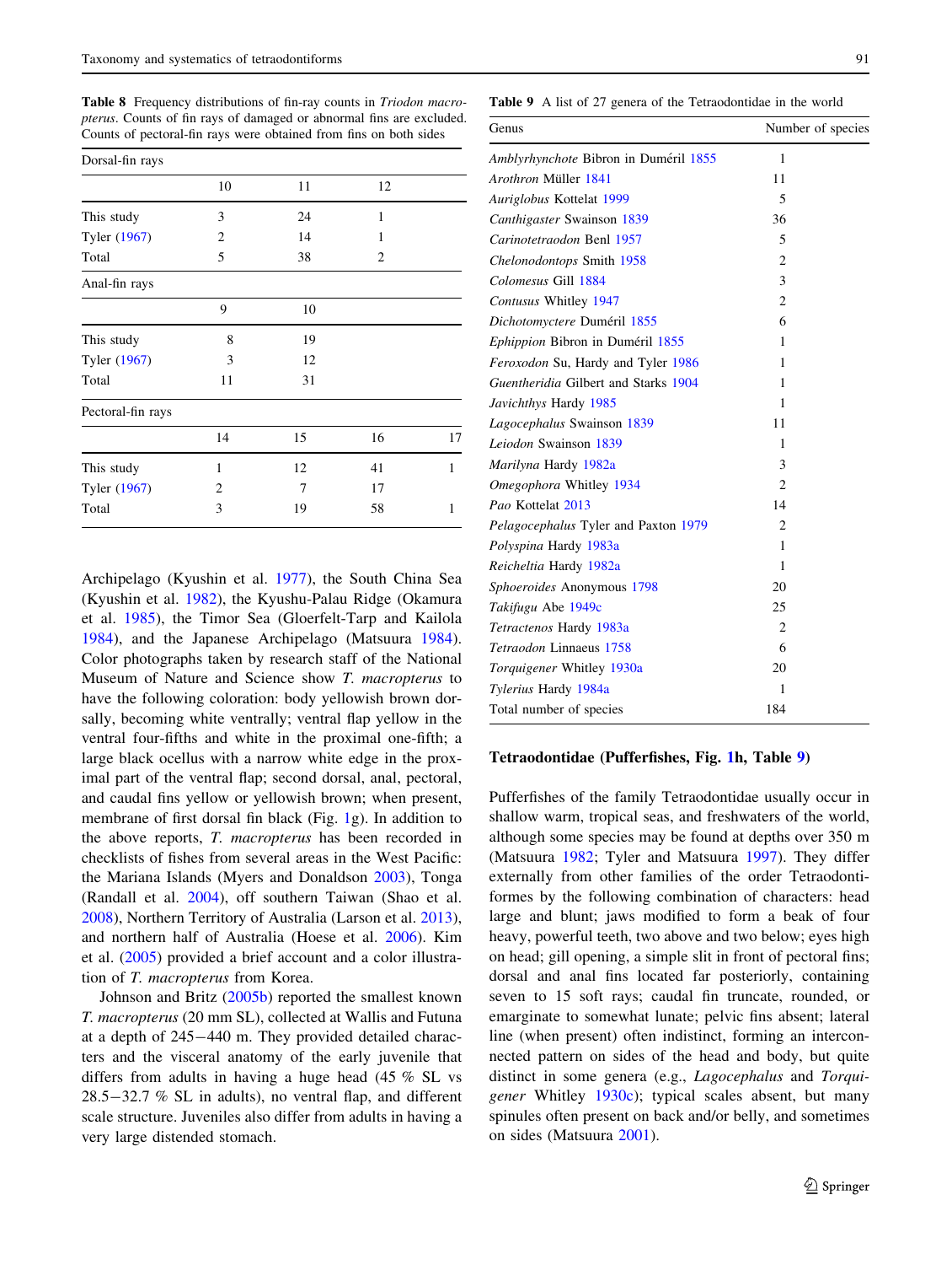**Table 8** Frequency distributions of fin-ray counts in *Triodon macropterus*. Counts of fin rays of damaged or abnormal fins are excluded. Counts of pectoral-fin rays were obtained from fins on both sides

| Dorsal-fin rays | | | | |
|---|---|---|---|---|
| | 10 | 11 | 12 | |
| This study | 3 | 24 | 1 | |
| Tyler (1967) | 2 | 14 | 1 | |
| Total | 5 | 38 | 2 | |
| **Anal-fin rays** | | | | |
| | 9 | 10 | | |
| This study | 8 | 19 | | |
| Tyler (1967) | 3 | 12 | | |
| Total | 11 | 31 | | |
| **Pectoral-fin rays** | | | | |
| | 14 | 15 | 16 | 17 |
| This study | 1 | 12 | 41 | 1 |
| Tyler (1967) | 2 | 7 | 17 | |
| Total | 3 | 19 | 58 | 1 |

Archipelago (Kyushin et al. 1977), the South China Sea (Kyushin et al. 1982), the Kyushu-Palau Ridge (Okamura et al. 1985), the Timor Sea (Gloerfelt-Tarp and Kailola 1984), and the Japanese Archipelago (Matsuura 1984). Color photographs taken by research staff of the National Museum of Nature and Science show *T. macropterus* to have the following coloration: body yellowish brown dorsally, becoming white ventrally; ventral flap yellow in the ventral four-fifths and white in the proximal one-fifth; a large black ocellus with a narrow white edge in the proximal part of the ventral flap; second dorsal, anal, pectoral, and caudal fins yellow or yellowish brown; when present, membrane of first dorsal fin black (Fig. 1g). In addition to the above reports, *T. macropterus* has been recorded in checklists of fishes from several areas in the West Pacific: the Mariana Islands (Myers and Donaldson 2003), Tonga (Randall et al. 2004), off southern Taiwan (Shao et al. 2008), Northern Territory of Australia (Larson et al. 2013), and northern half of Australia (Hoese et al. 2006). Kim et al. (2005) provided a brief account and a color illustration of *T. macropterus* from Korea.

Johnson and Britz (2005b) reported the smallest known *T. macropterus* (20 mm SL), collected at Wallis and Futuna at a depth of 245−440 m. They provided detailed characters and the visceral anatomy of the early juvenile that differs from adults in having a huge head (45 % SL vs 28.5−32.7 % SL in adults), no ventral flap, and different scale structure. Juveniles also differ from adults in having a very large distended stomach.

**Table 9** A list of 27 genera of the Tetraodontidae in the world

| Genus | Number of species |
|---|---|
| *Amblyrhynchote* Bibron in Duméril 1855 | 1 |
| *Arothron* Müller 1841 | 11 |
| *Auriglobus* Kottelat 1999 | 5 |
| *Canthigaster* Swainson 1839 | 36 |
| *Carinotetraodon* Benl 1957 | 5 |
| *Chelonodontops* Smith 1958 | 2 |
| *Colomesus* Gill 1884 | 3 |
| *Contusus* Whitley 1947 | 2 |
| *Dichotomyctere* Duméril 1855 | 6 |
| *Ephippion* Bibron in Duméril 1855 | 1 |
| *Feroxodon* Su, Hardy and Tyler 1986 | 1 |
| *Guentheridia* Gilbert and Starks 1904 | 1 |
| *Javichthys* Hardy 1985 | 1 |
| *Lagocephalus* Swainson 1839 | 11 |
| *Leiodon* Swainson 1839 | 1 |
| *Marilyna* Hardy 1982a | 3 |
| *Omegophora* Whitley 1934 | 2 |
| *Pao* Kottelat 2013 | 14 |
| *Pelagocephalus* Tyler and Paxton 1979 | 2 |
| *Polyspina* Hardy 1983a | 1 |
| *Reicheltia* Hardy 1982a | 1 |
| *Sphoeroides* Anonymous 1798 | 20 |
| *Takifugu* Abe 1949c | 25 |
| *Tetractenos* Hardy 1983a | 2 |
| *Tetraodon* Linnaeus 1758 | 6 |
| *Torquigener* Whitley 1930a | 20 |
| *Tylerius* Hardy 1984a | 1 |
| Total number of species | 184 |

### Tetraodontidae (Pufferfishes, Fig. 1h, Table 9)

Pufferfishes of the family Tetraodontidae usually occur in shallow warm, tropical seas, and freshwaters of the world, although some species may be found at depths over 350 m (Matsuura 1982; Tyler and Matsuura 1997). They differ externally from other families of the order Tetraodontiformes by the following combination of characters: head large and blunt; jaws modified to form a beak of four heavy, powerful teeth, two above and two below; eyes high on head; gill opening, a simple slit in front of pectoral fins; dorsal and anal fins located far posteriorly, containing seven to 15 soft rays; caudal fin truncate, rounded, or emarginate to somewhat lunate; pelvic fins absent; lateral line (when present) often indistinct, forming an interconnected pattern on sides of the head and body, but quite distinct in some genera (e.g., *Lagocephalus* and *Torquigener* Whitley 1930c); typical scales absent, but many spinules often present on back and/or belly, and sometimes on sides (Matsuura 2001).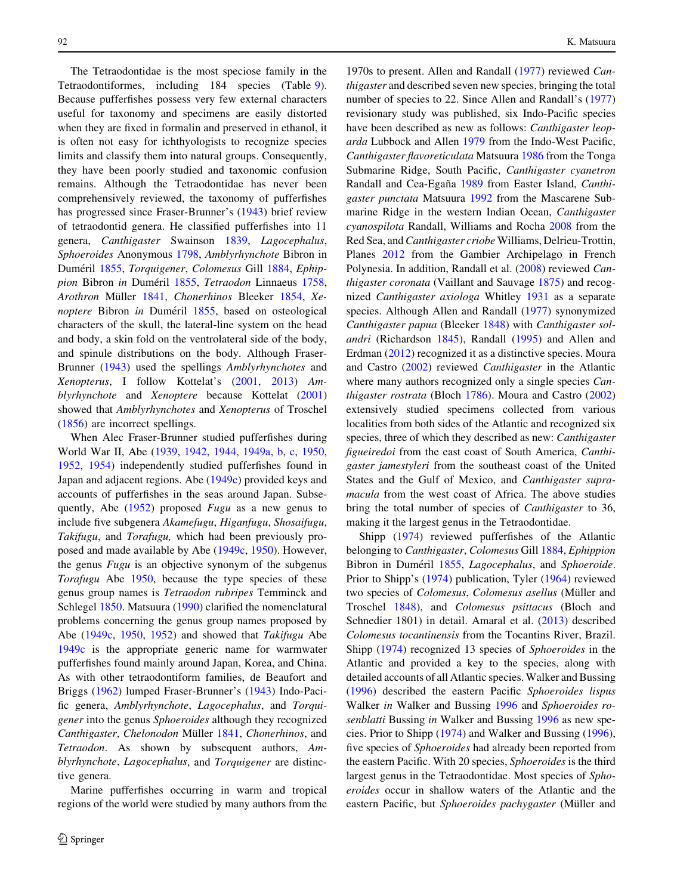The Tetraodontidae is the most speciose family in the Tetraodontiformes, including 184 species (Table 9). Because pufferfishes possess very few external characters useful for taxonomy and specimens are easily distorted when they are fixed in formalin and preserved in ethanol, it is often not easy for ichthyologists to recognize species limits and classify them into natural groups. Consequently, they have been poorly studied and taxonomic confusion remains. Although the Tetraodontidae has never been comprehensively reviewed, the taxonomy of pufferfishes has progressed since Fraser-Brunner's (1943) brief review of tetraodontid genera. He classified pufferfishes into 11 genera, *Canthigaster* Swainson 1839, *Lagocephalus*, *Sphoeroides* Anonymous 1798, *Amblyrhynchote* Bibron in Duméril 1855, *Torquigener*, *Colomesus* Gill 1884, *Ephippion* Bibron *in* Duméril 1855, *Tetraodon* Linnaeus 1758, *Arothron* Müller 1841, *Chonerhinos* Bleeker 1854, *Xenoptere* Bibron *in* Duméril 1855, based on osteological characters of the skull, the lateral-line system on the head and body, a skin fold on the ventrolateral side of the body, and spinule distributions on the body. Although Fraser-Brunner (1943) used the spellings *Amblyrhynchotes* and *Xenopterus*, I follow Kottelat's (2001, 2013) *Amblyrhynchote* and *Xenoptere* because Kottelat (2001) showed that *Amblyrhynchotes* and *Xenopterus* of Troschel (1856) are incorrect spellings.

When Alec Fraser-Brunner studied pufferfishes during World War II, Abe (1939, 1942, 1944, 1949a, b, c, 1950, 1952, 1954) independently studied pufferfishes found in Japan and adjacent regions. Abe (1949c) provided keys and accounts of pufferfishes in the seas around Japan. Subsequently, Abe (1952) proposed *Fugu* as a new genus to include five subgenera *Akamefugu*, *Higanfugu*, *Shosaifugu*, *Takifugu*, and *Torafugu,* which had been previously proposed and made available by Abe (1949c, 1950). However, the genus *Fugu* is an objective synonym of the subgenus *Torafugu* Abe 1950, because the type species of these genus group names is *Tetraodon rubripes* Temminck and Schlegel 1850. Matsuura (1990) clarified the nomenclatural problems concerning the genus group names proposed by Abe (1949c, 1950, 1952) and showed that *Takifugu* Abe 1949c is the appropriate generic name for warmwater pufferfishes found mainly around Japan, Korea, and China. As with other tetraodontiform families, de Beaufort and Briggs (1962) lumped Fraser-Brunner's (1943) Indo-Pacific genera, *Amblyrhynchote*, *Lagocephalus*, and *Torquigener* into the genus *Sphoeroides* although they recognized *Canthigaster*, *Chelonodon* Müller 1841, *Chonerhinos*, and *Tetraodon*. As shown by subsequent authors, *Amblyrhynchote*, *Lagocephalus*, and *Torquigener* are distinctive genera.

Marine pufferfishes occurring in warm and tropical regions of the world were studied by many authors from the 1970s to present. Allen and Randall (1977) reviewed *Canthigaster* and described seven new species, bringing the total number of species to 22. Since Allen and Randall's (1977) revisionary study was published, six Indo-Pacific species have been described as new as follows: *Canthigaster leoparda* Lubbock and Allen 1979 from the Indo-West Pacific, *Canthigaster flavoreticulata* Matsuura 1986 from the Tonga Submarine Ridge, South Pacific, *Canthigaster cyanetron* Randall and Cea-Egaña 1989 from Easter Island, *Canthigaster punctata* Matsuura 1992 from the Mascarene Submarine Ridge in the western Indian Ocean, *Canthigaster cyanospilota* Randall, Williams and Rocha 2008 from the Red Sea, and *Canthigaster criobe* Williams, Delrieu-Trottin, Planes 2012 from the Gambier Archipelago in French Polynesia. In addition, Randall et al. (2008) reviewed *Canthigaster coronata* (Vaillant and Sauvage 1875) and recognized *Canthigaster axiologa* Whitley 1931 as a separate species. Although Allen and Randall (1977) synonymized *Canthigaster papua* (Bleeker 1848) with *Canthigaster solandri* (Richardson 1845), Randall (1995) and Allen and Erdman (2012) recognized it as a distinctive species. Moura and Castro (2002) reviewed *Canthigaster* in the Atlantic where many authors recognized only a single species *Canthigaster rostrata* (Bloch 1786). Moura and Castro (2002) extensively studied specimens collected from various localities from both sides of the Atlantic and recognized six species, three of which they described as new: *Canthigaster figueiredoi* from the east coast of South America, *Canthigaster jamestyleri* from the southeast coast of the United States and the Gulf of Mexico, and *Canthigaster supramacula* from the west coast of Africa. The above studies bring the total number of species of *Canthigaster* to 36, making it the largest genus in the Tetraodontidae.

Shipp (1974) reviewed pufferfishes of the Atlantic belonging to *Canthigaster*, *Colomesus* Gill 1884, *Ephippion* Bibron in Duméril 1855, *Lagocephalus*, and *Sphoeroide*. Prior to Shipp's (1974) publication, Tyler (1964) reviewed two species of *Colomesus*, *Colomesus asellus* (Müller and Troschel 1848), and *Colomesus psittacus* (Bloch and Schneider 1801) in detail. Amaral et al. (2013) described *Colomesus tocantinensis* from the Tocantins River, Brazil. Shipp (1974) recognized 13 species of *Sphoeroides* in the Atlantic and provided a key to the species, along with detailed accounts of all Atlantic species. Walker and Bussing (1996) described the eastern Pacific *Sphoeroides lispus* Walker *in* Walker and Bussing 1996 and *Sphoeroides rosenblatti* Bussing *in* Walker and Bussing 1996 as new species. Prior to Shipp (1974) and Walker and Bussing (1996), five species of *Sphoeroides* had already been reported from the eastern Pacific. With 20 species, *Sphoeroides* is the third largest genus in the Tetraodontidae. Most species of *Sphoeroides* occur in shallow waters of the Atlantic and the eastern Pacific, but *Sphoeroides pachygaster* (Müller and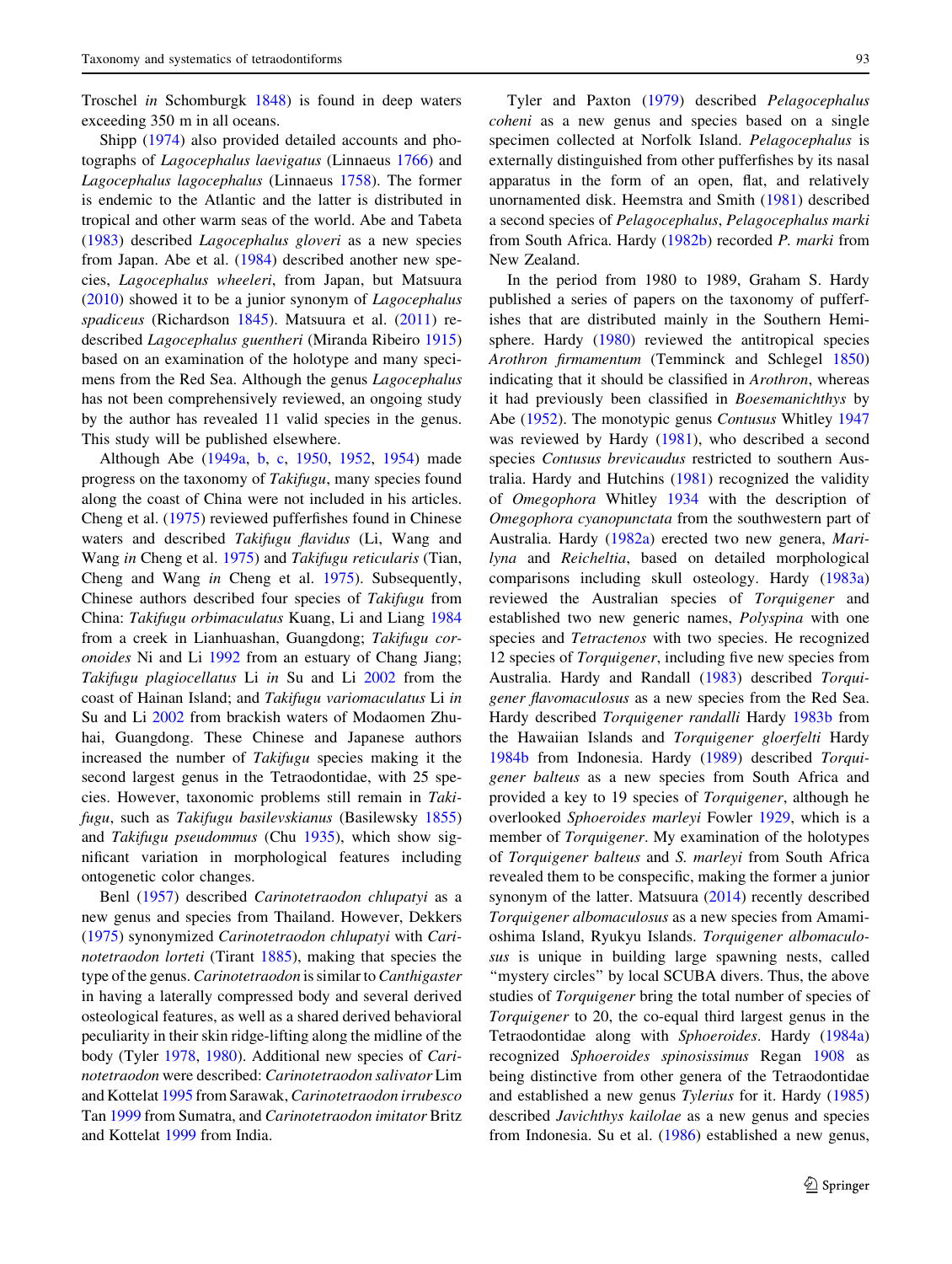Troschel *in* Schomburgk 1848) is found in deep waters exceeding 350 m in all oceans.

Shipp (1974) also provided detailed accounts and photographs of *Lagocephalus laevigatus* (Linnaeus 1766) and *Lagocephalus lagocephalus* (Linnaeus 1758). The former is endemic to the Atlantic and the latter is distributed in tropical and other warm seas of the world. Abe and Tabeta (1983) described *Lagocephalus gloveri* as a new species from Japan. Abe et al. (1984) described another new species, *Lagocephalus wheeleri*, from Japan, but Matsuura (2010) showed it to be a junior synonym of *Lagocephalus spadiceus* (Richardson 1845). Matsuura et al. (2011) re-described *Lagocephalus guentheri* (Miranda Ribeiro 1915) based on an examination of the holotype and many specimens from the Red Sea. Although the genus *Lagocephalus* has not been comprehensively reviewed, an ongoing study by the author has revealed 11 valid species in the genus. This study will be published elsewhere.

Although Abe (1949a, b, c, 1950, 1952, 1954) made progress on the taxonomy of *Takifugu*, many species found along the coast of China were not included in his articles. Cheng et al. (1975) reviewed pufferfishes found in Chinese waters and described *Takifugu flavidus* (Li, Wang and Wang *in* Cheng et al. 1975) and *Takifugu reticularis* (Tian, Cheng and Wang *in* Cheng et al. 1975). Subsequently, Chinese authors described four species of *Takifugu* from China: *Takifugu orbimaculatus* Kuang, Li and Liang 1984 from a creek in Lianhuashan, Guangdong; *Takifugu coronoides* Ni and Li 1992 from an estuary of Chang Jiang; *Takifugu plagiocellatus* Li *in* Su and Li 2002 from the coast of Hainan Island; and *Takifugu variomaculatus* Li *in* Su and Li 2002 from brackish waters of Modaomen Zhuhai, Guangdong. These Chinese and Japanese authors increased the number of *Takifugu* species making it the second largest genus in the Tetraodontidae, with 25 species. However, taxonomic problems still remain in *Takifugu*, such as *Takifugu basilevskianus* (Basilewsky 1855) and *Takifugu pseudommus* (Chu 1935), which show significant variation in morphological features including ontogenetic color changes.

Benl (1957) described *Carinotetraodon chlupatyi* as a new genus and species from Thailand. However, Dekkers (1975) synonymized *Carinotetraodon chlupatyi* with *Carinotetraodon lorteti* (Tirant 1885), making that species the type of the genus. *Carinotetraodon* is similar to *Canthigaster* in having a laterally compressed body and several derived osteological features, as well as a shared derived behavioral peculiarity in their skin ridge-lifting along the midline of the body (Tyler 1978, 1980). Additional new species of *Carinotetraodon* were described: *Carinotetraodon salivator* Lim and Kottelat 1995 from Sarawak, *Carinotetraodon irrubesco* Tan 1999 from Sumatra, and *Carinotetraodon imitator* Britz and Kottelat 1999 from India.

Tyler and Paxton (1979) described *Pelagocephalus coheni* as a new genus and species based on a single specimen collected at Norfolk Island. *Pelagocephalus* is externally distinguished from other pufferfishes by its nasal apparatus in the form of an open, flat, and relatively unornamented disk. Heemstra and Smith (1981) described a second species of *Pelagocephalus*, *Pelagocephalus marki* from South Africa. Hardy (1982b) recorded *P. marki* from New Zealand.

In the period from 1980 to 1989, Graham S. Hardy published a series of papers on the taxonomy of pufferfishes that are distributed mainly in the Southern Hemisphere. Hardy (1980) reviewed the antitropical species *Arothron firmamentum* (Temminck and Schlegel 1850) indicating that it should be classified in *Arothron*, whereas it had previously been classified in *Boesemanichthys* by Abe (1952). The monotypic genus *Contusus* Whitley 1947 was reviewed by Hardy (1981), who described a second species *Contusus brevicaudus* restricted to southern Australia. Hardy and Hutchins (1981) recognized the validity of *Omegophora* Whitley 1934 with the description of *Omegophora cyanopunctata* from the southwestern part of Australia. Hardy (1982a) erected two new genera, *Marilyna* and *Reicheltia*, based on detailed morphological comparisons including skull osteology. Hardy (1983a) reviewed the Australian species of *Torquigener* and established two new generic names, *Polyspina* with one species and *Tetractenos* with two species. He recognized 12 species of *Torquigener*, including five new species from Australia. Hardy and Randall (1983) described *Torquigener flavomaculosus* as a new species from the Red Sea. Hardy described *Torquigener randalli* Hardy 1983b from the Hawaiian Islands and *Torquigener gloerfelti* Hardy 1984b from Indonesia. Hardy (1989) described *Torquigener balteus* as a new species from South Africa and provided a key to 19 species of *Torquigener*, although he overlooked *Sphoeroides marleyi* Fowler 1929, which is a member of *Torquigener*. My examination of the holotypes of *Torquigener balteus* and *S. marleyi* from South Africa revealed them to be conspecific, making the former a junior synonym of the latter. Matsuura (2014) recently described *Torquigener albomaculosus* as a new species from Amami-oshima Island, Ryukyu Islands. *Torquigener albomaculosus* is unique in building large spawning nests, called "mystery circles" by local SCUBA divers. Thus, the above studies of *Torquigener* bring the total number of species of *Torquigener* to 20, the co-equal third largest genus in the Tetraodontidae along with *Sphoeroides*. Hardy (1984a) recognized *Sphoeroides spinosissimus* Regan 1908 as being distinctive from other genera of the Tetraodontidae and established a new genus *Tylerius* for it. Hardy (1985) described *Javichthys kailolae* as a new genus and species from Indonesia. Su et al. (1986) established a new genus,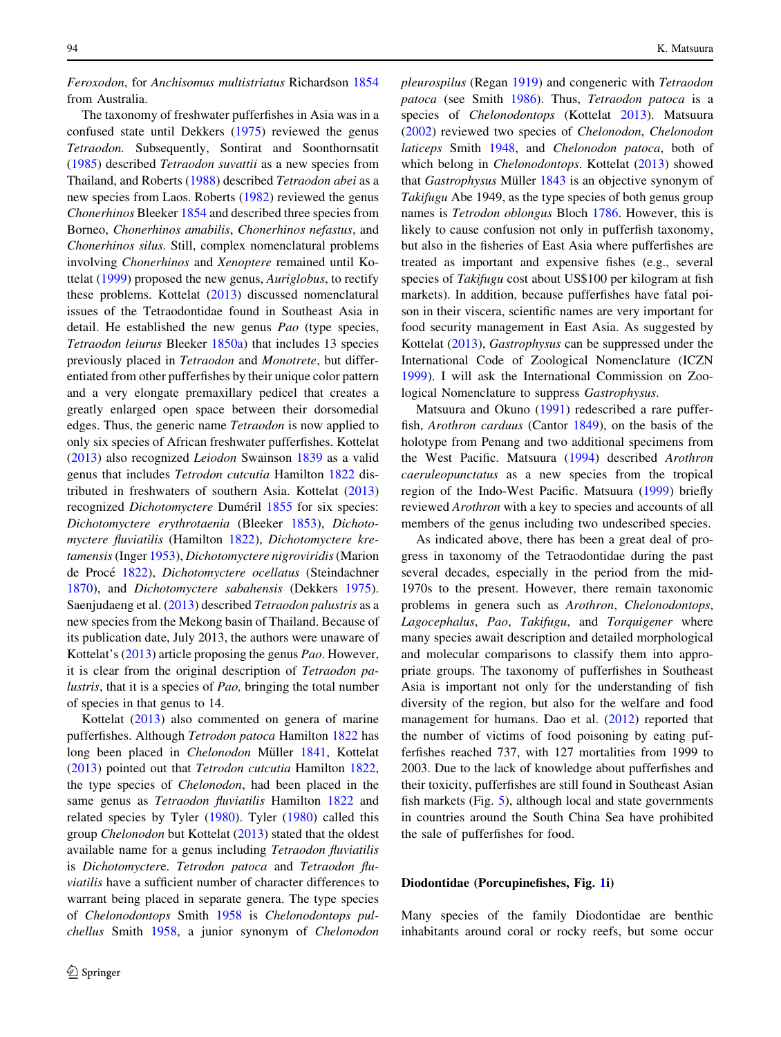*Feroxodon*, for *Anchisomus multistriatus* Richardson 1854 from Australia.

The taxonomy of freshwater pufferfishes in Asia was in a confused state until Dekkers (1975) reviewed the genus *Tetraodon.* Subsequently, Sontirat and Soonthornsatit (1985) described *Tetraodon suvattii* as a new species from Thailand, and Roberts (1988) described *Tetraodon abei* as a new species from Laos. Roberts (1982) reviewed the genus *Chonerhinos* Bleeker 1854 and described three species from Borneo, *Chonerhinos amabilis*, *Chonerhinos nefastus*, and *Chonerhinos silus*. Still, complex nomenclatural problems involving *Chonerhinos* and *Xenoptere* remained until Kottelat (1999) proposed the new genus, *Auriglobus*, to rectify these problems. Kottelat (2013) discussed nomenclatural issues of the Tetraodontidae found in Southeast Asia in detail. He established the new genus *Pao* (type species, *Tetraodon leiurus* Bleeker 1850a) that includes 13 species previously placed in *Tetraodon* and *Monotrete*, but differentiated from other pufferfishes by their unique color pattern and a very elongate premaxillary pedicel that creates a greatly enlarged open space between their dorsomedial edges. Thus, the generic name *Tetraodon* is now applied to only six species of African freshwater pufferfishes. Kottelat (2013) also recognized *Leiodon* Swainson 1839 as a valid genus that includes *Tetrodon cutcutia* Hamilton 1822 distributed in freshwaters of southern Asia. Kottelat (2013) recognized *Dichotomyctere* Duméril 1855 for six species: *Dichotomyctere erythrotaenia* (Bleeker 1853), *Dichotomyctere fluviatilis* (Hamilton 1822), *Dichotomyctere kretamensis* (Inger 1953), *Dichotomyctere nigroviridis* (Marion de Procé 1822), *Dichotomyctere ocellatus* (Steindachner 1870), and *Dichotomyctere sabahensis* (Dekkers 1975). Saenjudaeng et al. (2013) described *Tetraodon palustris* as a new species from the Mekong basin of Thailand. Because of its publication date, July 2013, the authors were unaware of Kottelat's (2013) article proposing the genus *Pao*. However, it is clear from the original description of *Tetraodon palustris*, that it is a species of *Pao,* bringing the total number of species in that genus to 14.

Kottelat (2013) also commented on genera of marine pufferfishes. Although *Tetrodon patoca* Hamilton 1822 has long been placed in *Chelonodon* Müller 1841, Kottelat (2013) pointed out that *Tetrodon cutcutia* Hamilton 1822, the type species of *Chelonodon*, had been placed in the same genus as *Tetraodon fluviatilis* Hamilton 1822 and related species by Tyler (1980). Tyler (1980) called this group *Chelonodon* but Kottelat (2013) stated that the oldest available name for a genus including *Tetraodon fluviatilis* is *Dichotomyctere*. *Tetrodon patoca* and *Tetraodon fluviatilis* have a sufficient number of character differences to warrant being placed in separate genera. The type species of *Chelonodontops* Smith 1958 is *Chelonodontops pulchellus* Smith 1958, a junior synonym of *Chelonodon pleurospilus* (Regan 1919) and congeneric with *Tetraodon patoca* (see Smith 1986). Thus, *Tetraodon patoca* is a species of *Chelonodontops* (Kottelat 2013). Matsuura (2002) reviewed two species of *Chelonodon*, *Chelonodon laticeps* Smith 1948, and *Chelonodon patoca*, both of which belong in *Chelonodontops*. Kottelat (2013) showed that *Gastrophysus* Müller 1843 is an objective synonym of *Takifugu* Abe 1949, as the type species of both genus group names is *Tetrodon oblongus* Bloch 1786. However, this is likely to cause confusion not only in pufferfish taxonomy, but also in the fisheries of East Asia where pufferfishes are treated as important and expensive fishes (e.g., several species of *Takifugu* cost about US$100 per kilogram at fish markets). In addition, because pufferfishes have fatal poison in their viscera, scientific names are very important for food security management in East Asia. As suggested by Kottelat (2013), *Gastrophysus* can be suppressed under the International Code of Zoological Nomenclature (ICZN 1999). I will ask the International Commission on Zoological Nomenclature to suppress *Gastrophysus*.

Matsuura and Okuno (1991) redescribed a rare pufferfish, *Arothron carduus* (Cantor 1849), on the basis of the holotype from Penang and two additional specimens from the West Pacific. Matsuura (1994) described *Arothron caeruleopunctatus* as a new species from the tropical region of the Indo-West Pacific. Matsuura (1999) briefly reviewed *Arothron* with a key to species and accounts of all members of the genus including two undescribed species.

As indicated above, there has been a great deal of progress in taxonomy of the Tetraodontidae during the past several decades, especially in the period from the mid-1970s to the present. However, there remain taxonomic problems in genera such as *Arothron*, *Chelonodontops*, *Lagocephalus*, *Pao*, *Takifugu*, and *Torquigener* where many species await description and detailed morphological and molecular comparisons to classify them into appropriate groups. The taxonomy of pufferfishes in Southeast Asia is important not only for the understanding of fish diversity of the region, but also for the welfare and food management for humans. Dao et al. (2012) reported that the number of victims of food poisoning by eating pufferfishes reached 737, with 127 mortalities from 1999 to 2003. Due to the lack of knowledge about pufferfishes and their toxicity, pufferfishes are still found in Southeast Asian fish markets (Fig. 5), although local and state governments in countries around the South China Sea have prohibited the sale of pufferfishes for food.

## Diodontidae (Porcupinefishes, Fig. 1i)

Many species of the family Diodontidae are benthic inhabitants around coral or rocky reefs, but some occur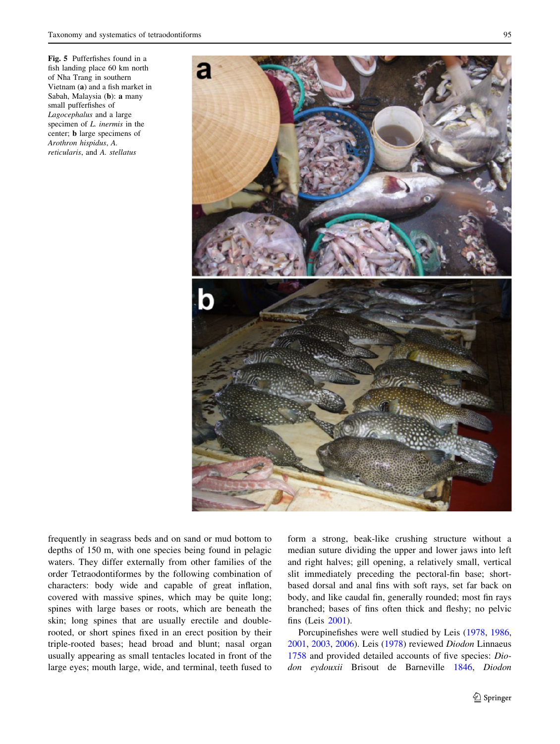**Fig. 5** Pufferfishes found in a fish landing place 60 km north of Nha Trang in southern Vietnam (**a**) and a fish market in Sabah, Malaysia (**b**): **a** many small pufferfishes of *Lagocephalus* and a large specimen of *L. inermis* in the center; **b** large specimens of *Arothron hispidus*, *A. reticularis*, and *A. stellatus*

frequently in seagrass beds and on sand or mud bottom to depths of 150 m, with one species being found in pelagic waters. They differ externally from other families of the order Tetraodontiformes by the following combination of characters: body wide and capable of great inflation, covered with massive spines, which may be quite long; spines with large bases or roots, which are beneath the skin; long spines that are usually erectile and double-rooted, or short spines fixed in an erect position by their triple-rooted bases; head broad and blunt; nasal organ usually appearing as small tentacles located in front of the large eyes; mouth large, wide, and terminal, teeth fused to form a strong, beak-like crushing structure without a median suture dividing the upper and lower jaws into left and right halves; gill opening, a relatively small, vertical slit immediately preceding the pectoral-fin base; short-based dorsal and anal fins with soft rays, set far back on body, and like caudal fin, generally rounded; most fin rays branched; bases of fins often thick and fleshy; no pelvic fins (Leis 2001).

Porcupinefishes were well studied by Leis (1978, 1986, 2001, 2003, 2006). Leis (1978) reviewed *Diodon* Linnaeus 1758 and provided detailed accounts of five species: *Diodon eydouxii* Brisout de Barneville 1846, *Diodon*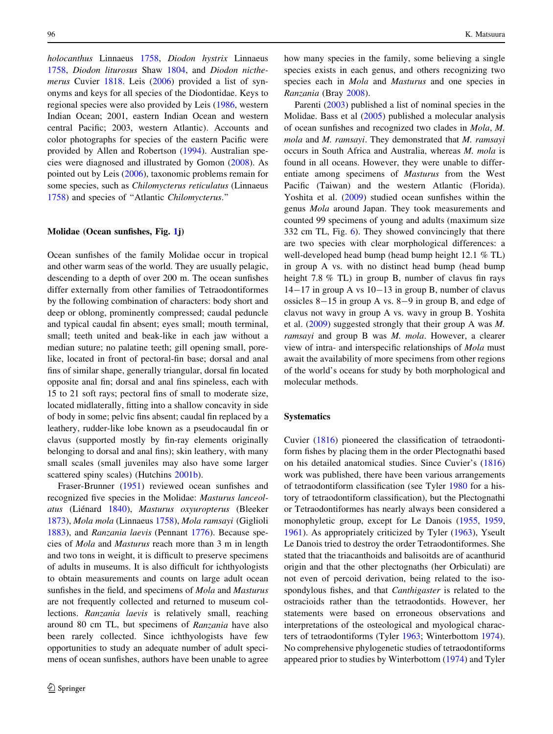*holocanthus* Linnaeus 1758, *Diodon hystrix* Linnaeus 1758, *Diodon liturosus* Shaw 1804, and *Diodon nicthemerus* Cuvier 1818. Leis (2006) provided a list of synonyms and keys for all species of the Diodontidae. Keys to regional species were also provided by Leis (1986, western Indian Ocean; 2001, eastern Indian Ocean and western central Pacific; 2003, western Atlantic). Accounts and color photographs for species of the eastern Pacific were provided by Allen and Robertson (1994). Australian species were diagnosed and illustrated by Gomon (2008). As pointed out by Leis (2006), taxonomic problems remain for some species, such as *Chilomycterus reticulatus* (Linnaeus 1758) and species of "Atlantic *Chilomycterus*."

#### Molidae (Ocean sunfishes, Fig. 1j)

Ocean sunfishes of the family Molidae occur in tropical and other warm seas of the world. They are usually pelagic, descending to a depth of over 200 m. The ocean sunfishes differ externally from other families of Tetraodontiformes by the following combination of characters: body short and deep or oblong, prominently compressed; caudal peduncle and typical caudal fin absent; eyes small; mouth terminal, small; teeth united and beak-like in each jaw without a median suture; no palatine teeth; gill opening small, pore-like, located in front of pectoral-fin base; dorsal and anal fins of similar shape, generally triangular, dorsal fin located opposite anal fin; dorsal and anal fins spineless, each with 15 to 21 soft rays; pectoral fins of small to moderate size, located midlaterally, fitting into a shallow concavity in side of body in some; pelvic fins absent; caudal fin replaced by a leathery, rudder-like lobe known as a pseudocaudal fin or clavus (supported mostly by fin-ray elements originally belonging to dorsal and anal fins); skin leathery, with many small scales (small juveniles may also have some larger scattered spiny scales) (Hutchins 2001b).

Fraser-Brunner (1951) reviewed ocean sunfishes and recognized five species in the Molidae: *Masturus lanceolatus* (Liénard 1840), *Masturus oxyuropterus* (Bleeker 1873), *Mola mola* (Linnaeus 1758), *Mola ramsayi* (Giglioli 1883), and *Ranzania laevis* (Pennant 1776). Because species of *Mola* and *Masturus* reach more than 3 m in length and two tons in weight, it is difficult to preserve specimens of adults in museums. It is also difficult for ichthyologists to obtain measurements and counts on large adult ocean sunfishes in the field, and specimens of *Mola* and *Masturus* are not frequently collected and returned to museum collections. *Ranzania laevis* is relatively small, reaching around 80 cm TL, but specimens of *Ranzania* have also been rarely collected. Since ichthyologists have few opportunities to study an adequate number of adult specimens of ocean sunfishes, authors have been unable to agree how many species in the family, some believing a single species exists in each genus, and others recognizing two species each in *Mola* and *Masturus* and one species in *Ranzania* (Bray 2008).

Parenti (2003) published a list of nominal species in the Molidae. Bass et al (2005) published a molecular analysis of ocean sunfishes and recognized two clades in *Mola*, *M. mola* and *M. ramsayi*. They demonstrated that *M. ramsayi* occurs in South Africa and Australia, whereas *M. mola* is found in all oceans. However, they were unable to differentiate among specimens of *Masturus* from the West Pacific (Taiwan) and the western Atlantic (Florida). Yoshita et al. (2009) studied ocean sunfishes within the genus *Mola* around Japan. They took measurements and counted 99 specimens of young and adults (maximum size 332 cm TL, Fig. 6). They showed convincingly that there are two species with clear morphological differences: a well-developed head bump (head bump height 12.1 % TL) in group A vs. with no distinct head bump (head bump height 7.8 % TL) in group B, number of clavus fin rays 14−17 in group A vs 10−13 in group B, number of clavus ossicles 8−15 in group A vs. 8−9 in group B, and edge of clavus not wavy in group A vs. wavy in group B. Yoshita et al. (2009) suggested strongly that their group A was *M. ramsayi* and group B was *M. mola*. However, a clearer view of intra- and interspecific relationships of *Mola* must await the availability of more specimens from other regions of the world's oceans for study by both morphological and molecular methods.

### Systematics

Cuvier (1816) pioneered the classification of tetraodontiform fishes by placing them in the order Plectognathi based on his detailed anatomical studies. Since Cuvier's (1816) work was published, there have been various arrangements of tetraodontiform classification (see Tyler 1980 for a history of tetraodontiform classification), but the Plectognathi or Tetraodontiformes has nearly always been considered a monophyletic group, except for Le Danois (1955, 1959, 1961). As appropriately criticized by Tyler (1963), Yseult Le Danois tried to destroy the order Tetraodontiformes. She stated that the triacanthoids and balisoitds are of acanthurid origin and that the other plectognaths (her Orbiculati) are not even of percoid derivation, being related to the isospondylous fishes, and that *Canthigaster* is related to the ostracioids rather than the tetraodontids. However, her statements were based on erroneous observations and interpretations of the osteological and myological characters of tetraodontiforms (Tyler 1963; Winterbottom 1974). No comprehensive phylogenetic studies of tetraodontiforms appeared prior to studies by Winterbottom (1974) and Tyler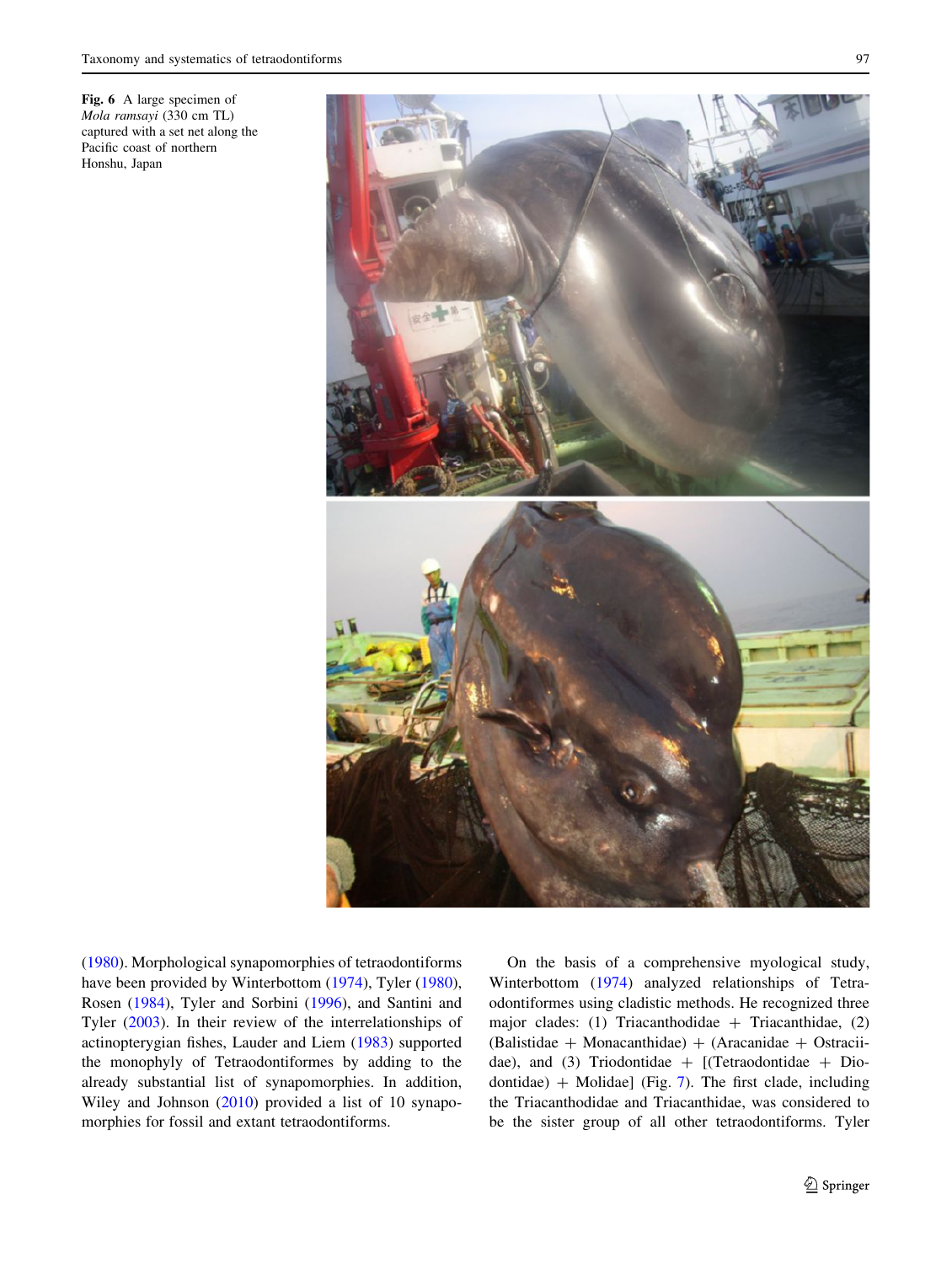**Fig. 6** A large specimen of *Mola ramsayi* (330 cm TL) captured with a set net along the Pacific coast of northern Honshu, Japan

(1980). Morphological synapomorphies of tetraodontiforms have been provided by Winterbottom (1974), Tyler (1980), Rosen (1984), Tyler and Sorbini (1996), and Santini and Tyler (2003). In their review of the interrelationships of actinopterygian fishes, Lauder and Liem (1983) supported the monophyly of Tetraodontiformes by adding to the already substantial list of synapomorphies. In addition, Wiley and Johnson (2010) provided a list of 10 synapomorphies for fossil and extant tetraodontiforms.

On the basis of a comprehensive myological study, Winterbottom (1974) analyzed relationships of Tetraodontiformes using cladistic methods. He recognized three major clades: (1) Triacanthodidae + Triacanthidae, (2) (Balistidae + Monacanthidae) + (Aracanidae + Ostraciidae), and (3) Triodontidae + [(Tetraodontidae + Diodontidae) + Molidae] (Fig. 7). The first clade, including the Triacanthodidae and Triacanthidae, was considered to be the sister group of all other tetraodontiforms. Tyler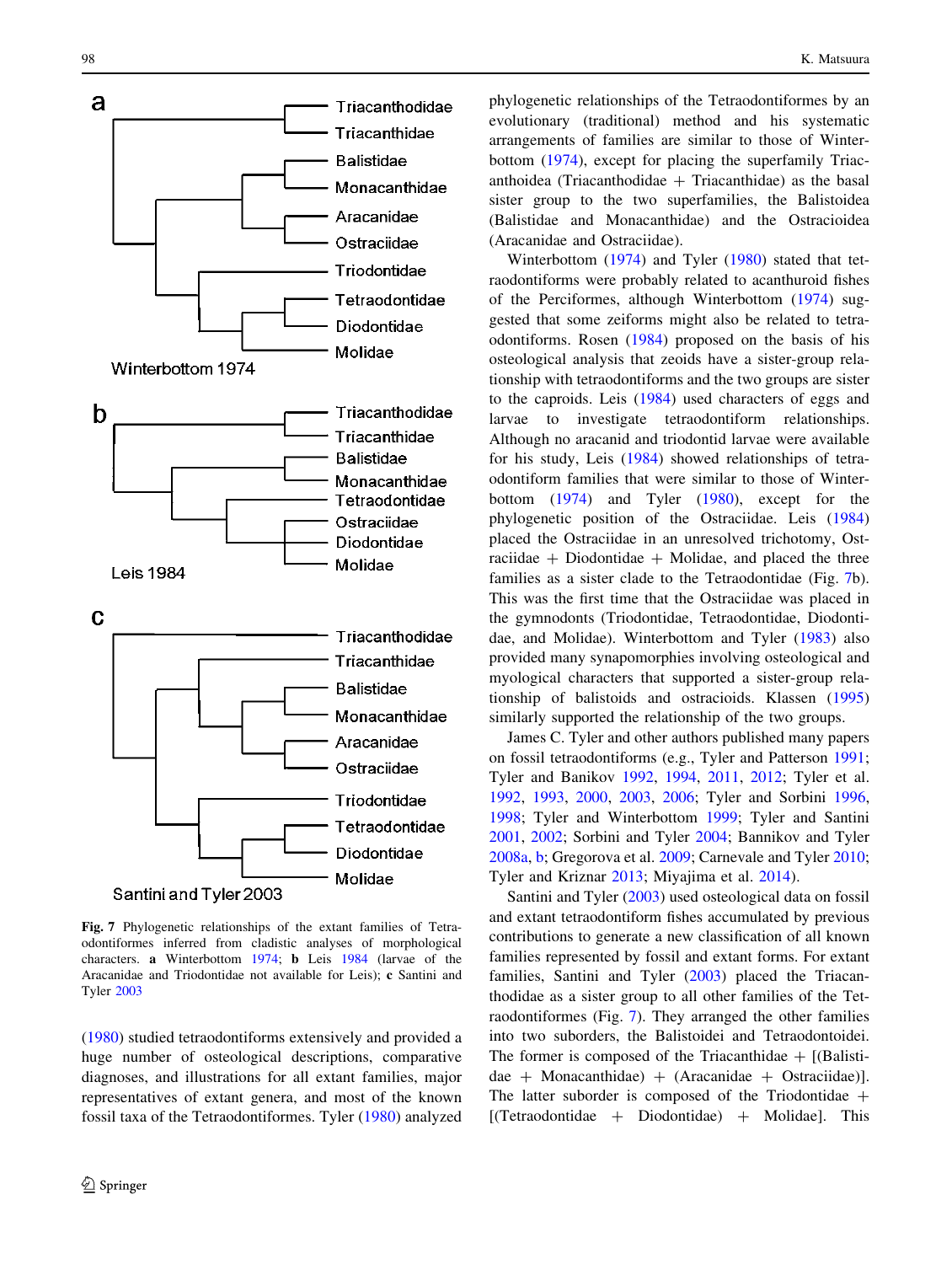Fig. 7 Phylogenetic relationships of the extant families of Tetraodontiformes inferred from cladistic analyses of morphological characters. **a** Winterbottom 1974; **b** Leis 1984 (larvae of the Aracanidae and Triodontidae not available for Leis); **c** Santini and Tyler 2003

(1980) studied tetraodontiforms extensively and provided a huge number of osteological descriptions, comparative diagnoses, and illustrations for all extant families, major representatives of extant genera, and most of the known fossil taxa of the Tetraodontiformes. Tyler (1980) analyzed phylogenetic relationships of the Tetraodontiformes by an evolutionary (traditional) method and his systematic arrangements of families are similar to those of Winterbottom (1974), except for placing the superfamily Triacanthoidea (Triacanthodidae + Triacanthidae) as the basal sister group to the two superfamilies, the Balistoidea (Balistidae and Monacanthidae) and the Ostracioidea (Aracanidae and Ostraciidae).

Winterbottom (1974) and Tyler (1980) stated that tetraodontiforms were probably related to acanthuroid fishes of the Perciformes, although Winterbottom (1974) suggested that some zeiforms might also be related to tetraodontiforms. Rosen (1984) proposed on the basis of his osteological analysis that zeoids have a sister-group relationship with tetraodontiforms and the two groups are sister to the caproids. Leis (1984) used characters of eggs and larvae to investigate tetraodontiform relationships. Although no aracanid and triodontid larvae were available for his study, Leis (1984) showed relationships of tetraodontiform families that were similar to those of Winterbottom (1974) and Tyler (1980), except for the phylogenetic position of the Ostraciidae. Leis (1984) placed the Ostraciidae in an unresolved trichotomy, Ostraciidae + Diodontidae + Molidae, and placed the three families as a sister clade to the Tetraodontidae (Fig. 7b). This was the first time that the Ostraciidae was placed in the gymnodonts (Triodontidae, Tetraodontidae, Diodontidae, and Molidae). Winterbottom and Tyler (1983) also provided many synapomorphies involving osteological and myological characters that supported a sister-group relationship of balistoids and ostracioids. Klassen (1995) similarly supported the relationship of the two groups.

James C. Tyler and other authors published many papers on fossil tetraodontiforms (e.g., Tyler and Patterson 1991; Tyler and Banikov 1992, 1994, 2011, 2012; Tyler et al. 1992, 1993, 2000, 2003, 2006; Tyler and Sorbini 1996, 1998; Tyler and Winterbottom 1999; Tyler and Santini 2001, 2002; Sorbini and Tyler 2004; Bannikov and Tyler 2008a, b; Gregorova et al. 2009; Carnevale and Tyler 2010; Tyler and Kriznar 2013; Miyajima et al. 2014).

Santini and Tyler (2003) used osteological data on fossil and extant tetraodontiform fishes accumulated by previous contributions to generate a new classification of all known families represented by fossil and extant forms. For extant families, Santini and Tyler (2003) placed the Triacanthodidae as a sister group to all other families of the Tetraodontiformes (Fig. 7). They arranged the other families into two suborders, the Balistoidei and Tetraodontoidei. The former is composed of the Triacanthidae + [(Balistidae + Monacanthidae) + (Aracanidae + Ostraciidae)]. The latter suborder is composed of the Triodontidae + [(Tetraodontidae + Diodontidae) + Molidae]. This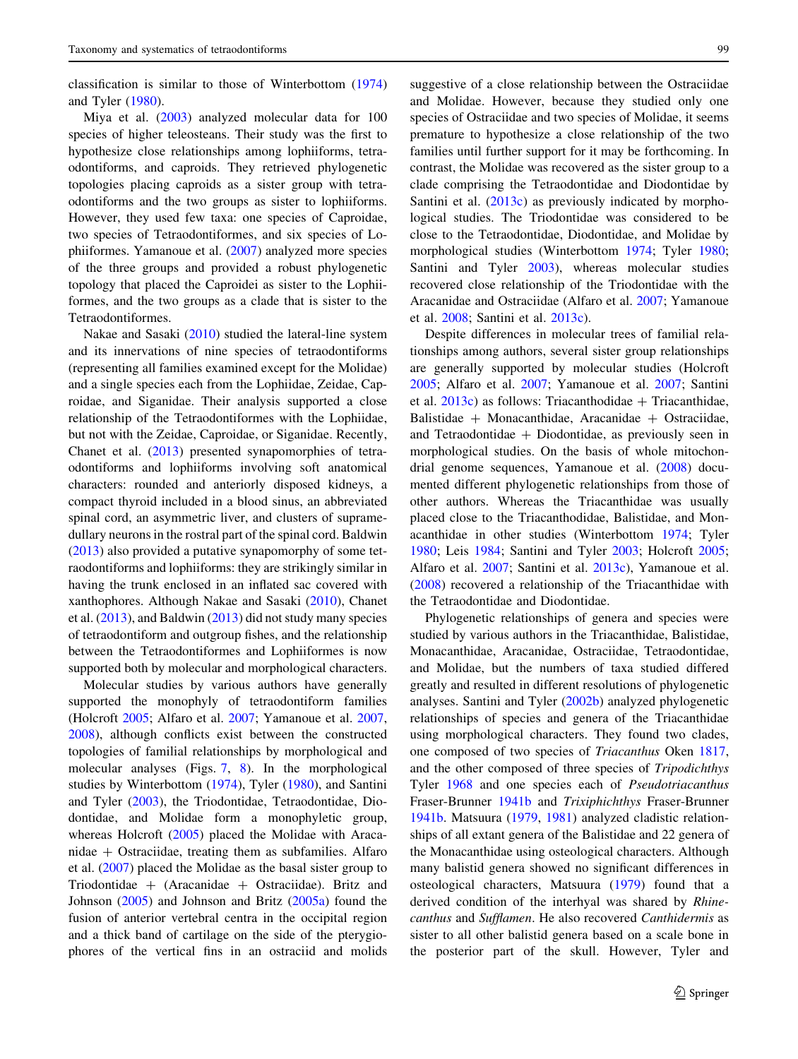classification is similar to those of Winterbottom (1974) and Tyler (1980).

Miya et al. (2003) analyzed molecular data for 100 species of higher teleosteans. Their study was the first to hypothesize close relationships among lophiiforms, tetraodontiforms, and caproids. They retrieved phylogenetic topologies placing caproids as a sister group with tetraodontiforms and the two groups as sister to lophiiforms. However, they used few taxa: one species of Caproidae, two species of Tetraodontiformes, and six species of Lophiiformes. Yamanoue et al. (2007) analyzed more species of the three groups and provided a robust phylogenetic topology that placed the Caproidei as sister to the Lophiiformes, and the two groups as a clade that is sister to the Tetraodontiformes.

Nakae and Sasaki (2010) studied the lateral-line system and its innervations of nine species of tetraodontiforms (representing all families examined except for the Molidae) and a single species each from the Lophiidae, Zeidae, Caproidae, and Siganidae. Their analysis supported a close relationship of the Tetraodontiformes with the Lophiidae, but not with the Zeidae, Caproidae, or Siganidae. Recently, Chanet et al. (2013) presented synapomorphies of tetraodontiforms and lophiiforms involving soft anatomical characters: rounded and anteriorly disposed kidneys, a compact thyroid included in a blood sinus, an abbreviated spinal cord, an asymmetric liver, and clusters of supramedullary neurons in the rostral part of the spinal cord. Baldwin (2013) also provided a putative synapomorphy of some tetraodontiforms and lophiiforms: they are strikingly similar in having the trunk enclosed in an inflated sac covered with xanthophores. Although Nakae and Sasaki (2010), Chanet et al. (2013), and Baldwin (2013) did not study many species of tetraodontiform and outgroup fishes, and the relationship between the Tetraodontiformes and Lophiiformes is now supported both by molecular and morphological characters.

Molecular studies by various authors have generally supported the monophyly of tetraodontiform families (Holcroft 2005; Alfaro et al. 2007; Yamanoue et al. 2007, 2008), although conflicts exist between the constructed topologies of familial relationships by morphological and molecular analyses (Figs. 7, 8). In the morphological studies by Winterbottom (1974), Tyler (1980), and Santini and Tyler (2003), the Triodontidae, Tetraodontidae, Diodontidae, and Molidae form a monophyletic group, whereas Holcroft (2005) placed the Molidae with Aracanidae + Ostraciidae, treating them as subfamilies. Alfaro et al. (2007) placed the Molidae as the basal sister group to Triodontidae + (Aracanidae + Ostraciidae). Britz and Johnson (2005) and Johnson and Britz (2005a) found the fusion of anterior vertebral centra in the occipital region and a thick band of cartilage on the side of the pterygiophores of the vertical fins in an ostraciid and molids suggestive of a close relationship between the Ostraciidae and Molidae. However, because they studied only one species of Ostraciidae and two species of Molidae, it seems premature to hypothesize a close relationship of the two families until further support for it may be forthcoming. In contrast, the Molidae was recovered as the sister group to a clade comprising the Tetraodontidae and Diodontidae by Santini et al. (2013c) as previously indicated by morphological studies. The Triodontidae was considered to be close to the Tetraodontidae, Diodontidae, and Molidae by morphological studies (Winterbottom 1974; Tyler 1980; Santini and Tyler 2003), whereas molecular studies recovered close relationship of the Triodontidae with the Aracanidae and Ostraciidae (Alfaro et al. 2007; Yamanoue et al. 2008; Santini et al. 2013c).

Despite differences in molecular trees of familial relationships among authors, several sister group relationships are generally supported by molecular studies (Holcroft 2005; Alfaro et al. 2007; Yamanoue et al. 2007; Santini et al. 2013c) as follows: Triacanthodidae + Triacanthidae, Balistidae + Monacanthidae, Aracanidae + Ostraciidae, and Tetraodontidae + Diodontidae, as previously seen in morphological studies. On the basis of whole mitochondrial genome sequences, Yamanoue et al. (2008) documented different phylogenetic relationships from those of other authors. Whereas the Triacanthidae was usually placed close to the Triacanthodidae, Balistidae, and Monacanthidae in other studies (Winterbottom 1974; Tyler 1980; Leis 1984; Santini and Tyler 2003; Holcroft 2005; Alfaro et al. 2007; Santini et al. 2013c), Yamanoue et al. (2008) recovered a relationship of the Triacanthidae with the Tetraodontidae and Diodontidae.

Phylogenetic relationships of genera and species were studied by various authors in the Triacanthidae, Balistidae, Monacanthidae, Aracanidae, Ostraciidae, Tetraodontidae, and Molidae, but the numbers of taxa studied differed greatly and resulted in different resolutions of phylogenetic analyses. Santini and Tyler (2002b) analyzed phylogenetic relationships of species and genera of the Triacanthidae using morphological characters. They found two clades, one composed of two species of *Triacanthus* Oken 1817, and the other composed of three species of *Tripodichthys* Tyler 1968 and one species each of *Pseudotriacanthus* Fraser-Brunner 1941b and *Trixiphichthys* Fraser-Brunner 1941b. Matsuura (1979, 1981) analyzed cladistic relationships of all extant genera of the Balistidae and 22 genera of the Monacanthidae using osteological characters. Although many balistid genera showed no significant differences in osteological characters, Matsuura (1979) found that a derived condition of the interhyal was shared by *Rhinecanthus* and *Sufflamen*. He also recovered *Canthidermis* as sister to all other balistid genera based on a scale bone in the posterior part of the skull. However, Tyler and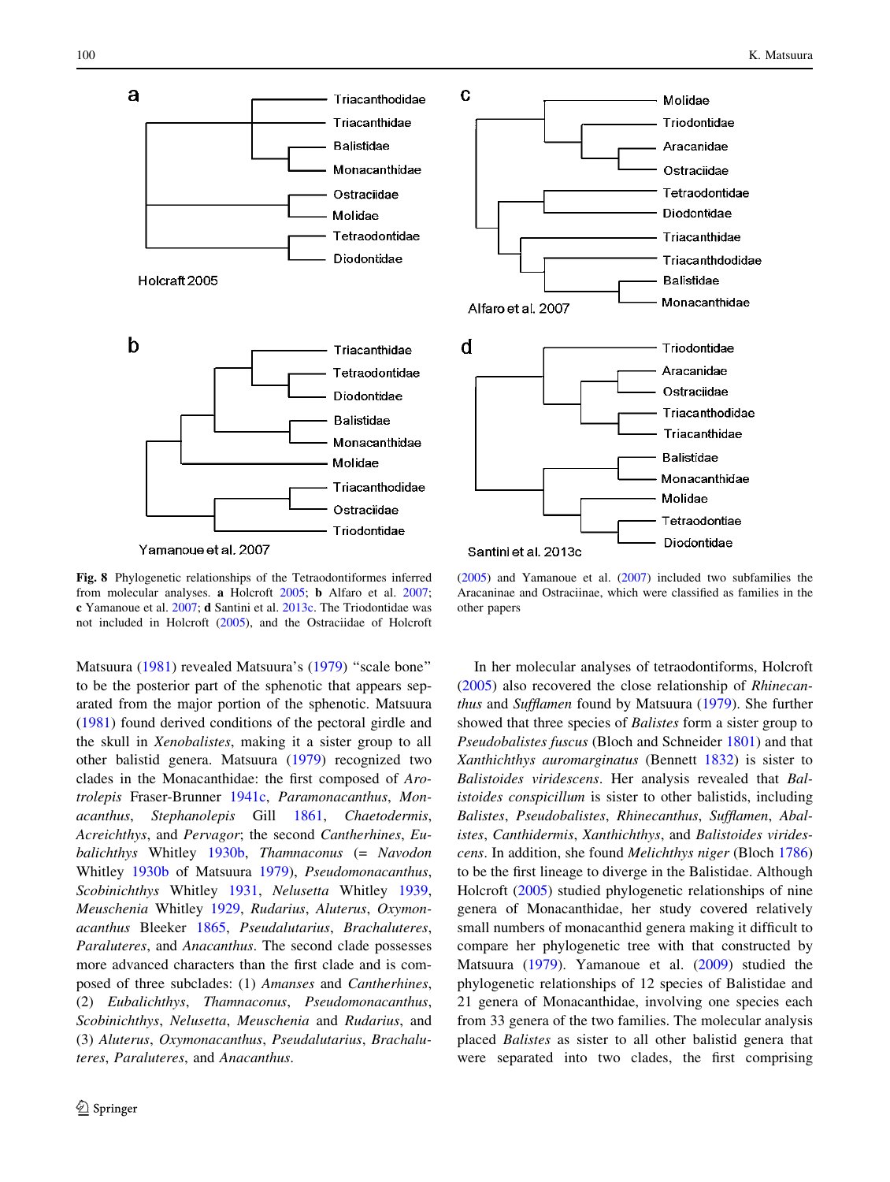**Fig. 8** Phylogenetic relationships of the Tetraodontiformes inferred from molecular analyses. **a** Holcroft 2005; **b** Alfaro et al. 2007; **c** Yamanoue et al. 2007; **d** Santini et al. 2013c. The Triodontidae was not included in Holcroft (2005), and the Ostraciidae of Holcroft (2005) and Yamanoue et al. (2007) included two subfamilies the Aracaninae and Ostraciinae, which were classified as families in the other papers

Matsuura (1981) revealed Matsuura's (1979) "scale bone" to be the posterior part of the sphenotic that appears separated from the major portion of the sphenotic. Matsuura (1981) found derived conditions of the pectoral girdle and the skull in *Xenobalistes*, making it a sister group to all other balistid genera. Matsuura (1979) recognized two clades in the Monacanthidae: the first composed of *Arotrolepis* Fraser-Brunner 1941c, *Paramonacanthus*, *Monacanthus*, *Stephanolepis* Gill 1861, *Chaetodermis*, *Acreichthys*, and *Pervagor*; the second *Cantherhines*, *Eubalichthys* Whitley 1930b, *Thamnaconus* (= *Navodon* Whitley 1930b of Matsuura 1979), *Pseudomonacanthus*, *Scobinichthys* Whitley 1931, *Nelusetta* Whitley 1939, *Meuschenia* Whitley 1929, *Rudarius*, *Aluterus*, *Oxymonacanthus* Bleeker 1865, *Pseudalutarius*, *Brachaluteres*, *Paraluteres*, and *Anacanthus*. The second clade possesses more advanced characters than the first clade and is composed of three subclades: (1) *Amanses* and *Cantherhines*, (2) *Eubalichthys*, *Thamnaconus*, *Pseudomonacanthus*, *Scobinichthys*, *Nelusetta*, *Meuschenia* and *Rudarius*, and (3) *Aluterus*, *Oxymonacanthus*, *Pseudalutarius*, *Brachaluteres*, *Paraluteres*, and *Anacanthus*.

In her molecular analyses of tetraodontiforms, Holcroft (2005) also recovered the close relationship of *Rhinecanthus* and *Sufflamen* found by Matsuura (1979). She further showed that three species of *Balistes* form a sister group to *Pseudobalistes fuscus* (Bloch and Schneider 1801) and that *Xanthichthys auromarginatus* (Bennett 1832) is sister to *Balistoides viridescens*. Her analysis revealed that *Balistoides conspicillum* is sister to other balistids, including *Balistes*, *Pseudobalistes*, *Rhinecanthus*, *Sufflamen*, *Abalistes*, *Canthidermis*, *Xanthichthys*, and *Balistoides viridescens*. In addition, she found *Melichthys niger* (Bloch 1786) to be the first lineage to diverge in the Balistidae. Although Holcroft (2005) studied phylogenetic relationships of nine genera of Monacanthidae, her study covered relatively small numbers of monacanthid genera making it difficult to compare her phylogenetic tree with that constructed by Matsuura (1979). Yamanoue et al. (2009) studied the phylogenetic relationships of 12 species of Balistidae and 21 genera of Monacanthidae, involving one species each from 33 genera of the two families. The molecular analysis placed *Balistes* as sister to all other balistid genera that were separated into two clades, the first comprising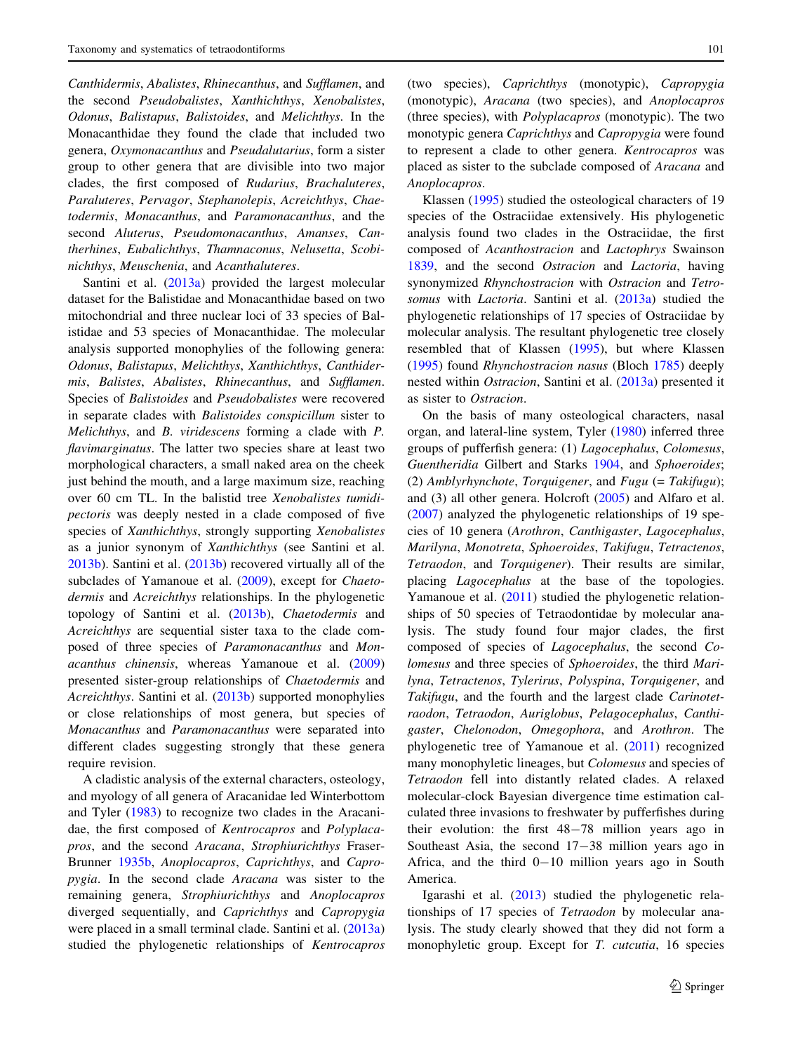*Canthidermis*, *Abalistes*, *Rhinecanthus*, and *Sufflamen*, and the second *Pseudobalistes*, *Xanthichthys*, *Xenobalistes*, *Odonus*, *Balistapus*, *Balistoides*, and *Melichthys*. In the Monacanthidae they found the clade that included two genera, *Oxymonacanthus* and *Pseudalutarius*, form a sister group to other genera that are divisible into two major clades, the first composed of *Rudarius*, *Brachaluteres*, *Paraluteres*, *Pervagor*, *Stephanolepis*, *Acreichthys*, *Chaetodermis*, *Monacanthus*, and *Paramonacanthus*, and the second *Aluterus*, *Pseudomonacanthus*, *Amanses*, *Cantherhines*, *Eubalichthys*, *Thamnaconus*, *Nelusetta*, *Scobinichthys*, *Meuschenia*, and *Acanthaluteres*.

Santini et al. (2013a) provided the largest molecular dataset for the Balistidae and Monacanthidae based on two mitochondrial and three nuclear loci of 33 species of Balistidae and 53 species of Monacanthidae. The molecular analysis supported monophylies of the following genera: *Odonus*, *Balistapus*, *Melichthys*, *Xanthichthys*, *Canthidermis*, *Balistes*, *Abalistes*, *Rhinecanthus*, and *Sufflamen*. Species of *Balistoides* and *Pseudobalistes* were recovered in separate clades with *Balistoides conspicillum* sister to *Melichthys*, and *B. viridescens* forming a clade with *P. flavimarginatus*. The latter two species share at least two morphological characters, a small naked area on the cheek just behind the mouth, and a large maximum size, reaching over 60 cm TL. In the balistid tree *Xenobalistes tumidipectoris* was deeply nested in a clade composed of five species of *Xanthichthys*, strongly supporting *Xenobalistes* as a junior synonym of *Xanthichthys* (see Santini et al. 2013b). Santini et al. (2013b) recovered virtually all of the subclades of Yamanoue et al. (2009), except for *Chaetodermis* and *Acreichthys* relationships. In the phylogenetic topology of Santini et al. (2013b), *Chaetodermis* and *Acreichthys* are sequential sister taxa to the clade composed of three species of *Paramonacanthus* and *Monacanthus chinensis*, whereas Yamanoue et al. (2009) presented sister-group relationships of *Chaetodermis* and *Acreichthys*. Santini et al. (2013b) supported monophylies or close relationships of most genera, but species of *Monacanthus* and *Paramonacanthus* were separated into different clades suggesting strongly that these genera require revision.

A cladistic analysis of the external characters, osteology, and myology of all genera of Aracanidae led Winterbottom and Tyler (1983) to recognize two clades in the Aracanidae, the first composed of *Kentrocapros* and *Polyplacapros*, and the second *Aracana*, *Strophiurichthys* Fraser-Brunner 1935b, *Anoplocapros*, *Caprichthys*, and *Capropygia*. In the second clade *Aracana* was sister to the remaining genera, *Strophiurichthys* and *Anoplocapros* diverged sequentially, and *Caprichthys* and *Capropygia* were placed in a small terminal clade. Santini et al. (2013a) studied the phylogenetic relationships of *Kentrocapros* (two species), *Caprichthys* (monotypic), *Capropygia* (monotypic), *Aracana* (two species), and *Anoplocapros* (three species), with *Polyplacapros* (monotypic). The two monotypic genera *Caprichthys* and *Capropygia* were found to represent a clade to other genera. *Kentrocapros* was placed as sister to the subclade composed of *Aracana* and *Anoplocapros*.

Klassen (1995) studied the osteological characters of 19 species of the Ostraciidae extensively. His phylogenetic analysis found two clades in the Ostraciidae, the first composed of *Acanthostracion* and *Lactophrys* Swainson 1839, and the second *Ostracion* and *Lactoria*, having synonymized *Rhynchostracion* with *Ostracion* and *Tetrosomus* with *Lactoria*. Santini et al. (2013a) studied the phylogenetic relationships of 17 species of Ostraciidae by molecular analysis. The resultant phylogenetic tree closely resembled that of Klassen (1995), but where Klassen (1995) found *Rhynchostracion nasus* (Bloch 1785) deeply nested within *Ostracion*, Santini et al. (2013a) presented it as sister to *Ostracion*.

On the basis of many osteological characters, nasal organ, and lateral-line system, Tyler (1980) inferred three groups of pufferfish genera: (1) *Lagocephalus*, *Colomesus*, *Guentheridia* Gilbert and Starks 1904, and *Sphoeroides*; (2) *Amblyrhynchote*, *Torquigener*, and *Fugu* (= *Takifugu*); and (3) all other genera. Holcroft (2005) and Alfaro et al. (2007) analyzed the phylogenetic relationships of 19 species of 10 genera (*Arothron*, *Canthigaster*, *Lagocephalus*, *Marilyna*, *Monotreta*, *Sphoeroides*, *Takifugu*, *Tetractenos*, *Tetraodon*, and *Torquigener*). Their results are similar, placing *Lagocephalus* at the base of the topologies. Yamanoue et al. (2011) studied the phylogenetic relationships of 50 species of Tetraodontidae by molecular analysis. The study found four major clades, the first composed of species of *Lagocephalus*, the second *Colomesus* and three species of *Sphoeroides*, the third *Marilyna*, *Tetractenos*, *Tylerius*, *Polyspina*, *Torquigener*, and *Takifugu*, and the fourth and the largest clade *Carinotetraodon*, *Tetraodon*, *Auriglobus*, *Pelagocephalus*, *Canthigaster*, *Chelonodon*, *Omegophora*, and *Arothron*. The phylogenetic tree of Yamanoue et al. (2011) recognized many monophyletic lineages, but *Colomesus* and species of *Tetraodon* fell into distantly related clades. A relaxed molecular-clock Bayesian divergence time estimation calculated three invasions to freshwater by pufferfishes during their evolution: the first 48−78 million years ago in Southeast Asia, the second 17−38 million years ago in Africa, and the third 0−10 million years ago in South America.

Igarashi et al. (2013) studied the phylogenetic relationships of 17 species of *Tetraodon* by molecular analysis. The study clearly showed that they did not form a monophyletic group. Except for *T. cutcutia*, 16 species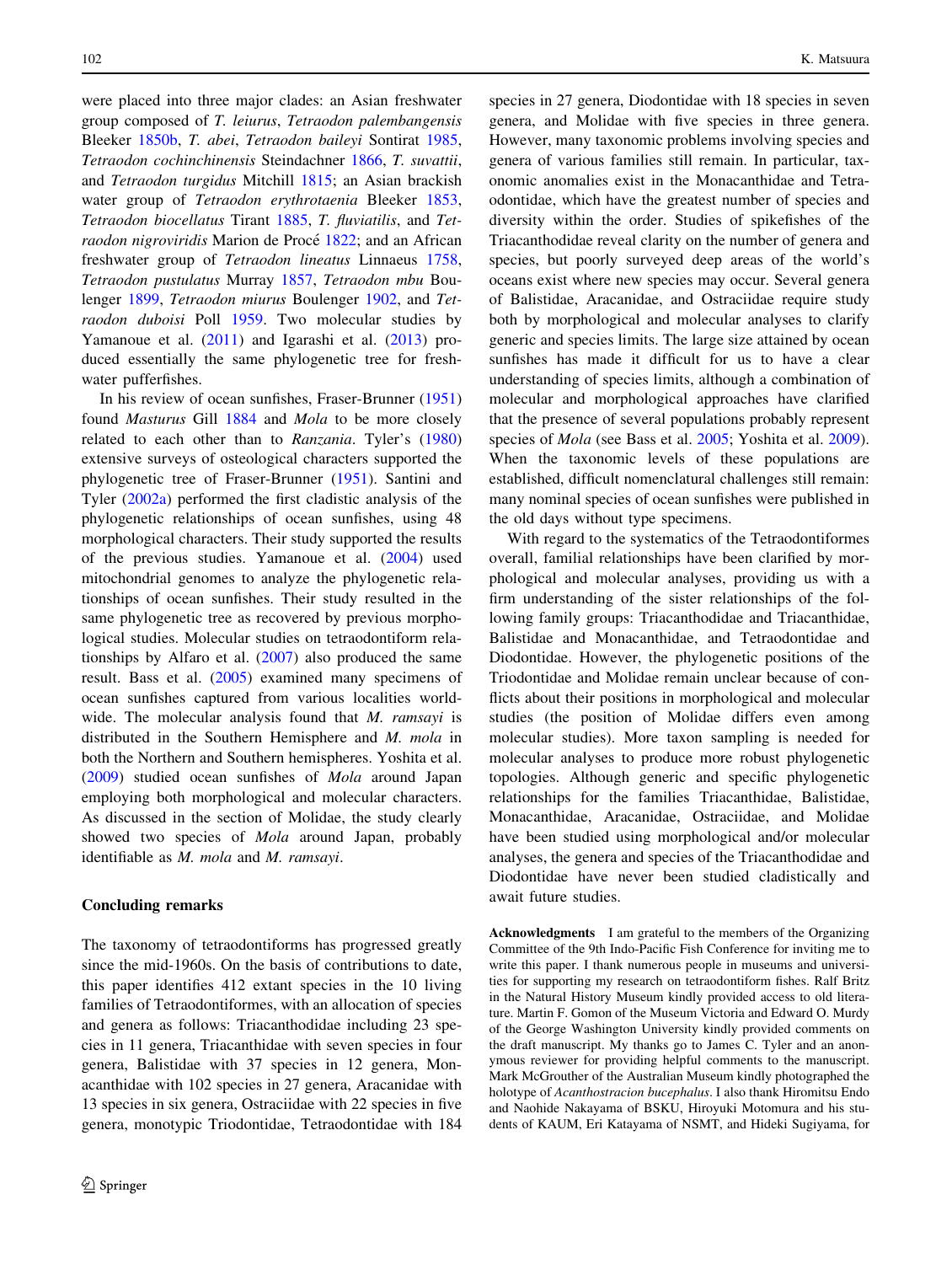were placed into three major clades: an Asian freshwater group composed of *T. leiurus*, *Tetraodon palembangensis* Bleeker 1850b, *T. abei*, *Tetraodon baileyi* Sontirat 1985, *Tetraodon cochinchinensis* Steindachner 1866, *T. suvattii*, and *Tetraodon turgidus* Mitchill 1815; an Asian brackish water group of *Tetraodon erythrotaenia* Bleeker 1853, *Tetraodon biocellatus* Tirant 1885, *T. fluviatilis*, and *Tetraodon nigroviridis* Marion de Procé 1822; and an African freshwater group of *Tetraodon lineatus* Linnaeus 1758, *Tetraodon pustulatus* Murray 1857, *Tetraodon mbu* Boulenger 1899, *Tetraodon miurus* Boulenger 1902, and *Tetraodon duboisi* Poll 1959. Two molecular studies by Yamanoue et al. (2011) and Igarashi et al. (2013) produced essentially the same phylogenetic tree for freshwater pufferfishes.

In his review of ocean sunfishes, Fraser-Brunner (1951) found *Masturus* Gill 1884 and *Mola* to be more closely related to each other than to *Ranzania*. Tyler's (1980) extensive surveys of osteological characters supported the phylogenetic tree of Fraser-Brunner (1951). Santini and Tyler (2002a) performed the first cladistic analysis of the phylogenetic relationships of ocean sunfishes, using 48 morphological characters. Their study supported the results of the previous studies. Yamanoue et al. (2004) used mitochondrial genomes to analyze the phylogenetic relationships of ocean sunfishes. Their study resulted in the same phylogenetic tree as recovered by previous morphological studies. Molecular studies on tetraodontiform relationships by Alfaro et al. (2007) also produced the same result. Bass et al. (2005) examined many specimens of ocean sunfishes captured from various localities worldwide. The molecular analysis found that *M. ramsayi* is distributed in the Southern Hemisphere and *M. mola* in both the Northern and Southern hemispheres. Yoshita et al. (2009) studied ocean sunfishes of *Mola* around Japan employing both morphological and molecular characters. As discussed in the section of Molidae, the study clearly showed two species of *Mola* around Japan, probably identifiable as *M. mola* and *M. ramsayi*.

## Concluding remarks

The taxonomy of tetraodontiforms has progressed greatly since the mid-1960s. On the basis of contributions to date, this paper identifies 412 extant species in the 10 living families of Tetraodontiformes, with an allocation of species and genera as follows: Triacanthodidae including 23 species in 11 genera, Triacanthidae with seven species in four genera, Balistidae with 37 species in 12 genera, Monacanthidae with 102 species in 27 genera, Aracanidae with 13 species in six genera, Ostraciidae with 22 species in five genera, monotypic Triodontidae, Tetraodontidae with 184 species in 27 genera, Diodontidae with 18 species in seven genera, and Molidae with five species in three genera. However, many taxonomic problems involving species and genera of various families still remain. In particular, taxonomic anomalies exist in the Monacanthidae and Tetraodontidae, which have the greatest number of species and diversity within the order. Studies of spikefishes of the Triacanthodidae reveal clarity on the number of genera and species, but poorly surveyed deep areas of the world's oceans exist where new species may occur. Several genera of Balistidae, Aracanidae, and Ostraciidae require study both by morphological and molecular analyses to clarify generic and species limits. The large size attained by ocean sunfishes has made it difficult for us to have a clear understanding of species limits, although a combination of molecular and morphological approaches have clarified that the presence of several populations probably represent species of *Mola* (see Bass et al. 2005; Yoshita et al. 2009). When the taxonomic levels of these populations are established, difficult nomenclatural challenges still remain: many nominal species of ocean sunfishes were published in the old days without type specimens.

With regard to the systematics of the Tetraodontiformes overall, familial relationships have been clarified by morphological and molecular analyses, providing us with a firm understanding of the sister relationships of the following family groups: Triacanthodidae and Triacanthidae, Balistidae and Monacanthidae, and Tetraodontidae and Diodontidae. However, the phylogenetic positions of the Triodontidae and Molidae remain unclear because of conflicts about their positions in morphological and molecular studies (the position of Molidae differs even among molecular studies). More taxon sampling is needed for molecular analyses to produce more robust phylogenetic topologies. Although generic and specific phylogenetic relationships for the families Triacanthidae, Balistidae, Monacanthidae, Aracanidae, Ostraciidae, and Molidae have been studied using morphological and/or molecular analyses, the genera and species of the Triacanthodidae and Diodontidae have never been studied cladistically and await future studies.

**Acknowledgments** I am grateful to the members of the Organizing Committee of the 9th Indo-Pacific Fish Conference for inviting me to write this paper. I thank numerous people in museums and universities for supporting my research on tetraodontiform fishes. Ralf Britz in the Natural History Museum kindly provided access to old literature. Martin F. Gomon of the Museum Victoria and Edward O. Murdy of the George Washington University kindly provided comments on the draft manuscript. My thanks go to James C. Tyler and an anonymous reviewer for providing helpful comments to the manuscript. Mark McGrouther of the Australian Museum kindly photographed the holotype of *Acanthostracion bucephalus*. I also thank Hiromitsu Endo and Naohide Nakayama of BSKU, Hiroyuki Motomura and his students of KAUM, Eri Katayama of NSMT, and Hideki Sugiyama, for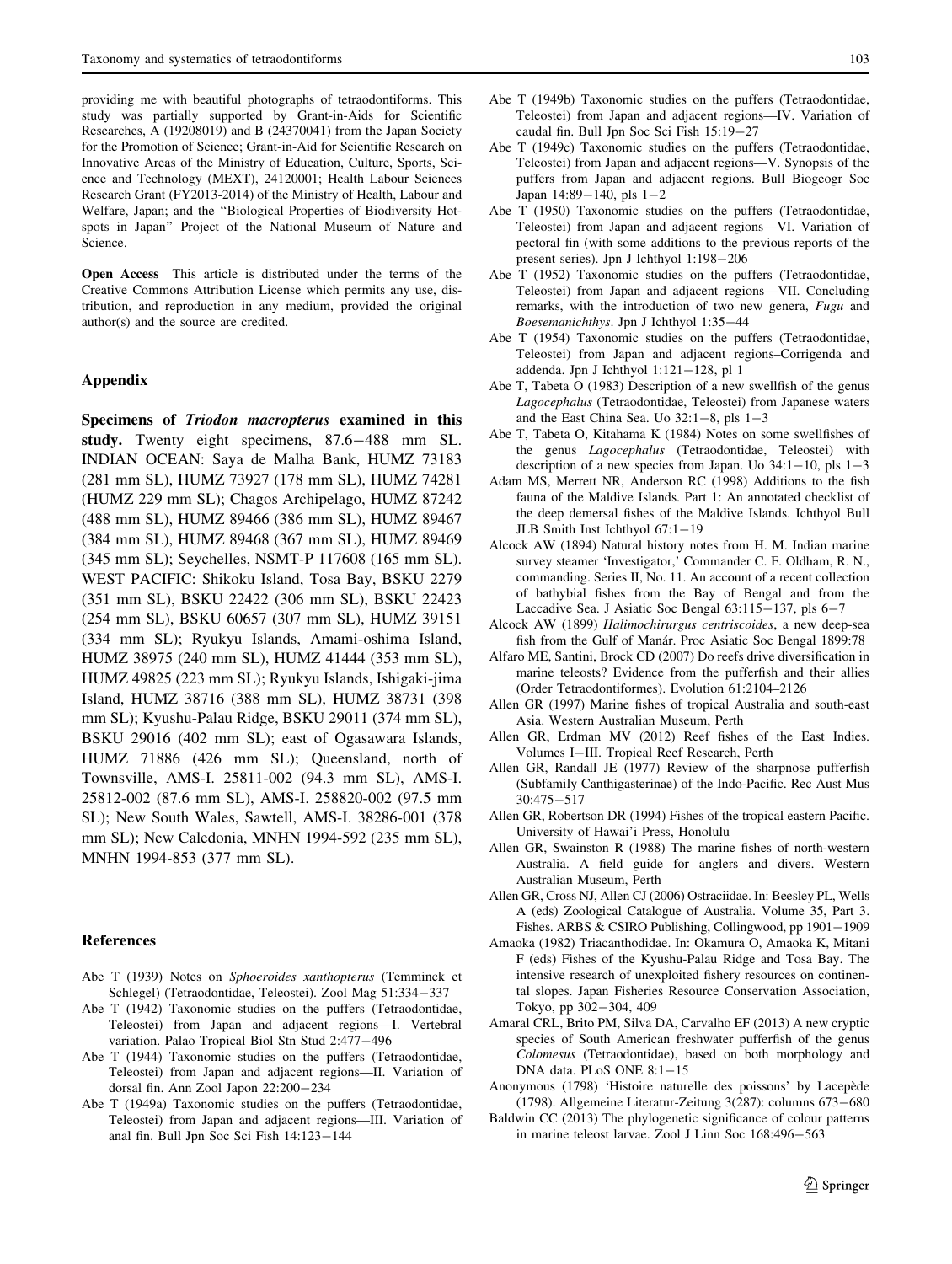providing me with beautiful photographs of tetraodontiforms. This study was partially supported by Grant-in-Aids for Scientific Researches, A (19208019) and B (24370041) from the Japan Society for the Promotion of Science; Grant-in-Aid for Scientific Research on Innovative Areas of the Ministry of Education, Culture, Sports, Science and Technology (MEXT), 24120001; Health Labour Sciences Research Grant (FY2013-2014) of the Ministry of Health, Labour and Welfare, Japan; and the "Biological Properties of Biodiversity Hotspots in Japan" Project of the National Museum of Nature and Science.

**Open Access** This article is distributed under the terms of the Creative Commons Attribution License which permits any use, distribution, and reproduction in any medium, provided the original author(s) and the source are credited.

## Appendix

**Specimens of *Triodon macropterus* examined in this study.** Twenty eight specimens, 87.6–488 mm SL. INDIAN OCEAN: Saya de Malha Bank, HUMZ 73183 (281 mm SL), HUMZ 73927 (178 mm SL), HUMZ 74281 (HUMZ 229 mm SL); Chagos Archipelago, HUMZ 87242 (488 mm SL), HUMZ 89466 (386 mm SL), HUMZ 89467 (384 mm SL), HUMZ 89468 (367 mm SL), HUMZ 89469 (345 mm SL); Seychelles, NSMT-P 117608 (165 mm SL). WEST PACIFIC: Shikoku Island, Tosa Bay, BSKU 2279 (351 mm SL), BSKU 22422 (306 mm SL), BSKU 22423 (254 mm SL), BSKU 60657 (307 mm SL), HUMZ 39151 (334 mm SL); Ryukyu Islands, Amami-oshima Island, HUMZ 38975 (240 mm SL), HUMZ 41444 (353 mm SL), HUMZ 49825 (223 mm SL); Ryukyu Islands, Ishigaki-jima Island, HUMZ 38716 (388 mm SL), HUMZ 38731 (398 mm SL); Kyushu-Palau Ridge, BSKU 29011 (374 mm SL), BSKU 29016 (402 mm SL); east of Ogasawara Islands, HUMZ 71886 (426 mm SL); Queensland, north of Townsville, AMS-I. 25811-002 (94.3 mm SL), AMS-I. 25812-002 (87.6 mm SL), AMS-I. 258820-002 (97.5 mm SL); New South Wales, Sawtell, AMS-I. 38286-001 (378 mm SL); New Caledonia, MNHN 1994-592 (235 mm SL), MNHN 1994-853 (377 mm SL).

## References

Abe T (1939) Notes on *Sphoeroides xanthopterus* (Temminck et Schlegel) (Tetraodontidae, Teleostei). Zool Mag 51:334–337

Abe T (1942) Taxonomic studies on the puffers (Tetraodontidae, Teleostei) from Japan and adjacent regions—I. Vertebral variation. Palao Tropical Biol Stn Stud 2:477–496

Abe T (1944) Taxonomic studies on the puffers (Tetraodontidae, Teleostei) from Japan and adjacent regions—II. Variation of dorsal fin. Ann Zool Japon 22:200–234

Abe T (1949a) Taxonomic studies on the puffers (Tetraodontidae, Teleostei) from Japan and adjacent regions—III. Variation of anal fin. Bull Jpn Soc Sci Fish 14:123–144

Abe T (1949b) Taxonomic studies on the puffers (Tetraodontidae, Teleostei) from Japan and adjacent regions—IV. Variation of caudal fin. Bull Jpn Soc Sci Fish 15:19–27

Abe T (1949c) Taxonomic studies on the puffers (Tetraodontidae, Teleostei) from Japan and adjacent regions—V. Synopsis of the puffers from Japan and adjacent regions. Bull Biogeogr Soc Japan 14:89–140, pls 1–2

Abe T (1950) Taxonomic studies on the puffers (Tetraodontidae, Teleostei) from Japan and adjacent regions—VI. Variation of pectoral fin (with some additions to the previous reports of the present series). Jpn J Ichthyol 1:198–206

Abe T (1952) Taxonomic studies on the puffers (Tetraodontidae, Teleostei) from Japan and adjacent regions—VII. Concluding remarks, with the introduction of two new genera, *Fugu* and *Boesemanichthys*. Jpn J Ichthyol 1:35–44

Abe T (1954) Taxonomic studies on the puffers (Tetraodontidae, Teleostei) from Japan and adjacent regions–Corrigenda and addenda. Jpn J Ichthyol 1:121–128, pl 1

Abe T, Tabeta O (1983) Description of a new swellfish of the genus *Lagocephalus* (Tetraodontidae, Teleostei) from Japanese waters and the East China Sea. Uo 32:1–8, pls 1–3

Abe T, Tabeta O, Kitahama K (1984) Notes on some swellfishes of the genus *Lagocephalus* (Tetraodontidae, Teleostei) with description of a new species from Japan. Uo 34:1–10, pls 1–3

Adam MS, Merrett NR, Anderson RC (1998) Additions to the fish fauna of the Maldive Islands. Part 1: An annotated checklist of the deep demersal fishes of the Maldive Islands. Ichthyol Bull JLB Smith Inst Ichthyol 67:1–19

Alcock AW (1894) Natural history notes from H. M. Indian marine survey steamer 'Investigator,' Commander C. F. Oldham, R. N., commanding. Series II, No. 11. An account of a recent collection of bathybial fishes from the Bay of Bengal and from the Laccadive Sea. J Asiatic Soc Bengal 63:115–137, pls 6–7

Alcock AW (1899) *Halimochirurgus centriscoides*, a new deep-sea fish from the Gulf of Manár. Proc Asiatic Soc Bengal 1899:78

Alfaro ME, Santini, Brock CD (2007) Do reefs drive diversification in marine teleosts? Evidence from the pufferfish and their allies (Order Tetraodontiformes). Evolution 61:2104–2126

Allen GR (1997) Marine fishes of tropical Australia and south-east Asia. Western Australian Museum, Perth

Allen GR, Erdman MV (2012) Reef fishes of the East Indies. Volumes I–III. Tropical Reef Research, Perth

Allen GR, Randall JE (1977) Review of the sharpnose pufferfish (Subfamily Canthigasterinae) of the Indo-Pacific. Rec Aust Mus 30:475–517

Allen GR, Robertson DR (1994) Fishes of the tropical eastern Pacific. University of Hawai'i Press, Honolulu

Allen GR, Swainston R (1988) The marine fishes of north-western Australia. A field guide for anglers and divers. Western Australian Museum, Perth

Allen GR, Cross NJ, Allen CJ (2006) Ostraciidae. In: Beesley PL, Wells A (eds) Zoological Catalogue of Australia. Volume 35, Part 3. Fishes. ARBS & CSIRO Publishing, Collingwood, pp 1901–1909

Amaoka (1982) Triacanthodidae. In: Okamura O, Amaoka K, Mitani F (eds) Fishes of the Kyushu-Palau Ridge and Tosa Bay. The intensive research of unexploited fishery resources on continental slopes. Japan Fisheries Resource Conservation Association, Tokyo, pp 302–304, 409

Amaral CRL, Brito PM, Silva DA, Carvalho EF (2013) A new cryptic species of South American freshwater pufferfish of the genus *Colomesus* (Tetraodontidae), based on both morphology and DNA data. PLoS ONE 8:1–15

Anonymous (1798) 'Histoire naturelle des poissons' by Lacepède (1798). Allgemeine Literatur-Zeitung 3(287): columns 673–680

Baldwin CC (2013) The phylogenetic significance of colour patterns in marine teleost larvae. Zool J Linn Soc 168:496–563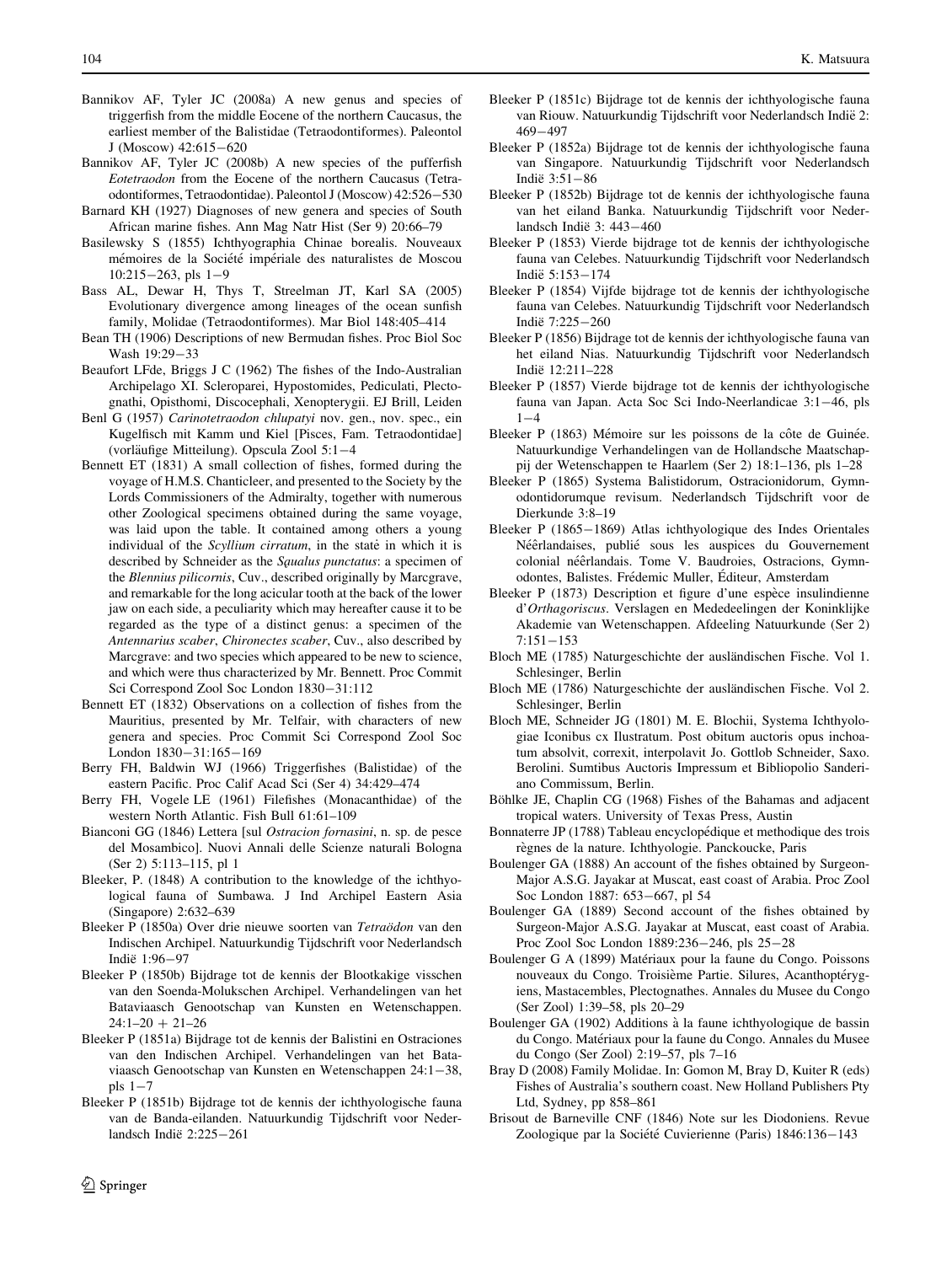Bannikov AF, Tyler JC (2008a) A new genus and species of triggerfish from the middle Eocene of the northern Caucasus, the earliest member of the Balistidae (Tetraodontiformes). Paleontol J (Moscow) 42:615−620

Bannikov AF, Tyler JC (2008b) A new species of the pufferfish *Eotetraodon* from the Eocene of the northern Caucasus (Tetraodontiformes, Tetraodontidae). Paleontol J (Moscow) 42:526−530

Barnard KH (1927) Diagnoses of new genera and species of South African marine fishes. Ann Mag Natr Hist (Ser 9) 20:66–79

Basilewsky S (1855) Ichthyographia Chinae borealis. Nouveaux mémoires de la Société impériale des naturalistes de Moscou 10:215−263, pls 1−9

Bass AL, Dewar H, Thys T, Streelman JT, Karl SA (2005) Evolutionary divergence among lineages of the ocean sunfish family, Molidae (Tetraodontiformes). Mar Biol 148:405–414

Bean TH (1906) Descriptions of new Bermudan fishes. Proc Biol Soc Wash 19:29−33

Beaufort LFde, Briggs J C (1962) The fishes of the Indo-Australian Archipelago XI. Scleroparei, Hypostomides, Pediculati, Plectognathi, Opisthomi, Discocephali, Xenopterygii. EJ Brill, Leiden

Benl G (1957) *Carinotetraodon chlupatyi* nov. gen., nov. spec., ein Kugelfisch mit Kamm und Kiel [Pisces, Fam. Tetraodontidae] (vorläufige Mitteilung). Opscula Zool 5:1−4

Bennett ET (1831) A small collection of fishes, formed during the voyage of H.M.S. Chanticleer, and presented to the Society by the Lords Commissioners of the Admiralty, together with numerous other Zoological specimens obtained during the same voyage, was laid upon the table. It contained among others a young individual of the *Scyllium cirratum*, in the statė in which it is described by Schneider as the *Squalus punctatus*: a specimen of the *Blennius pilicornis*, Cuv., described originally by Marcgrave, and remarkable for the long acicular tooth at the back of the lower jaw on each side, a peculiarity which may hereafter cause it to be regarded as the type of a distinct genus: a specimen of the *Antennarius scaber*, *Chironectes scaber*, Cuv., also described by Marcgrave: and two species which appeared to be new to science, and which were thus characterized by Mr. Bennett. Proc Commit Sci Correspond Zool Soc London 1830−31:112

Bennett ET (1832) Observations on a collection of fishes from the Mauritius, presented by Mr. Telfair, with characters of new genera and species. Proc Commit Sci Correspond Zool Soc London 1830−31:165−169

Berry FH, Baldwin WJ (1966) Triggerfishes (Balistidae) of the eastern Pacific. Proc Calif Acad Sci (Ser 4) 34:429–474

Berry FH, Vogele LE (1961) Filefishes (Monacanthidae) of the western North Atlantic. Fish Bull 61:61–109

Bianconi GG (1846) Lettera [sul *Ostracion fornasini*, n. sp. de pesce del Mosambico]. Nuovi Annali delle Scienze naturali Bologna (Ser 2) 5:113–115, pl 1

Bleeker, P. (1848) A contribution to the knowledge of the ichthyological fauna of Sumbawa. J Ind Archipel Eastern Asia (Singapore) 2:632–639

Bleeker P (1850a) Over drie nieuwe soorten van *Tetraödon* van den Indischen Archipel. Natuurkundig Tijdschrift voor Nederlandsch Indië 1:96−97

Bleeker P (1850b) Bijdrage tot de kennis der Blootkakige visschen van den Soenda-Molukschen Archipel. Verhandelingen van het Bataviaasch Genootschap van Kunsten en Wetenschappen. 24:1−20 + 21−26

Bleeker P (1851a) Bijdrage tot de kennis der Balistini en Ostraciones van den Indischen Archipel. Verhandelingen van het Bataviaasch Genootschap van Kunsten en Wetenschappen 24:1−38, pls 1−7

Bleeker P (1851b) Bijdrage tot de kennis der ichthyologische fauna van de Banda-eilanden. Natuurkundig Tijdschrift voor Nederlandsch Indië 2:225−261

Bleeker P (1851c) Bijdrage tot de kennis der ichthyologische fauna van Riouw. Natuurkundig Tijdschrift voor Nederlandsch Indië 2: 469−497

Bleeker P (1852a) Bijdrage tot de kennis der ichthyologische fauna van Singapore. Natuurkundig Tijdschrift voor Nederlandsch Indië 3:51−86

Bleeker P (1852b) Bijdrage tot de kennis der ichthyologische fauna van het eiland Banka. Natuurkundig Tijdschrift voor Nederlandsch Indië 3: 443−460

Bleeker P (1853) Vierde bijdrage tot de kennis der ichthyologische fauna van Celebes. Natuurkundig Tijdschrift voor Nederlandsch Indië 5:153−174

Bleeker P (1854) Vijfde bijdrage tot de kennis der ichthyologische fauna van Celebes. Natuurkundig Tijdschrift voor Nederlandsch Indië 7:225−260

Bleeker P (1856) Bijdrage tot de kennis der ichthyologische fauna van het eiland Nias. Natuurkundig Tijdschrift voor Nederlandsch Indië 12:211–228

Bleeker P (1857) Vierde bijdrage tot de kennis der ichthyologische fauna van Japan. Acta Soc Sci Indo-Neerlandicae 3:1−46, pls 1−4

Bleeker P (1863) Mémoire sur les poissons de la côte de Guinée. Natuurkundige Verhandelingen van de Hollandsche Maatschappij der Wetenschappen te Haarlem (Ser 2) 18:1–136, pls 1–28

Bleeker P (1865) Systema Balistidorum, Ostracionidorum, Gymnodontidorumque revisum. Nederlandsch Tijdschrift voor de Dierkunde 3:8–19

Bleeker P (1865−1869) Atlas ichthyologique des Indes Orientales Néêrlandaises, publié sous les auspices du Gouvernement colonial néêrlandais. Tome V. Baudroies, Ostracions, Gymnodontes, Balistes. Frédemic Muller, Éditeur, Amsterdam

Bleeker P (1873) Description et figure d'une espèce insulindienne d'*Orthagoriscus*. Verslagen en Mededeelingen der Koninklijke Akademie van Wetenschappen. Afdeeling Natuurkunde (Ser 2) 7:151−153

Bloch ME (1785) Naturgeschichte der ausländischen Fische. Vol 1. Schlesinger, Berlin

Bloch ME (1786) Naturgeschichte der ausländischen Fische. Vol 2. Schlesinger, Berlin

Bloch ME, Schneider JG (1801) M. E. Blochii, Systema Ichthyologiae Iconibus cx Ilustratum. Post obitum auctoris opus inchoatum absolvit, correxit, interpolavit Jo. Gottlob Schneider, Saxo. Berolini. Sumtibus Auctoris Impressum et Bibliopolio Sanderiano Commissum, Berlin.

Böhlke JE, Chaplin CG (1968) Fishes of the Bahamas and adjacent tropical waters. University of Texas Press, Austin

Bonnaterre JP (1788) Tableau encyclopédique et methodique des trois règnes de la nature. Ichthyologie. Panckoucke, Paris

Boulenger GA (1888) An account of the fishes obtained by Surgeon-Major A.S.G. Jayakar at Muscat, east coast of Arabia. Proc Zool Soc London 1887: 653−667, pl 54

Boulenger GA (1889) Second account of the fishes obtained by Surgeon-Major A.S.G. Jayakar at Muscat, east coast of Arabia. Proc Zool Soc London 1889:236−246, pls 25−28

Boulenger G A (1899) Matériaux pour la faune du Congo. Poissons nouveaux du Congo. Troisième Partie. Silures, Acanthoptérygiens, Mastacembles, Plectognathes. Annales du Musee du Congo (Ser Zool) 1:39–58, pls 20–29

Boulenger GA (1902) Additions à la faune ichthyologique de bassin du Congo. Matériaux pour la faune du Congo. Annales du Musee du Congo (Ser Zool) 2:19–57, pls 7–16

Bray D (2008) Family Molidae. In: Gomon M, Bray D, Kuiter R (eds) Fishes of Australia's southern coast. New Holland Publishers Pty Ltd, Sydney, pp 858–861

Brisout de Barneville CNF (1846) Note sur les Diodoniens. Revue Zoologique par la Société Cuvierienne (Paris) 1846:136−143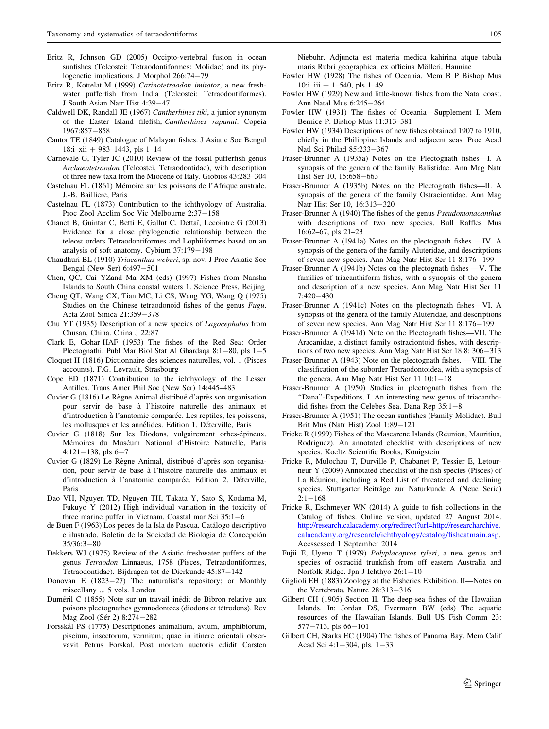Britz R, Johnson GD (2005) Occipto-vertebral fusion in ocean sunfishes (Teleostei: Tetraodontiformes: Molidae) and its phylogenetic implications. J Morphol 266:74−79

Britz R, Kottelat M (1999) *Carinotetraodon imitator*, a new freshwater pufferfish from India (Teleostei: Tetraodontiformes). J South Asian Natr Hist 4:39−47

Caldwell DK, Randall JE (1967) *Cantherhines tiki*, a junior synonym of the Easter Island filefish, *Cantherhines rapanui*. Copeia 1967:857−858

Cantor TE (1849) Catalogue of Malayan fishes. J Asiatic Soc Bengal 18:i–xii + 983–1443, pls 1–14

Carnevale G, Tyler JC (2010) Review of the fossil pufferfish genus *Archaeotetraodon* (Teleostei, Tetraodontidae), with description of three new taxa from the Miocene of Italy. Giobios 43:283–304

Castelnau FL (1861) Mémoire sur les poissons de l'Afrique australe. J.-B. Bailliere, Paris

Castelnau FL (1873) Contribution to the ichthyology of Australia. Proc Zool Acclim Soc Vic Melbourne 2:37−158

Chanet B, Guintar C, Betti E, Gallut C, Dettaï, Lecointre G (2013) Evidence for a close phylogenetic relationship between the teleost orders Tetraodontiformes and Lophiiformes based on an analysis of soft anatomy. Cybium 37:179−198

Chaudhuri BL (1910) *Triacanthus weberi*, sp. nov. J Proc Asiatic Soc Bengal (New Ser) 6:497−501

Chen, QC, Cai YZand Ma XM (eds) (1997) Fishes from Nansha Islands to South China coastal waters 1. Science Press, Beijing

Cheng QT, Wang CX, Tian MC, Li CS, Wang YG, Wang Q (1975) Studies on the Chinese tetraodonoid fishes of the genus *Fugu*. Acta Zool Sinica 21:359−378

Chu YT (1935) Description of a new species of *Lagocephalus* from Chusan, China. China J 22:87

Clark E, Gohar HAF (1953) The fishes of the Red Sea: Order Plectognathi. Publ Mar Biol Stat Al Ghardaqa 8:1−80, pls 1−5

Cloquet H (1816) Dictionnaire des sciences naturelles, vol. 1 (Pisces accounts). F.G. Levrault, Strasbourg

Cope ED (1871) Contribution to the ichthyology of the Lesser Antilles. Trans Amer Phil Soc (New Ser) 14:445–483

Cuvier G (1816) Le Règne Animal distribué d'après son organisation pour servir de base à l'histoire naturelle des animaux et d'introduction à l'anatomie comparée. Les reptiles, les poissons, les mollusques et les annélides. Edition 1. Déterville, Paris

Cuvier G (1818) Sur les Diodons, vulgairement orbes-épineux. Mémoires du Muséum National d'Histoire Naturelle, Paris 4:121−138, pls 6−7

Cuvier G (1829) Le Règne Animal, distribué d'après son organisation, pour servir de base à l'histoire naturelle des animaux et d'introduction à l'anatomie comparée. Edition 2. Déterville, Paris

Dao VH, Nguyen TD, Nguyen TH, Takata Y, Sato S, Kodama M, Fukuyo Y (2012) High individual variation in the toxicity of three marine puffer in Vietnam. Coastal mar Sci 35:1−6

de Buen F (1963) Los peces de la Isla de Pascua. Catálogo descriptivo e ilustrado. Boletin de la Sociedad de Biologia de Concepción 35/36:3−80

Dekkers WJ (1975) Review of the Asiatic freshwater puffers of the genus *Tetraodon* Linnaeus, 1758 (Pisces, Tetraodontiformes, Tetraodontidae). Bijdragen tot de Dierkunde 45:87−142

Donovan E (1823−27) The naturalist's repository; or Monthly miscellany ... 5 vols. London

Duméril C (1855) Note sur un travail inédit de Bibron relative aux poisons plectognathes gymnodontees (diodons et tétrodons). Rev Mag Zool (Sér 2) 8:274−282

Forsskål PS (1775) Descriptiones animalium, avium, amphibiorum, piscium, insectorum, vermium; quae in itinere orientali observavit Petrus Forskål. Post mortem auctoris edidit Carsten Niebuhr. Adjuncta est materia medica kahirina atque tabula maris Rubri geographica. ex officina Mölleri, Hauniae

Fowler HW (1928) The fishes of Oceania. Mem B P Bishop Mus 10:i–iii + 1–540, pls 1–49

Fowler HW (1929) New and little-known fishes from the Natal coast. Ann Natal Mus 6:245−264

Fowler HW (1931) The fishes of Oceania—Supplement I. Mem Bernice P. Bishop Mus 11:313–381

Fowler HW (1934) Descriptions of new fishes obtained 1907 to 1910, chiefly in the Philippine Islands and adjacent seas. Proc Acad Natl Sci Philad 85:233−367

Fraser-Brunner A (1935a) Notes on the Plectognath fishes—I. A synopsis of the genera of the family Balistidae. Ann Mag Natr Hist Ser 10, 15:658−663

Fraser-Brunner A (1935b) Notes on the Plectognath fishes—II. A synopsis of the genera of the family Ostraciontidae. Ann Mag Natr Hist Ser 10, 16:313−320

Fraser-Brunner A (1940) The fishes of the genus *Pseudomonacanthus* with descriptions of two new species. Bull Raffles Mus 16:62–67, pls 21–23

Fraser-Brunner A (1941a) Notes on the plectognath fishes —IV. A synopsis of the genera of the family Aluteridae, and descritptions of seven new species. Ann Mag Natr Hist Ser 11 8:176−199

Fraser-Brunner A (1941b) Notes on the plectognath fishes —V. The families of triacanthiform fishes, with a synopsis of the genera and description of a new species. Ann Mag Natr Hist Ser 11 7:420−430

Fraser-Brunner A (1941c) Notes on the plectognath fishes—VI. A synopsis of the genera of the family Aluteridae, and descriptions of seven new species. Ann Mag Natr Hist Ser 11 8:176−199

Fraser-Brunner A (1941d) Note on the Plectognath fishes—VII. The Aracanidae, a distinct family ostraciontoid fishes, with descriptions of two new species. Ann Mag Natr Hist Ser 18 8: 306−313

Fraser-Brunner A (1943) Note on the plectognath fishes. —VIII. The classification of the suborder Tetraodontoidea, with a synopsis of the genera. Ann Mag Natr Hist Ser 11 10:1−18

Fraser-Brunner A (1950) Studies in plectognath fishes from the "Dana"-Expeditions. I. An interesting new genus of triacanthodid fishes from the Celebes Sea. Dana Rep 35:1−8

Fraser-Brunner A (1951) The ocean sunfishes (Family Molidae). Bull Brit Mus (Natr Hist) Zool 1:89−121

Fricke R (1999) Fishes of the Mascarene Islands (Réunion, Mauritius, Rodriguez). An annotated checklist with descriptions of new species. Koeltz Scientific Books, Königstein

Fricke R, Mulochau T, Durville P, Chabanet P, Tessier E, Letourneur Y (2009) Annotated checklist of the fish species (Pisces) of La Réunion, including a Red List of threatened and declining species. Stuttgarter Beiträge zur Naturkunde A (Neue Serie) 2:1−168

Fricke R, Eschmeyer WN (2014) A guide to fish collections in the Catalog of fishes. Online version, updated 27 August 2014. http://research.calacademy.org/redirect?url=http://researcharchive.calacademy.org/research/ichthyology/catalog/fishcatmain.asp. Accssessed 1 September 2014

Fujii E, Uyeno T (1979) *Polyplacapros tyleri*, a new genus and species of ostraciid trunkfish from off eastern Australia and Norfolk Ridge. Jpn J Ichthyo 26:1−10

Giglioli EH (1883) Zoology at the Fisheries Exhibition. II—Notes on the Vertebrata. Nature 28:313−316

Gilbert CH (1905) Section II. The deep-sea fishes of the Hawaiian Islands. In: Jordan DS, Evermann BW (eds) The aquatic resources of the Hawaiian Islands. Bull US Fish Comm 23: 577−713, pls 66−101

Gilbert CH, Starks EC (1904) The fishes of Panama Bay. Mem Calif Acad Sci 4:1−304, pls. 1−33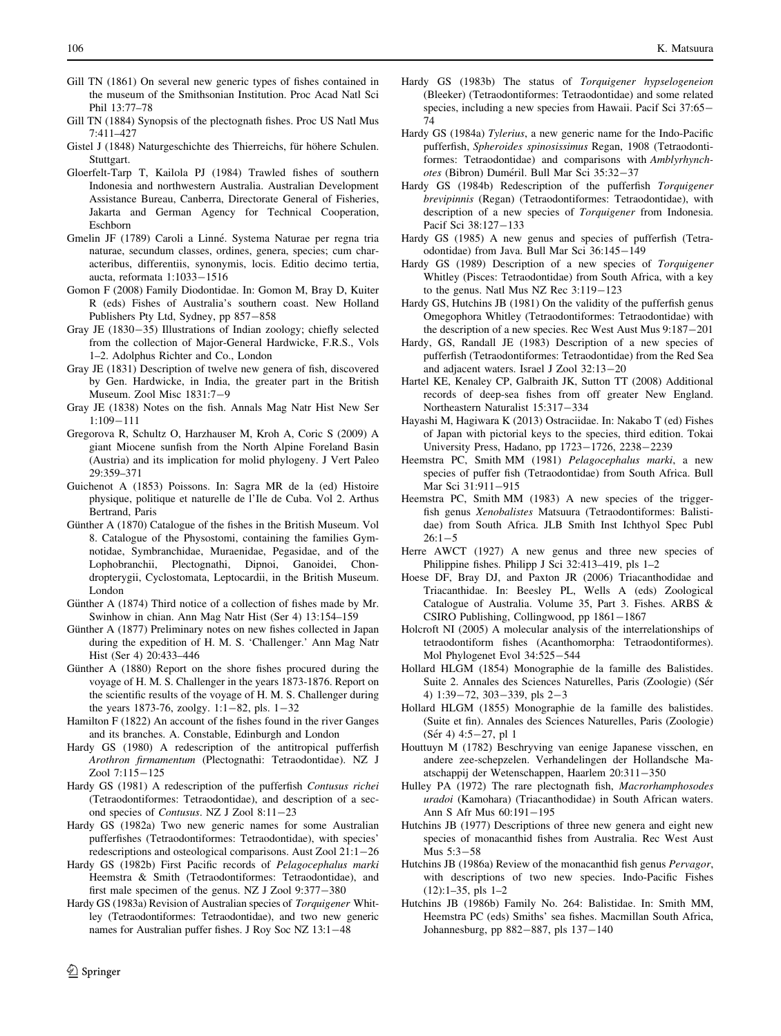Gill TN (1861) On several new generic types of fishes contained in the museum of the Smithsonian Institution. Proc Acad Natl Sci Phil 13:77–78

Gill TN (1884) Synopsis of the plectognath fishes. Proc US Natl Mus 7:411–427

Gistel J (1848) Naturgeschichte des Thierreichs, für höhere Schulen. Stuttgart.

Gloerfelt-Tarp T, Kailola PJ (1984) Trawled fishes of southern Indonesia and northwestern Australia. Australian Development Assistance Bureau, Canberra, Directorate General of Fisheries, Jakarta and German Agency for Technical Cooperation, Eschborn

Gmelin JF (1789) Caroli a Linné. Systema Naturae per regna tria naturae, secundum classes, ordines, genera, species; cum characteribus, differentiis, synonymis, locis. Editio decimo tertia, aucta, reformata 1:1033–1516

Gomon F (2008) Family Diodontidae. In: Gomon M, Bray D, Kuiter R (eds) Fishes of Australia's southern coast. New Holland Publishers Pty Ltd, Sydney, pp 857–858

Gray JE (1830–35) Illustrations of Indian zoology; chiefly selected from the collection of Major-General Hardwicke, F.R.S., Vols 1–2. Adolphus Richter and Co., London

Gray JE (1831) Description of twelve new genera of fish, discovered by Gen. Hardwicke, in India, the greater part in the British Museum. Zool Misc 1831:7–9

Gray JE (1838) Notes on the fish. Annals Mag Natr Hist New Ser 1:109–111

Gregorova R, Schultz O, Harzhauser M, Kroh A, Coric S (2009) A giant Miocene sunfish from the North Alpine Foreland Basin (Austria) and its implication for molid phylogeny. J Vert Paleo 29:359–371

Guichenot A (1853) Poissons. In: Sagra MR de la (ed) Histoire physique, politique et naturelle de l'Ile de Cuba. Vol 2. Arthus Bertrand, Paris

Günther A (1870) Catalogue of the fishes in the British Museum. Vol 8. Catalogue of the Physostomi, containing the families Gymnotidae, Symbranchidae, Muraenidae, Pegasidae, and of the Lophobranchii, Plectognathi, Dipnoi, Ganoidei, Chondropterygii, Cyclostomata, Leptocardii, in the British Museum. London

Günther A (1874) Third notice of a collection of fishes made by Mr. Swinhow in chian. Ann Mag Natr Hist (Ser 4) 13:154–159

Günther A (1877) Preliminary notes on new fishes collected in Japan during the expedition of H. M. S. 'Challenger.' Ann Mag Natr Hist (Ser 4) 20:433–446

Günther A (1880) Report on the shore fishes procured during the voyage of H. M. S. Challenger in the years 1873-1876. Report on the scientific results of the voyage of H. M. S. Challenger during the years 1873-76, zoolgy. 1:1–82, pls. 1–32

Hamilton F (1822) An account of the fishes found in the river Ganges and its branches. A. Constable, Edinburgh and London

Hardy GS (1980) A redescription of the antitropical pufferfish *Arothron firmamentum* (Plectognathi: Tetraodontidae). NZ J Zool 7:115–125

Hardy GS (1981) A redescription of the pufferfish *Contusus richei* (Tetraodontiformes: Tetraodontidae), and description of a second species of *Contusus*. NZ J Zool 8:11–23

Hardy GS (1982a) Two new generic names for some Australian pufferfishes (Tetraodontiformes: Tetraodontidae), with species' redescriptions and osteological comparisons. Aust Zool 21:1–26

Hardy GS (1982b) First Pacific records of *Pelagocephalus marki* Heemstra & Smith (Tetraodontiformes: Tetraodontidae), and first male specimen of the genus. NZ J Zool 9:377–380

Hardy GS (1983a) Revision of Australian species of *Torquigener* Whitley (Tetraodontiformes: Tetraodontidae), and two new generic names for Australian puffer fishes. J Roy Soc NZ 13:1–48

Hardy GS (1983b) The status of *Torquigener hypselogeneion* (Bleeker) (Tetraodontiformes: Tetraodontidae) and some related species, including a new species from Hawaii. Pacif Sci 37:65–74

Hardy GS (1984a) *Tylerius*, a new generic name for the Indo-Pacific pufferfish, *Spheroides spinosissimus* Regan, 1908 (Tetraodontiformes: Tetraodontidae) and comparisons with *Amblyrhynchotes* (Bibron) Duméril. Bull Mar Sci 35:32–37

Hardy GS (1984b) Redescription of the pufferfish *Torquigener brevipinnis* (Regan) (Tetraodontiformes: Tetraodontidae), with description of a new species of *Torquigener* from Indonesia. Pacif Sci 38:127–133

Hardy GS (1985) A new genus and species of pufferfish (Tetraodontidae) from Java. Bull Mar Sci 36:145–149

Hardy GS (1989) Description of a new species of *Torquigener* Whitley (Pisces: Tetraodontidae) from South Africa, with a key to the genus. Natl Mus NZ Rec 3:119–123

Hardy GS, Hutchins JB (1981) On the validity of the pufferfish genus Omegophora Whitley (Tetraodontiformes: Tetraodontidae) with the description of a new species. Rec West Aust Mus 9:187–201

Hardy, GS, Randall JE (1983) Description of a new species of pufferfish (Tetraodontiformes: Tetraodontidae) from the Red Sea and adjacent waters. Israel J Zool 32:13–20

Hartel KE, Kenaley CP, Galbraith JK, Sutton TT (2008) Additional records of deep-sea fishes from off greater New England. Northeastern Naturalist 15:317–334

Hayashi M, Hagiwara K (2013) Ostraciidae. In: Nakabo T (ed) Fishes of Japan with pictorial keys to the species, third edition. Tokai University Press, Hadano, pp 1723–1726, 2238–2239

Heemstra PC, Smith MM (1981) *Pelagocephalus marki*, a new species of puffer fish (Tetraodontidae) from South Africa. Bull Mar Sci 31:911–915

Heemstra PC, Smith MM (1983) A new species of the triggerfish genus *Xenobalistes* Matsuura (Tetraodontiformes: Balistidae) from South Africa. JLB Smith Inst Ichthyol Spec Publ 26:1–5

Herre AWCT (1927) A new genus and three new species of Philippine fishes. Philipp J Sci 32:413–419, pls 1–2

Hoese DF, Bray DJ, and Paxton JR (2006) Triacanthodidae and Triacanthidae. In: Beesley PL, Wells A (eds) Zoological Catalogue of Australia. Volume 35, Part 3. Fishes. ARBS & CSIRO Publishing, Collingwood, pp 1861–1867

Holcroft NI (2005) A molecular analysis of the interrelationships of tetraodontiform fishes (Acanthomorpha: Tetraodontiformes). Mol Phylogenet Evol 34:525–544

Hollard HLGM (1854) Monographie de la famille des Balistides. Suite 2. Annales des Sciences Naturelles, Paris (Zoologie) (Sér 4) 1:39–72, 303–339, pls 2–3

Hollard HLGM (1855) Monographie de la famille des balistides. (Suite et fin). Annales des Sciences Naturelles, Paris (Zoologie) (Sér 4) 4:5–27, pl 1

Houttuyn M (1782) Beschryving van eenige Japanese visschen, en andere zee-schepzelen. Verhandelingen der Hollandsche Maatschappij der Wetenschappen, Haarlem 20:311–350

Hulley PA (1972) The rare plectognath fish, *Macrorhamphosodes uradoi* (Kamohara) (Triacanthodidae) in South African waters. Ann S Afr Mus 60:191–195

Hutchins JB (1977) Descriptions of three new genera and eight new species of monacanthid fishes from Australia. Rec West Aust Mus 5:3–58

Hutchins JB (1986a) Review of the monacanthid fish genus *Pervagor*, with descriptions of two new species. Indo-Pacific Fishes (12):1–35, pls 1–2

Hutchins JB (1986b) Family No. 264: Balistidae. In: Smith MM, Heemstra PC (eds) Smiths' sea fishes. Macmillan South Africa, Johannesburg, pp 882–887, pls 137–140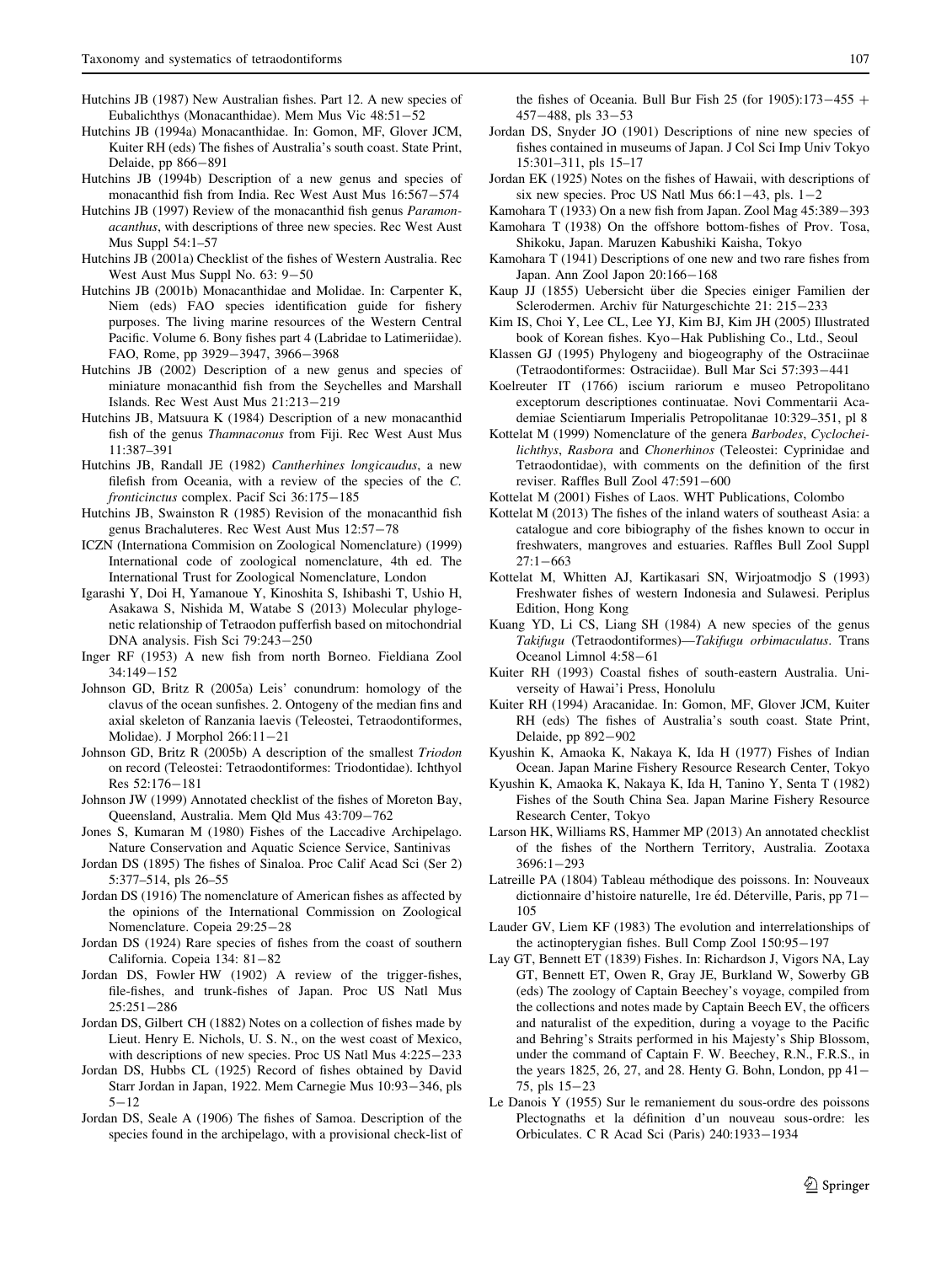Hutchins JB (1987) New Australian fishes. Part 12. A new species of Eubalichthys (Monacanthidae). Mem Mus Vic 48:51−52

Hutchins JB (1994a) Monacanthidae. In: Gomon, MF, Glover JCM, Kuiter RH (eds) The fishes of Australia's south coast. State Print, Delaide, pp 866−891

Hutchins JB (1994b) Description of a new genus and species of monacanthid fish from India. Rec West Aust Mus 16:567−574

Hutchins JB (1997) Review of the monacanthid fish genus *Paramonacanthus*, with descriptions of three new species. Rec West Aust Mus Suppl 54:1–57

Hutchins JB (2001a) Checklist of the fishes of Western Australia. Rec West Aust Mus Suppl No. 63: 9−50

Hutchins JB (2001b) Monacanthidae and Molidae. In: Carpenter K, Niem (eds) FAO species identification guide for fishery purposes. The living marine resources of the Western Central Pacific. Volume 6. Bony fishes part 4 (Labridae to Latimeriidae). FAO, Rome, pp 3929−3947, 3966−3968

Hutchins JB (2002) Description of a new genus and species of miniature monacanthid fish from the Seychelles and Marshall Islands. Rec West Aust Mus 21:213−219

Hutchins JB, Matsuura K (1984) Description of a new monacanthid fish of the genus *Thamnaconus* from Fiji. Rec West Aust Mus 11:387–391

Hutchins JB, Randall JE (1982) *Cantherhines longicaudus*, a new filefish from Oceania, with a review of the species of the *C. fronticinctus* complex. Pacif Sci 36:175−185

Hutchins JB, Swainston R (1985) Revision of the monacanthid fish genus Brachaluteres. Rec West Aust Mus 12:57−78

ICZN (Internationa Commision on Zoological Nomenclature) (1999) International code of zoological nomenclature, 4th ed. The International Trust for Zoological Nomenclature, London

Igarashi Y, Doi H, Yamanoue Y, Kinoshita S, Ishibashi T, Ushio H, Asakawa S, Nishida M, Watabe S (2013) Molecular phylogenetic relationship of Tetraodon pufferfish based on mitochondrial DNA analysis. Fish Sci 79:243−250

Inger RF (1953) A new fish from north Borneo. Fieldiana Zool 34:149−152

Johnson GD, Britz R (2005a) Leis' conundrum: homology of the clavus of the ocean sunfishes. 2. Ontogeny of the median fins and axial skeleton of Ranzania laevis (Teleostei, Tetraodontiformes, Molidae). J Morphol 266:11−21

Johnson GD, Britz R (2005b) A description of the smallest *Triodon* on record (Teleostei: Tetraodontiformes: Triodontidae). Ichthyol Res 52:176−181

Johnson JW (1999) Annotated checklist of the fishes of Moreton Bay, Queensland, Australia. Mem Qld Mus 43:709−762

Jones S, Kumaran M (1980) Fishes of the Laccadive Archipelago. Nature Conservation and Aquatic Science Service, Santinivas

Jordan DS (1895) The fishes of Sinaloa. Proc Calif Acad Sci (Ser 2) 5:377–514, pls 26–55

Jordan DS (1916) The nomenclature of American fishes as affected by the opinions of the International Commission on Zoological Nomenclature. Copeia 29:25−28

Jordan DS (1924) Rare species of fishes from the coast of southern California. Copeia 134: 81−82

Jordan DS, Fowler HW (1902) A review of the trigger-fishes, file-fishes, and trunk-fishes of Japan. Proc US Natl Mus 25:251−286

Jordan DS, Gilbert CH (1882) Notes on a collection of fishes made by Lieut. Henry E. Nichols, U. S. N., on the west coast of Mexico, with descriptions of new species. Proc US Natl Mus 4:225−233

Jordan DS, Hubbs CL (1925) Record of fishes obtained by David Starr Jordan in Japan, 1922. Mem Carnegie Mus 10:93−346, pls 5−12

Jordan DS, Seale A (1906) The fishes of Samoa. Description of the species found in the archipelago, with a provisional check-list of the fishes of Oceania. Bull Bur Fish 25 (for 1905):173−455 + 457−488, pls 33−53

Jordan DS, Snyder JO (1901) Descriptions of nine new species of fishes contained in museums of Japan. J Col Sci Imp Univ Tokyo 15:301–311, pls 15–17

Jordan EK (1925) Notes on the fishes of Hawaii, with descriptions of six new species. Proc US Natl Mus 66:1−43, pls. 1−2

Kamohara T (1933) On a new fish from Japan. Zool Mag 45:389−393

Kamohara T (1938) On the offshore bottom-fishes of Prov. Tosa, Shikoku, Japan. Maruzen Kabushiki Kaisha, Tokyo

Kamohara T (1941) Descriptions of one new and two rare fishes from Japan. Ann Zool Japon 20:166−168

Kaup JJ (1855) Uebersicht über die Species einiger Familien der Sclerodermen. Archiv für Naturgeschichte 21: 215−233

Kim IS, Choi Y, Lee CL, Lee YJ, Kim BJ, Kim JH (2005) Illustrated book of Korean fishes. Kyo−Hak Publishing Co., Ltd., Seoul

Klassen GJ (1995) Phylogeny and biogeography of the Ostraciinae (Tetraodontiformes: Ostraciidae). Bull Mar Sci 57:393−441

Koelreuter IT (1766) iscium rariorum e museo Petropolitano exceptorum descriptiones continuatae. Novi Commentarii Academiae Scientiarum Imperialis Petropolitanae 10:329–351, pl 8

Kottelat M (1999) Nomenclature of the genera *Barbodes*, *Cyclocheilichthys*, *Rasbora* and *Chonerhinos* (Teleostei: Cyprinidae and Tetraodontidae), with comments on the definition of the first reviser. Raffles Bull Zool 47:591−600

Kottelat M (2001) Fishes of Laos. WHT Publications, Colombo

Kottelat M (2013) The fishes of the inland waters of southeast Asia: a catalogue and core bibiography of the fishes known to occur in freshwaters, mangroves and estuaries. Raffles Bull Zool Suppl 27:1−663

Kottelat M, Whitten AJ, Kartikasari SN, Wirjoatmodjo S (1993) Freshwater fishes of western Indonesia and Sulawesi. Periplus Edition, Hong Kong

Kuang YD, Li CS, Liang SH (1984) A new species of the genus *Takifugu* (Tetraodontiformes)—*Takifugu orbimaculatus*. Trans Oceanol Limnol 4:58−61

Kuiter RH (1993) Coastal fishes of south-eastern Australia. Universeity of Hawai'i Press, Honolulu

Kuiter RH (1994) Aracanidae. In: Gomon, MF, Glover JCM, Kuiter RH (eds) The fishes of Australia's south coast. State Print, Delaide, pp 892−902

Kyushin K, Amaoka K, Nakaya K, Ida H (1977) Fishes of Indian Ocean. Japan Marine Fishery Resource Research Center, Tokyo

Kyushin K, Amaoka K, Nakaya K, Ida H, Tanino Y, Senta T (1982) Fishes of the South China Sea. Japan Marine Fishery Resource Research Center, Tokyo

Larson HK, Williams RS, Hammer MP (2013) An annotated checklist of the fishes of the Northern Territory, Australia. Zootaxa 3696:1−293

Latreille PA (1804) Tableau méthodique des poissons. In: Nouveaux dictionnaire d'histoire naturelle, 1re éd. Déterville, Paris, pp 71−105

Lauder GV, Liem KF (1983) The evolution and interrelationships of the actinopterygian fishes. Bull Comp Zool 150:95−197

Lay GT, Bennett ET (1839) Fishes. In: Richardson J, Vigors NA, Lay GT, Bennett ET, Owen R, Gray JE, Burkland W, Sowerby GB (eds) The zoology of Captain Beechey's voyage, compiled from the collections and notes made by Captain Beech EV, the officers and naturalist of the expedition, during a voyage to the Pacific and Behring's Straits performed in his Majesty's Ship Blossom, under the command of Captain F. W. Beechey, R.N., F.R.S., in the years 1825, 26, 27, and 28. Henty G. Bohn, London, pp 41−75, pls 15−23

Le Danois Y (1955) Sur le remaniement du sous-ordre des poissons Plectognaths et la définition d'un nouveau sous-ordre: les Orbiculates. C R Acad Sci (Paris) 240:1933−1934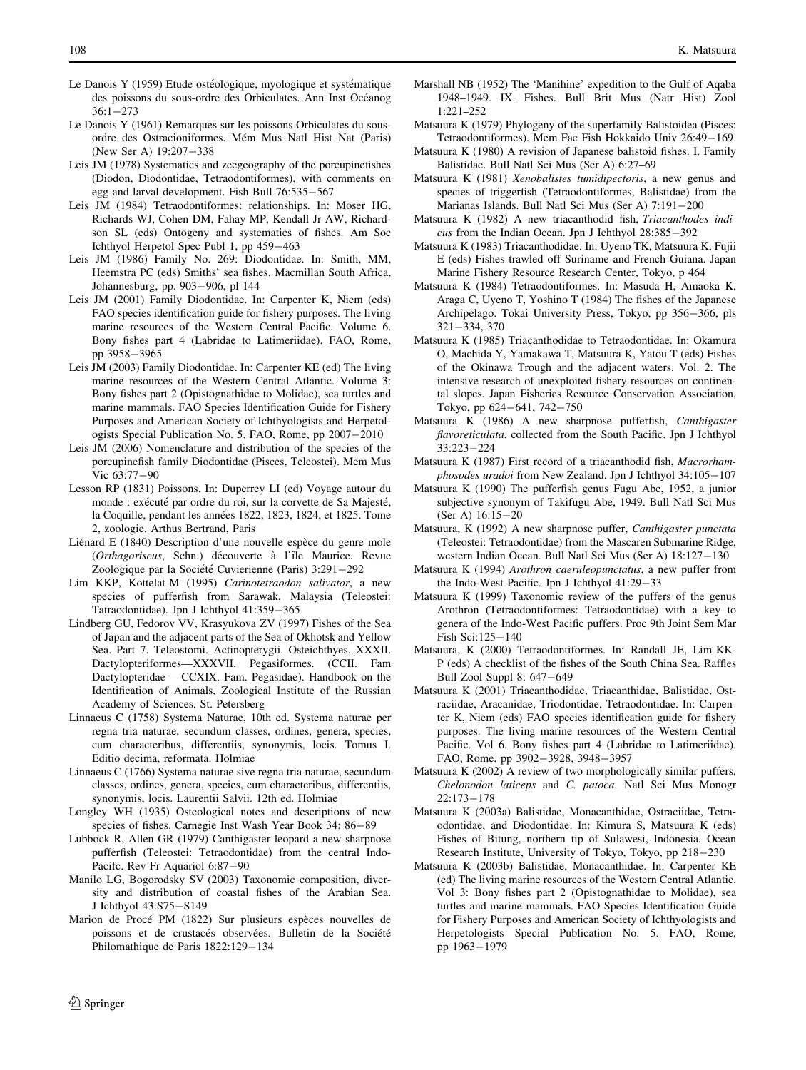Le Danois Y (1959) Etude ostéologique, myologique et systématique des poissons du sous-ordre des Orbiculates. Ann Inst Océanog 36:1−273

Le Danois Y (1961) Remarques sur les poissons Orbiculates du sous-ordre des Ostracioniformes. Mém Mus Natl Hist Nat (Paris) (New Ser A) 19:207−338

Leis JM (1978) Systematics and zeegeography of the porcupinefishes (Diodon, Diodontidae, Tetraodontiformes), with comments on egg and larval development. Fish Bull 76:535−567

Leis JM (1984) Tetraodontiformes: relationships. In: Moser HG, Richards WJ, Cohen DM, Fahay MP, Kendall Jr AW, Richardson SL (eds) Ontogeny and systematics of fishes. Am Soc Ichthyol Herpetol Spec Publ 1, pp 459−463

Leis JM (1986) Family No. 269: Diodontidae. In: Smith, MM, Heemstra PC (eds) Smiths' sea fishes. Macmillan South Africa, Johannesburg, pp. 903−906, pl 144

Leis JM (2001) Family Diodontidae. In: Carpenter K, Niem (eds) FAO species identification guide for fishery purposes. The living marine resources of the Western Central Pacific. Volume 6. Bony fishes part 4 (Labridae to Latimeriidae). FAO, Rome, pp 3958−3965

Leis JM (2003) Family Diodontidae. In: Carpenter KE (ed) The living marine resources of the Western Central Atlantic. Volume 3: Bony fishes part 2 (Opistognathidae to Molidae), sea turtles and marine mammals. FAO Species Identification Guide for Fishery Purposes and American Society of Ichthyologists and Herpetologists Special Publication No. 5. FAO, Rome, pp 2007−2010

Leis JM (2006) Nomenclature and distribution of the species of the porcupinefish family Diodontidae (Pisces, Teleostei). Mem Mus Vic 63:77−90

Lesson RP (1831) Poissons. In: Duperrey LI (ed) Voyage autour du monde : exécuté par ordre du roi, sur la corvette de Sa Majesté, la Coquille, pendant les années 1822, 1823, 1824, et 1825. Tome 2, zoologie. Arthus Bertrand, Paris

Liénard E (1840) Description d'une nouvelle espèce du genre mole (*Orthagoriscus*, Schn.) découverte à l'île Maurice. Revue Zoologique par la Société Cuvierienne (Paris) 3:291−292

Lim KKP, Kottelat M (1995) *Carinotetraodon salivator*, a new species of pufferfish from Sarawak, Malaysia (Teleostei: Tatraodontidae). Jpn J Ichthyol 41:359−365

Lindberg GU, Fedorov VV, Krasyukova ZV (1997) Fishes of the Sea of Japan and the adjacent parts of the Sea of Okhotsk and Yellow Sea. Part 7. Teleostomi. Actinopterygii. Osteichthyes. XXXII. Dactylopteriformes—XXXVII. Pegasiformes. (CCII. Fam Dactylopteridae —CCXIX. Fam. Pegasidae). Handbook on the Identification of Animals, Zoological Institute of the Russian Academy of Sciences, St. Petersberg

Linnaeus C (1758) Systema Naturae, 10th ed. Systema naturae per regna tria naturae, secundum classes, ordines, genera, species, cum characteribus, differentiis, synonymis, locis. Tomus I. Editio decima, reformata. Holmiae

Linnaeus C (1766) Systema naturae sive regna tria naturae, secundum classes, ordines, genera, species, cum characteribus, differentiis, synonymis, locis. Laurentii Salvii. 12th ed. Holmiae

Longley WH (1935) Osteological notes and descriptions of new species of fishes. Carnegie Inst Wash Year Book 34: 86−89

Lubbock R, Allen GR (1979) Canthigaster leopard a new sharpnose pufferfish (Teleostei: Tetraodontidae) from the central Indo-Pacifc. Rev Fr Aquariol 6:87−90

Manilo LG, Bogorodsky SV (2003) Taxonomic composition, diversity and distribution of coastal fishes of the Arabian Sea. J Ichthyol 43:S75−S149

Marion de Procé PM (1822) Sur plusieurs espèces nouvelles de poissons et de crustacés observées. Bulletin de la Société Philomathique de Paris 1822:129−134

Marshall NB (1952) The 'Manihine' expedition to the Gulf of Aqaba 1948–1949. IX. Fishes. Bull Brit Mus (Natr Hist) Zool 1:221−252

Matsuura K (1979) Phylogeny of the superfamily Balistoidea (Pisces: Tetraodontiformes). Mem Fac Fish Hokkaido Univ 26:49−169

Matsuura K (1980) A revision of Japanese balistoid fishes. I. Family Balistidae. Bull Natl Sci Mus (Ser A) 6:27–69

Matsuura K (1981) *Xenobalistes tumidipectoris*, a new genus and species of triggerfish (Tetraodontiformes, Balistidae) from the Marianas Islands. Bull Natl Sci Mus (Ser A) 7:191−200

Matsuura K (1982) A new triacanthodid fish, *Triacanthodes indicus* from the Indian Ocean. Jpn J Ichthyol 28:385−392

Matsuura K (1983) Triacanthodidae. In: Uyeno TK, Matsuura K, Fujii E (eds) Fishes trawled off Suriname and French Guiana. Japan Marine Fishery Resource Research Center, Tokyo, p 464

Matsuura K (1984) Tetraodontiformes. In: Masuda H, Amaoka K, Araga C, Uyeno T, Yoshino T (1984) The fishes of the Japanese Archipelago. Tokai University Press, Tokyo, pp 356−366, pls 321−334, 370

Matsuura K (1985) Triacanthodidae to Tetraodontidae. In: Okamura O, Machida Y, Yamakawa T, Matsuura K, Yatou T (eds) Fishes of the Okinawa Trough and the adjacent waters. Vol. 2. The intensive research of unexploited fishery resources on continental slopes. Japan Fisheries Resource Conservation Association, Tokyo, pp 624−641, 742−750

Matsuura K (1986) A new sharpnose pufferfish, *Canthigaster flavoreticulata*, collected from the South Pacific. Jpn J Ichthyol 33:223−224

Matsuura K (1987) First record of a triacanthodid fish, *Macrorhamphosodes uradoi* from New Zealand. Jpn J Ichthyol 34:105−107

Matsuura K (1990) The pufferfish genus Fugu Abe, 1952, a junior subjective synonym of Takifugu Abe, 1949. Bull Natl Sci Mus (Ser A) 16:15−20

Matsuura, K (1992) A new sharpnose puffer, *Canthigaster punctata* (Teleostei: Tetraodontidae) from the Mascaren Submarine Ridge, western Indian Ocean. Bull Natl Sci Mus (Ser A) 18:127−130

Matsuura K (1994) *Arothron caeruleopunctatus*, a new puffer from the Indo-West Pacific. Jpn J Ichthyol 41:29−33

Matsuura K (1999) Taxonomic review of the puffers of the genus Arothron (Tetraodontiformes: Tetraodontidae) with a key to genera of the Indo-West Pacific puffers. Proc 9th Joint Sem Mar Fish Sci:125−140

Matsuura, K (2000) Tetraodontiformes. In: Randall JE, Lim KK-P (eds) A checklist of the fishes of the South China Sea. Raffles Bull Zool Suppl 8: 647−649

Matsuura K (2001) Triacanthodidae, Triacanthidae, Balistidae, Ostraciidae, Aracanidae, Triodontidae, Tetraodontidae. In: Carpenter K, Niem (eds) FAO species identification guide for fishery purposes. The living marine resources of the Western Central Pacific. Vol 6. Bony fishes part 4 (Labridae to Latimeriidae). FAO, Rome, pp 3902−3928, 3948−3957

Matsuura K (2002) A review of two morphologically similar puffers, *Chelonodon laticeps* and *C. patoca*. Natl Sci Mus Monogr 22:173−178

Matsuura K (2003a) Balistidae, Monacanthidae, Ostraciidae, Tetraodontidae, and Diodontidae. In: Kimura S, Matsuura K (eds) Fishes of Bitung, northern tip of Sulawesi, Indonesia. Ocean Research Institute, University of Tokyo, Tokyo, pp 218−230

Matsuura K (2003b) Balistidae, Monacanthidae. In: Carpenter KE (ed) The living marine resources of the Western Central Atlantic. Vol 3: Bony fishes part 2 (Opistognathidae to Molidae), sea turtles and marine mammals. FAO Species Identification Guide for Fishery Purposes and American Society of Ichthyologists and Herpetologists Special Publication No. 5. FAO, Rome, pp 1963−1979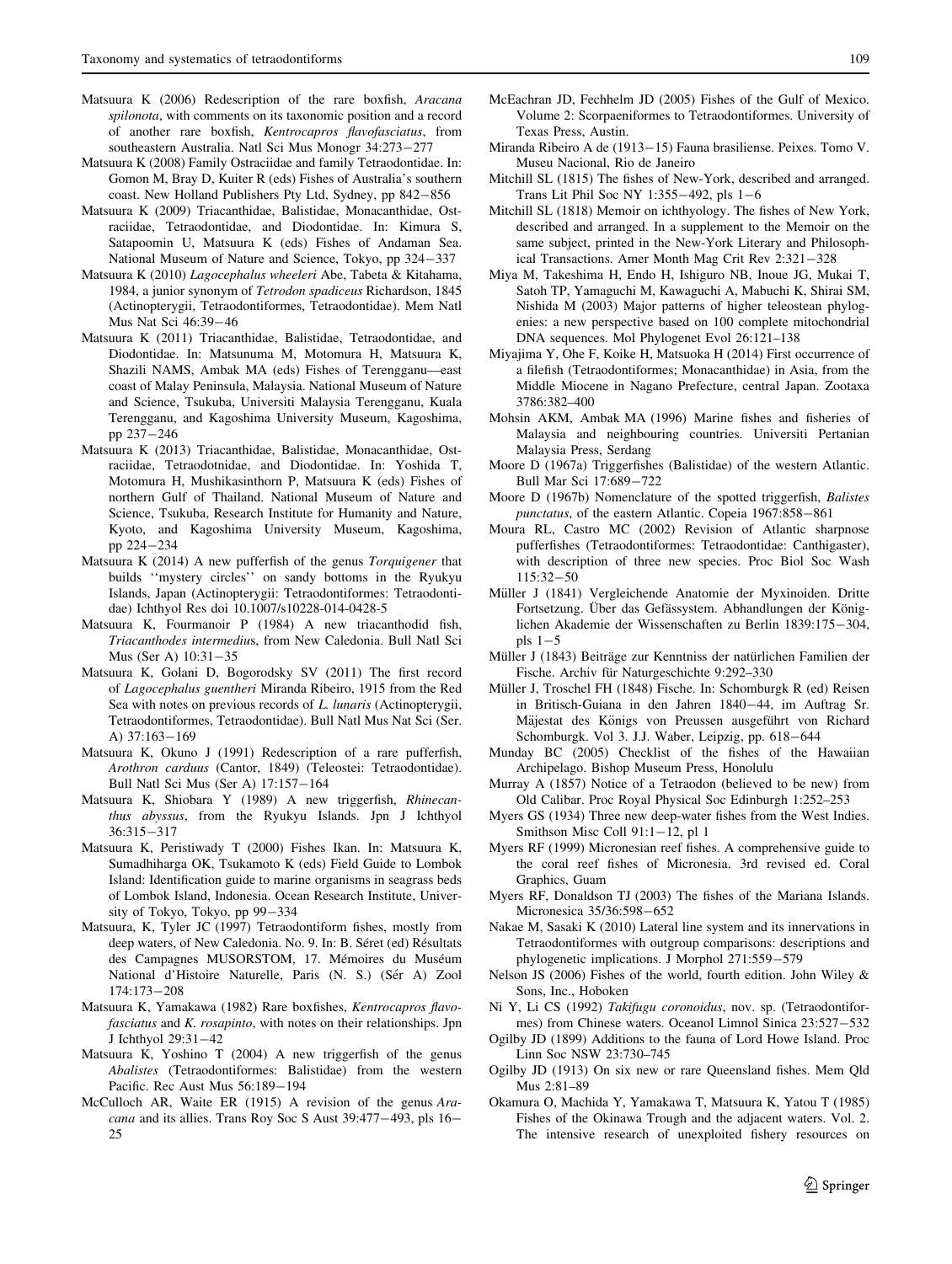Matsuura K (2006) Redescription of the rare boxfish, *Aracana spilonota*, with comments on its taxonomic position and a record of another rare boxfish, *Kentrocapros flavofasciatus*, from southeastern Australia. Natl Sci Mus Monogr 34:273−277

Matsuura K (2008) Family Ostraciidae and family Tetraodontidae. In: Gomon M, Bray D, Kuiter R (eds) Fishes of Australia's southern coast. New Holland Publishers Pty Ltd, Sydney, pp 842−856

Matsuura K (2009) Triacanthidae, Balistidae, Monacanthidae, Ostraciidae, Tetraodontidae, and Diodontidae. In: Kimura S, Satapoomin U, Matsuura K (eds) Fishes of Andaman Sea. National Museum of Nature and Science, Tokyo, pp 324−337

Matsuura K (2010) *Lagocephalus wheeleri* Abe, Tabeta & Kitahama, 1984, a junior synonym of *Tetrodon spadiceus* Richardson, 1845 (Actinopterygii, Tetraodontiformes, Tetraodontidae). Mem Natl Mus Nat Sci 46:39−46

Matsuura K (2011) Triacanthidae, Balistidae, Tetraodontidae, and Diodontidae. In: Matsunuma M, Motomura H, Matsuura K, Shazili NAMS, Ambak MA (eds) Fishes of Terengganu—east coast of Malay Peninsula, Malaysia. National Museum of Nature and Science, Tsukuba, Universiti Malaysia Terengganu, Kuala Terengganu, and Kagoshima University Museum, Kagoshima, pp 237−246

Matsuura K (2013) Triacanthidae, Balistidae, Monacanthidae, Ostraciidae, Tetraodotnidae, and Diodontidae. In: Yoshida T, Motomura H, Mushikasinthorn P, Matsuura K (eds) Fishes of northern Gulf of Thailand. National Museum of Nature and Science, Tsukuba, Research Institute for Humanity and Nature, Kyoto, and Kagoshima University Museum, Kagoshima, pp 224−234

Matsuura K (2014) A new pufferfish of the genus *Torquigener* that builds ''mystery circles'' on sandy bottoms in the Ryukyu Islands, Japan (Actinopterygii: Tetraodontiformes: Tetraodontidae) Ichthyol Res doi 10.1007/s10228-014-0428-5

Matsuura K, Fourmanoir P (1984) A new triacanthodid fish, *Triacanthodes intermedius*, from New Caledonia. Bull Natl Sci Mus (Ser A) 10:31−35

Matsuura K, Golani D, Bogorodsky SV (2011) The first record of *Lagocephalus guentheri* Miranda Ribeiro, 1915 from the Red Sea with notes on previous records of *L. lunaris* (Actinopterygii, Tetraodontiformes, Tetraodontidae). Bull Natl Mus Nat Sci (Ser. A) 37:163−169

Matsuura K, Okuno J (1991) Redescription of a rare pufferfish, *Arothron carduus* (Cantor, 1849) (Teleostei: Tetraodontidae). Bull Natl Sci Mus (Ser A) 17:157−164

Matsuura K, Shiobara Y (1989) A new triggerfish, *Rhinecanthus abyssus*, from the Ryukyu Islands. Jpn J Ichthyol 36:315−317

Matsuura K, Peristiwady T (2000) Fishes Ikan. In: Matsuura K, Sumadhiharga OK, Tsukamoto K (eds) Field Guide to Lombok Island: Identification guide to marine organisms in seagrass beds of Lombok Island, Indonesia. Ocean Research Institute, University of Tokyo, Tokyo, pp 99−334

Matsuura, K, Tyler JC (1997) Tetraodontiform fishes, mostly from deep waters, of New Caledonia. No. 9. In: B. Séret (ed) Résultats des Campagnes MUSORSTOM, 17. Mémoires du Muséum National d'Histoire Naturelle, Paris (N. S.) (Sér A) Zool 174:173−208

Matsuura K, Yamakawa (1982) Rare boxfishes, *Kentrocapros flavofasciatus* and *K. rosapinto*, with notes on their relationships. Jpn J Ichthyol 29:31−42

Matsuura K, Yoshino T (2004) A new triggerfish of the genus *Abalistes* (Tetraodontiformes: Balistidae) from the western Pacific. Rec Aust Mus 56:189−194

McCulloch AR, Waite ER (1915) A revision of the genus *Aracana* and its allies. Trans Roy Soc S Aust 39:477−493, pls 16−25

McEachran JD, Fechhelm JD (2005) Fishes of the Gulf of Mexico. Volume 2: Scorpaeniformes to Tetraodontiformes. University of Texas Press, Austin.

Miranda Ribeiro A de (1913−15) Fauna brasiliense. Peixes. Tomo V. Museu Nacional, Rio de Janeiro

Mitchill SL (1815) The fishes of New-York, described and arranged. Trans Lit Phil Soc NY 1:355−492, pls 1−6

Mitchill SL (1818) Memoir on ichthyology. The fishes of New York, described and arranged. In a supplement to the Memoir on the same subject, printed in the New-York Literary and Philosophical Transactions. Amer Month Mag Crit Rev 2:321−328

Miya M, Takeshima H, Endo H, Ishiguro NB, Inoue JG, Mukai T, Satoh TP, Yamaguchi M, Kawaguchi A, Mabuchi K, Shirai SM, Nishida M (2003) Major patterns of higher teleostean phylogenies: a new perspective based on 100 complete mitochondrial DNA sequences. Mol Phylogenet Evol 26:121−138

Miyajima Y, Ohe F, Koike H, Matsuoka H (2014) First occurrence of a filefish (Tetraodontiformes; Monacanthidae) in Asia, from the Middle Miocene in Nagano Prefecture, central Japan. Zootaxa 3786:382–400

Mohsin AKM, Ambak MA (1996) Marine fishes and fisheries of Malaysia and neighbouring countries. Universiti Pertanian Malaysia Press, Serdang

Moore D (1967a) Triggerfishes (Balistidae) of the western Atlantic. Bull Mar Sci 17:689−722

Moore D (1967b) Nomenclature of the spotted triggerfish, *Balistes punctatus*, of the eastern Atlantic. Copeia 1967:858−861

Moura RL, Castro MC (2002) Revision of Atlantic sharpnose pufferfishes (Tetraodontiformes: Tetraodontidae: Canthigaster), with description of three new species. Proc Biol Soc Wash 115:32−50

Müller J (1841) Vergleichende Anatomie der Myxinoiden. Dritte Fortsetzung. Über das Gefässystem. Abhandlungen der Königlichen Akademie der Wissenschaften zu Berlin 1839:175−304, pls 1−5

Müller J (1843) Beiträge zur Kenntniss der natürlichen Familien der Fische. Archiv für Naturgeschichte 9:292–330

Müller J, Troschel FH (1848) Fische. In: Schomburgk R (ed) Reisen in Britisch-Guiana in den Jahren 1840−44, im Auftrag Sr. Mäjestat des Königs von Preussen ausgeführt von Richard Schomburgk. Vol 3. J.J. Waber, Leipzig, pp. 618−644

Munday BC (2005) Checklist of the fishes of the Hawaiian Archipelago. Bishop Museum Press, Honolulu

Murray A (1857) Notice of a Tetraodon (believed to be new) from Old Calibar. Proc Royal Physical Soc Edinburgh 1:252–253

Myers GS (1934) Three new deep-water fishes from the West Indies. Smithson Misc Coll 91:1−12, pl 1

Myers RF (1999) Micronesian reef fishes. A comprehensive guide to the coral reef fishes of Micronesia. 3rd revised ed. Coral Graphics, Guam

Myers RF, Donaldson TJ (2003) The fishes of the Mariana Islands. Micronesica 35/36:598−652

Nakae M, Sasaki K (2010) Lateral line system and its innervations in Tetraodontiformes with outgroup comparisons: descriptions and phylogenetic implications. J Morphol 271:559−579

Nelson JS (2006) Fishes of the world, fourth edition. John Wiley & Sons, Inc., Hoboken

Ni Y, Li CS (1992) *Takifugu coronoidus*, nov. sp. (Tetraodontiformes) from Chinese waters. Oceanol Limnol Sinica 23:527−532

Ogilby JD (1899) Additions to the fauna of Lord Howe Island. Proc Linn Soc NSW 23:730–745

Ogilby JD (1913) On six new or rare Queensland fishes. Mem Qld Mus 2:81–89

Okamura O, Machida Y, Yamakawa T, Matsuura K, Yatou T (1985) Fishes of the Okinawa Trough and the adjacent waters. Vol. 2. The intensive research of unexploited fishery resources on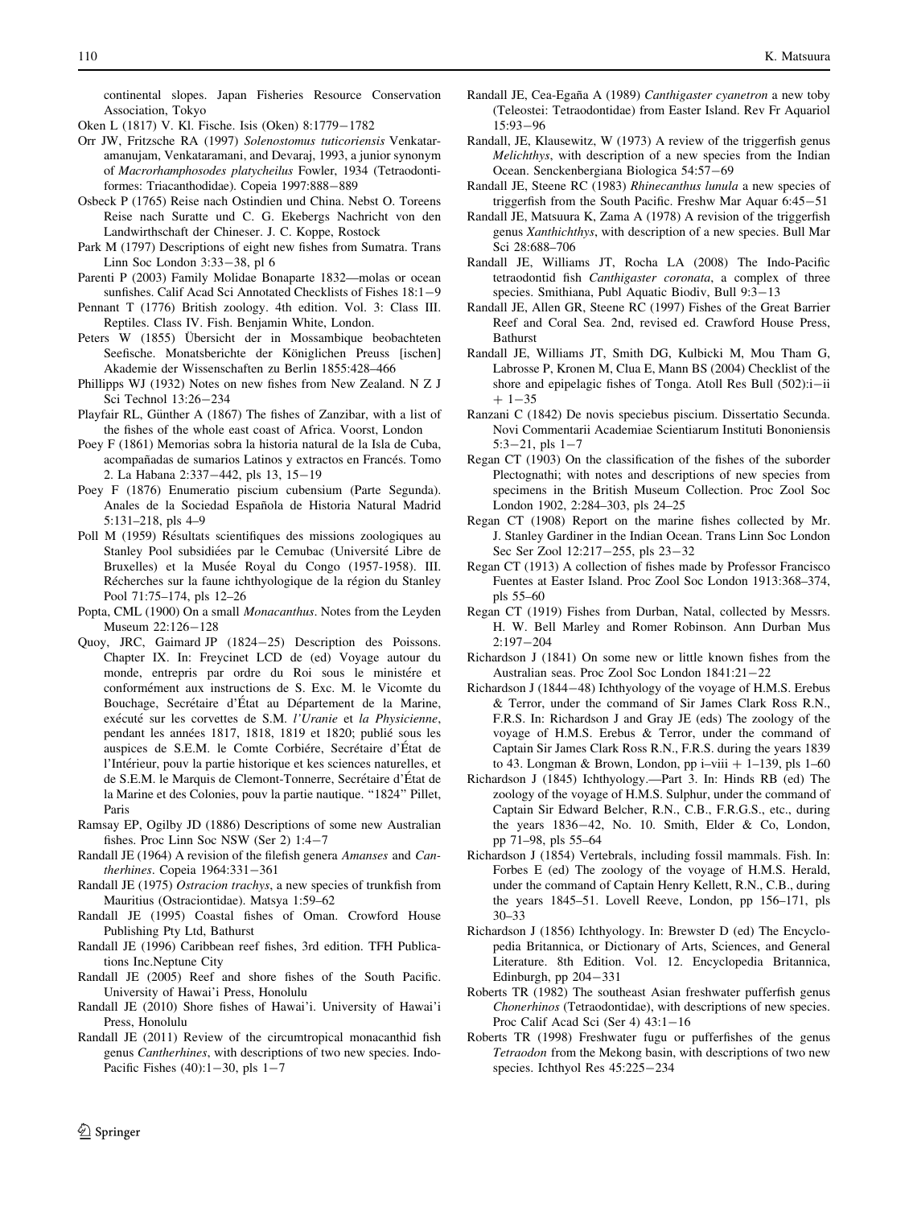continental slopes. Japan Fisheries Resource Conservation Association, Tokyo

Oken L (1817) V. Kl. Fische. Isis (Oken) 8:1779−1782

Orr JW, Fritzsche RA (1997) *Solenostomus tuticoriensis* Venkataramanujam, Venkataramani, and Devaraj, 1993, a junior synonym of *Macrorhamphosodes platycheilus* Fowler, 1934 (Tetraodontiformes: Triacanthodidae). Copeia 1997:888−889

Osbeck P (1765) Reise nach Ostindien und China. Nebst O. Toreens Reise nach Suratte und C. G. Ekebergs Nachricht von den Landwirthschaft der Chineser. J. C. Koppe, Rostock

Park M (1797) Descriptions of eight new fishes from Sumatra. Trans Linn Soc London 3:33−38, pl 6

Parenti P (2003) Family Molidae Bonaparte 1832—molas or ocean sunfishes. Calif Acad Sci Annotated Checklists of Fishes 18:1−9

Pennant T (1776) British zoology. 4th edition. Vol. 3: Class III. Reptiles. Class IV. Fish. Benjamin White, London.

Peters W (1855) Übersicht der in Mossambique beobachteten Seefische. Monatsberichte der Königlichen Preuss [ischen] Akademie der Wissenschaften zu Berlin 1855:428–466

Phillipps WJ (1932) Notes on new fishes from New Zealand. N Z J Sci Technol 13:26−234

Playfair RL, Günther A (1867) The fishes of Zanzibar, with a list of the fishes of the whole east coast of Africa. Voorst, London

Poey F (1861) Memorias sobra la historia natural de la Isla de Cuba, acompañadas de sumarios Latinos y extractos en Francés. Tomo 2. La Habana 2:337−442, pls 13, 15−19

Poey F (1876) Enumeratio piscium cubensium (Parte Segunda). Anales de la Sociedad Española de Historia Natural Madrid 5:131–218, pls 4–9

Poll M (1959) Résultats scientifiques des missions zoologiques au Stanley Pool subsidiées par le Cemubac (Université Libre de Bruxelles) et la Musée Royal du Congo (1957-1958). III. Récherches sur la faune ichthyologique de la région du Stanley Pool 71:75–174, pls 12–26

Popta, CML (1900) On a small *Monacanthus*. Notes from the Leyden Museum 22:126−128

Quoy, JRC, Gaimard JP (1824−25) Description des Poissons. Chapter IX. In: Freycinet LCD de (ed) Voyage autour du monde, entrepris par ordre du Roi sous le ministére et conformément aux instructions de S. Exc. M. le Vicomte du Bouchage, Secrétaire d'État au Département de la Marine, exécuté sur les corvettes de S.M. *l'Uranie* et *la Physicienne*, pendant les années 1817, 1818, 1819 et 1820; publié sous les auspices de S.E.M. le Comte Corbiére, Secrétaire d'État de l'Intérieur, pouv la partie historique et kes sciences naturelles, et de S.E.M. le Marquis de Clemont-Tonnerre, Secrétaire d'État de la Marine et des Colonies, pouv la partie nautique. "1824" Pillet, Paris

Ramsay EP, Ogilby JD (1886) Descriptions of some new Australian fishes. Proc Linn Soc NSW (Ser 2) 1:4−7

Randall JE (1964) A revision of the filefish genera *Amanses* and *Cantherhines*. Copeia 1964:331−361

Randall JE (1975) *Ostracion trachys*, a new species of trunkfish from Mauritius (Ostraciontidae). Matsya 1:59–62

Randall JE (1995) Coastal fishes of Oman. Crowford House Publishing Pty Ltd, Bathurst

Randall JE (1996) Caribbean reef fishes, 3rd edition. TFH Publications Inc.Neptune City

Randall JE (2005) Reef and shore fishes of the South Pacific. University of Hawai'i Press, Honolulu

Randall JE (2010) Shore fishes of Hawai'i. University of Hawai'i Press, Honolulu

Randall JE (2011) Review of the circumtropical monacanthid fish genus *Cantherhines*, with descriptions of two new species. Indo-Pacific Fishes (40):1−30, pls 1−7

Randall JE, Cea-Egaña A (1989) *Canthigaster cyanetron* a new toby (Teleostei: Tetraodontidae) from Easter Island. Rev Fr Aquariol 15:93−96

Randall JE, Klausewitz, W (1973) A review of the triggerfish genus *Melichthys*, with description of a new species from the Indian Ocean. Senckenbergiana Biologica 54:57−69

Randall JE, Steene RC (1983) *Rhinecanthus lunula* a new species of triggerfish from the South Pacific. Freshw Mar Aquar 6:45−51

Randall JE, Matsuura K, Zama A (1978) A revision of the triggerfish genus *Xanthichthys*, with description of a new species. Bull Mar Sci 28:688–706

Randall JE, Williams JT, Rocha LA (2008) The Indo-Pacific tetraodontid fish *Canthigaster coronata*, a complex of three species. Smithiana, Publ Aquatic Biodiv, Bull 9:3−13

Randall JE, Allen GR, Steene RC (1997) Fishes of the Great Barrier Reef and Coral Sea. 2nd, revised ed. Crawford House Press, Bathurst

Randall JE, Williams JT, Smith DG, Kulbicki M, Mou Tham G, Labrosse P, Kronen M, Clua E, Mann BS (2004) Checklist of the shore and epipelagic fishes of Tonga. Atoll Res Bull (502):i−ii + 1−35

Ranzani C (1842) De novis speciebus piscium. Dissertatio Secunda. Novi Commentarii Academiae Scientiarum Instituti Bononiensis 5:3−21, pls 1−7

Regan CT (1903) On the classification of the fishes of the suborder Plectognathi; with notes and descriptions of new species from specimens in the British Museum Collection. Proc Zool Soc London 1902, 2:284–303, pls 24–25

Regan CT (1908) Report on the marine fishes collected by Mr. J. Stanley Gardiner in the Indian Ocean. Trans Linn Soc London Sec Ser Zool 12:217−255, pls 23−32

Regan CT (1913) A collection of fishes made by Professor Francisco Fuentes at Easter Island. Proc Zool Soc London 1913:368–374, pls 55–60

Regan CT (1919) Fishes from Durban, Natal, collected by Messrs. H. W. Bell Marley and Romer Robinson. Ann Durban Mus 2:197−204

Richardson J (1841) On some new or little known fishes from the Australian seas. Proc Zool Soc London 1841:21−22

Richardson J (1844−48) Ichthyology of the voyage of H.M.S. Erebus & Terror, under the command of Sir James Clark Ross R.N., F.R.S. In: Richardson J and Gray JE (eds) The zoology of the voyage of H.M.S. Erebus & Terror, under the command of Captain Sir James Clark Ross R.N., F.R.S. during the years 1839 to 43. Longman & Brown, London, pp i–viii + 1–139, pls 1–60

Richardson J (1845) Ichthyology.—Part 3. In: Hinds RB (ed) The zoology of the voyage of H.M.S. Sulphur, under the command of Captain Sir Edward Belcher, R.N., C.B., F.R.G.S., etc., during the years 1836−42, No. 10. Smith, Elder & Co, London, pp 71–98, pls 55–64

Richardson J (1854) Vertebrals, including fossil mammals. Fish. In: Forbes E (ed) The zoology of the voyage of H.M.S. Herald, under the command of Captain Henry Kellett, R.N., C.B., during the years 1845–51. Lovell Reeve, London, pp 156–171, pls 30–33

Richardson J (1856) Ichthyology. In: Brewster D (ed) The Encyclopedia Britannica, or Dictionary of Arts, Sciences, and General Literature. 8th Edition. Vol. 12. Encyclopedia Britannica, Edinburgh, pp 204−331

Roberts TR (1982) The southeast Asian freshwater pufferfish genus *Chonerhinos* (Tetraodontidae), with descriptions of new species. Proc Calif Acad Sci (Ser 4) 43:1−16

Roberts TR (1998) Freshwater fugu or pufferfishes of the genus *Tetraodon* from the Mekong basin, with descriptions of two new species. Ichthyol Res 45:225−234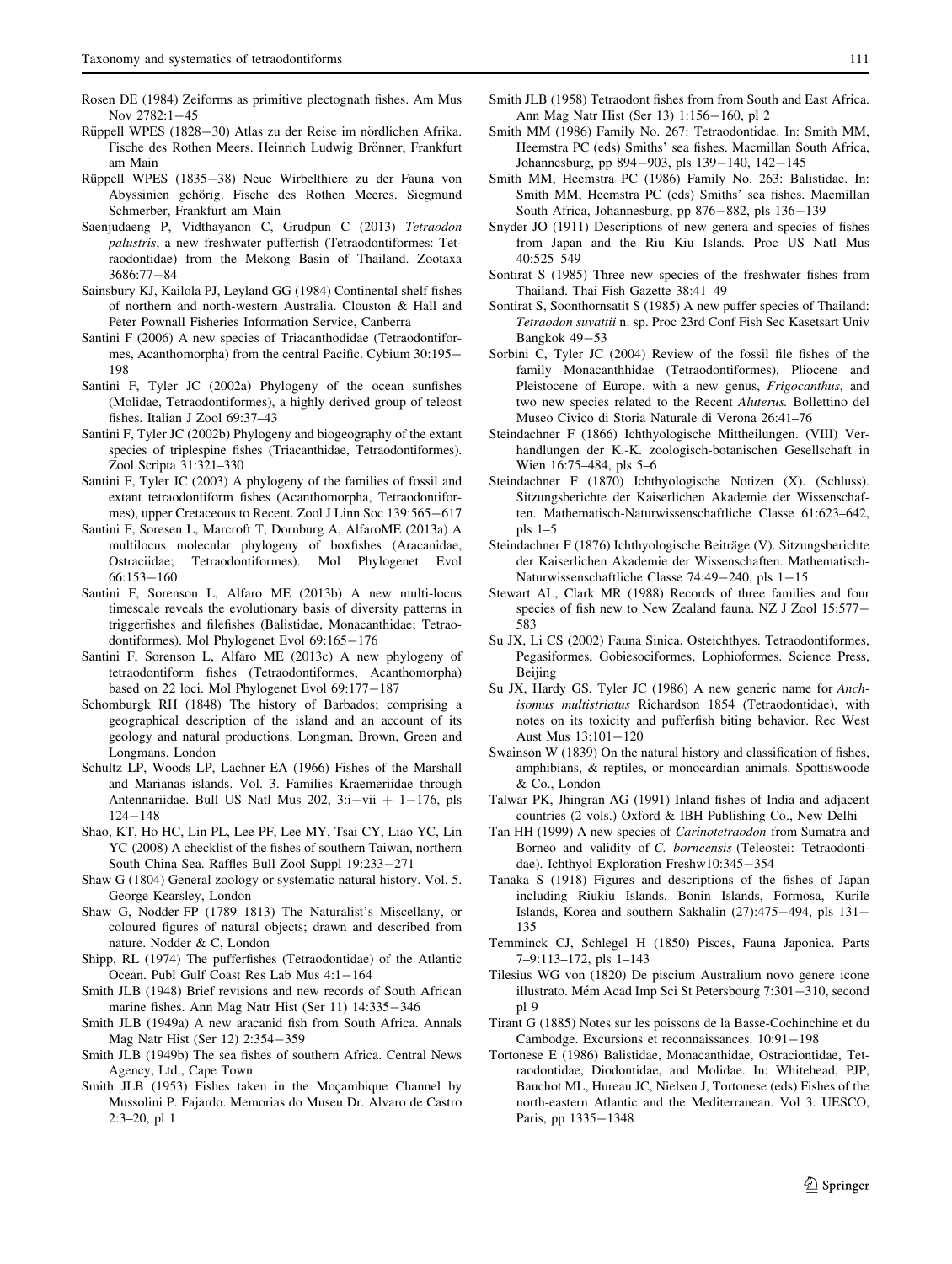Rosen DE (1984) Zeiforms as primitive plectognath fishes. Am Mus Nov 2782:1−45

Rüppell WPES (1828−30) Atlas zu der Reise im nördlichen Afrika. Fische des Rothen Meers. Heinrich Ludwig Brönner, Frankfurt am Main

Rüppell WPES (1835−38) Neue Wirbelthiere zu der Fauna von Abyssinien gehörig. Fische des Rothen Meeres. Siegmund Schmerber, Frankfurt am Main

Saenjudaeng P, Vidthayanon C, Grudpun C (2013) *Tetraodon palustris*, a new freshwater pufferfish (Tetraodontiformes: Tetraodontidae) from the Mekong Basin of Thailand. Zootaxa 3686:77−84

Sainsbury KJ, Kailola PJ, Leyland GG (1984) Continental shelf fishes of northern and north-western Australia. Clouston & Hall and Peter Pownall Fisheries Information Service, Canberra

Santini F (2006) A new species of Triacanthodidae (Tetraodontiformes, Acanthomorpha) from the central Pacific. Cybium 30:195−198

Santini F, Tyler JC (2002a) Phylogeny of the ocean sunfishes (Molidae, Tetraodontiformes), a highly derived group of teleost fishes. Italian J Zool 69:37–43

Santini F, Tyler JC (2002b) Phylogeny and biogeography of the extant species of triplespine fishes (Triacanthidae, Tetraodontiformes). Zool Scripta 31:321–330

Santini F, Tyler JC (2003) A phylogeny of the families of fossil and extant tetraodontiform fishes (Acanthomorpha, Tetraodontiformes), upper Cretaceous to Recent. Zool J Linn Soc 139:565−617

Santini F, Soresen L, Marcroft T, Dornburg A, AlfaroME (2013a) A multilocus molecular phylogeny of boxfishes (Aracanidae, Ostraciidae; Tetraodontiformes). Mol Phylogenet Evol 66:153−160

Santini F, Sorenson L, Alfaro ME (2013b) A new multi-locus timescale reveals the evolutionary basis of diversity patterns in triggerfishes and filefishes (Balistidae, Monacanthidae; Tetraodontiformes). Mol Phylogenet Evol 69:165−176

Santini F, Sorenson L, Alfaro ME (2013c) A new phylogeny of tetraodontiform fishes (Tetraodontiformes, Acanthomorpha) based on 22 loci. Mol Phylogenet Evol 69:177−187

Schomburgk RH (1848) The history of Barbados; comprising a geographical description of the island and an account of its geology and natural productions. Longman, Brown, Green and Longmans, London

Schultz LP, Woods LP, Lachner EA (1966) Fishes of the Marshall and Marianas islands. Vol. 3. Families Kraemeriidae through Antennariidae. Bull US Natl Mus 202, 3:i−vii + 1−176, pls 124−148

Shao, KT, Ho HC, Lin PL, Lee PF, Lee MY, Tsai CY, Liao YC, Lin YC (2008) A checklist of the fishes of southern Taiwan, northern South China Sea. Raffles Bull Zool Suppl 19:233−271

Shaw G (1804) General zoology or systematic natural history. Vol. 5. George Kearsley, London

Shaw G, Nodder FP (1789–1813) The Naturalist's Miscellany, or coloured figures of natural objects; drawn and described from nature. Nodder & C, London

Shipp, RL (1974) The pufferfishes (Tetraodontidae) of the Atlantic Ocean. Publ Gulf Coast Res Lab Mus 4:1−164

Smith JLB (1948) Brief revisions and new records of South African marine fishes. Ann Mag Natr Hist (Ser 11) 14:335−346

Smith JLB (1949a) A new aracanid fish from South Africa. Annals Mag Natr Hist (Ser 12) 2:354−359

Smith JLB (1949b) The sea fishes of southern Africa. Central News Agency, Ltd., Cape Town

Smith JLB (1953) Fishes taken in the Moçambique Channel by Mussolini P. Fajardo. Memorias do Museu Dr. Alvaro de Castro 2:3–20, pl 1

Smith JLB (1958) Tetraodont fishes from from South and East Africa. Ann Mag Natr Hist (Ser 13) 1:156−160, pl 2

Smith MM (1986) Family No. 267: Tetraodontidae. In: Smith MM, Heemstra PC (eds) Smiths' sea fishes. Macmillan South Africa, Johannesburg, pp 894−903, pls 139−140, 142−145

Smith MM, Heemstra PC (1986) Family No. 263: Balistidae. In: Smith MM, Heemstra PC (eds) Smiths' sea fishes. Macmillan South Africa, Johannesburg, pp 876−882, pls 136−139

Snyder JO (1911) Descriptions of new genera and species of fishes from Japan and the Riu Kiu Islands. Proc US Natl Mus 40:525–549

Sontirat S (1985) Three new species of the freshwater fishes from Thailand. Thai Fish Gazette 38:41–49

Sontirat S, Soonthornsatit S (1985) A new puffer species of Thailand: *Tetraodon suvattii* n. sp. Proc 23rd Conf Fish Sec Kasetsart Univ Bangkok 49−53

Sorbini C, Tyler JC (2004) Review of the fossil file fishes of the family Monacanthhidae (Tetraodontiformes), Pliocene and Pleistocene of Europe, with a new genus, *Frigocanthus*, and two new species related to the Recent *Aluterus.* Bollettino del Museo Civico di Storia Naturale di Verona 26:41–76

Steindachner F (1866) Ichthyologische Mittheilungen. (VIII) Verhandlungen der K.-K. zoologisch-botanischen Gesellschaft in Wien 16:75–484, pls 5–6

Steindachner F (1870) Ichthyologische Notizen (X). (Schluss). Sitzungsberichte der Kaiserlichen Akademie der Wissenschaften. Mathematisch-Naturwissenschaftliche Classe 61:623–642, pls 1–5

Steindachner F (1876) Ichthyologische Beiträge (V). Sitzungsberichte der Kaiserlichen Akademie der Wissenschaften. Mathematisch-Naturwissenschaftliche Classe 74:49−240, pls 1−15

Stewart AL, Clark MR (1988) Records of three families and four species of fish new to New Zealand fauna. NZ J Zool 15:577−583

Su JX, Li CS (2002) Fauna Sinica. Osteichthyes. Tetraodontiformes, Pegasiformes, Gobiesociformes, Lophioformes. Science Press, Beijing

Su JX, Hardy GS, Tyler JC (1986) A new generic name for *Anchisomus multistriatus* Richardson 1854 (Tetraodontidae), with notes on its toxicity and pufferfish biting behavior. Rec West Aust Mus 13:101−120

Swainson W (1839) On the natural history and classification of fishes, amphibians, & reptiles, or monocardian animals. Spottiswoode & Co., London

Talwar PK, Jhingran AG (1991) Inland fishes of India and adjacent countries (2 vols.) Oxford & IBH Publishing Co., New Delhi

Tan HH (1999) A new species of *Carinotetraodon* from Sumatra and Borneo and validity of *C. borneensis* (Teleostei: Tetraodontidae). Ichthyol Exploration Freshw10:345−354

Tanaka S (1918) Figures and descriptions of the fishes of Japan including Riukiu Islands, Bonin Islands, Formosa, Kurile Islands, Korea and southern Sakhalin (27):475−494, pls 131−135

Temminck CJ, Schlegel H (1850) Pisces, Fauna Japonica. Parts 7–9:113–172, pls 1–143

Tilesius WG von (1820) De piscium Australium novo genere icone illustrato. Mém Acad Imp Sci St Petersbourg 7:301−310, second pl 9

Tirant G (1885) Notes sur les poissons de la Basse-Cochinchine et du Cambodge. Excursions et reconnaissances. 10:91−198

Tortonese E (1986) Balistidae, Monacanthidae, Ostraciontidae, Tetraodontidae, Diodontidae, and Molidae. In: Whitehead, PJP, Bauchot ML, Hureau JC, Nielsen J, Tortonese (eds) Fishes of the north-eastern Atlantic and the Mediterranean. Vol 3. UESCO, Paris, pp 1335−1348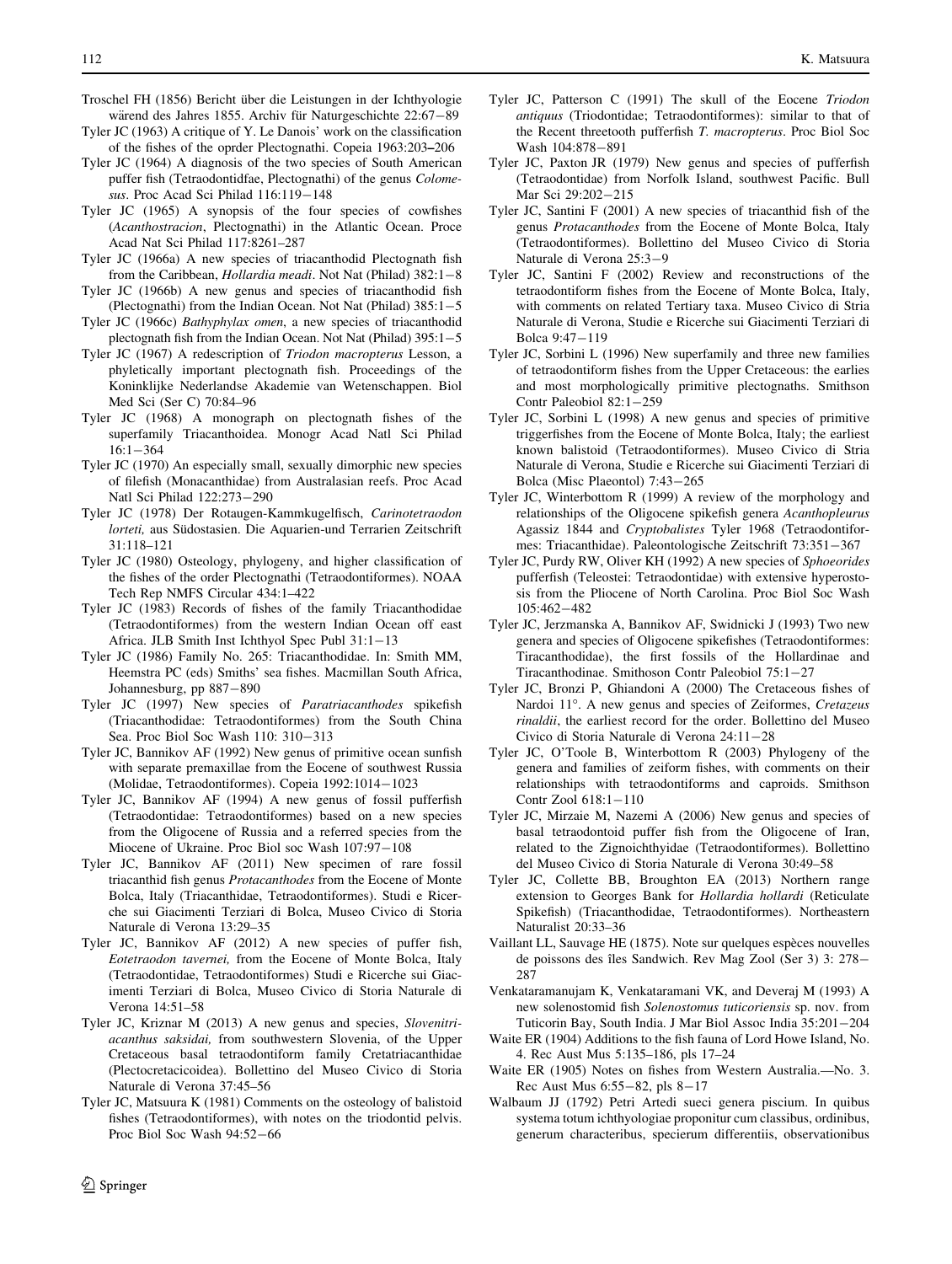Troschel FH (1856) Bericht über die Leistungen in der Ichthyologie wärend des Jahres 1855. Archiv für Naturgeschichte 22:67−89

Tyler JC (1963) A critique of Y. Le Danois' work on the classification of the fishes of the oprder Plectognathi. Copeia 1963:203–206

Tyler JC (1964) A diagnosis of the two species of South American puffer fish (Tetraodontidfae, Plectognathi) of the genus *Colomesus*. Proc Acad Sci Philad 116:119−148

Tyler JC (1965) A synopsis of the four species of cowfishes (*Acanthostracion*, Plectognathi) in the Atlantic Ocean. Proce Acad Nat Sci Philad 117:8261–287

Tyler JC (1966a) A new species of triacanthodid Plectognath fish from the Caribbean, *Hollardia meadi*. Not Nat (Philad) 382:1−8

Tyler JC (1966b) A new genus and species of triacanthodid fish (Plectognathi) from the Indian Ocean. Not Nat (Philad) 385:1−5

Tyler JC (1966c) *Bathyphylax omen*, a new species of triacanthodid plectognath fish from the Indian Ocean. Not Nat (Philad) 395:1−5

Tyler JC (1967) A redescription of *Triodon macropterus* Lesson, a phyletically important plectognath fish. Proceedings of the Koninklijke Nederlandse Akademie van Wetenschappen. Biol Med Sci (Ser C) 70:84–96

Tyler JC (1968) A monograph on plectognath fishes of the superfamily Triacanthoidea. Monogr Acad Natl Sci Philad 16:1−364

Tyler JC (1970) An especially small, sexually dimorphic new species of filefish (Monacanthidae) from Australasian reefs. Proc Acad Natl Sci Philad 122:273−290

Tyler JC (1978) Der Rotaugen-Kammkugelfisch, *Carinotetraodon lorteti,* aus Südostasien. Die Aquarien-und Terrarien Zeitschrift 31:118–121

Tyler JC (1980) Osteology, phylogeny, and higher classification of the fishes of the order Plectognathi (Tetraodontiformes). NOAA Tech Rep NMFS Circular 434:1–422

Tyler JC (1983) Records of fishes of the family Triacanthodidae (Tetraodontiformes) from the western Indian Ocean off east Africa. JLB Smith Inst Ichthyol Spec Publ 31:1−13

Tyler JC (1986) Family No. 265: Triacanthodidae. In: Smith MM, Heemstra PC (eds) Smiths' sea fishes. Macmillan South Africa, Johannesburg, pp 887−890

Tyler JC (1997) New species of *Paratriacanthodes* spikefish (Triacanthodidae: Tetraodontiformes) from the South China Sea. Proc Biol Soc Wash 110: 310−313

Tyler JC, Bannikov AF (1992) New genus of primitive ocean sunfish with separate premaxillae from the Eocene of southwest Russia (Molidae, Tetraodontiformes). Copeia 1992:1014−1023

Tyler JC, Bannikov AF (1994) A new genus of fossil pufferfish (Tetraodontidae: Tetraodontiformes) based on a new species from the Oligocene of Russia and a referred species from the Miocene of Ukraine. Proc Biol soc Wash 107:97−108

Tyler JC, Bannikov AF (2011) New specimen of rare fossil triacanthid fish genus *Protacanthodes* from the Eocene of Monte Bolca, Italy (Triacanthidae, Tetraodontiformes). Studi e Ricerche sui Giacimenti Terziari di Bolca, Museo Civico di Storia Naturale di Verona 13:29–35

Tyler JC, Bannikov AF (2012) A new species of puffer fish, *Eotetraodon tavernei,* from the Eocene of Monte Bolca, Italy (Tetraodontidae, Tetraodontiformes) Studi e Ricerche sui Giacimenti Terziari di Bolca, Museo Civico di Storia Naturale di Verona 14:51–58

Tyler JC, Kriznar M (2013) A new genus and species, *Slovenitriacanthus saksidai,* from southwestern Slovenia, of the Upper Cretaceous basal tetraodontiform family Cretatriacanthidae (Plectocretacicoidea). Bollettino del Museo Civico di Storia Naturale di Verona 37:45–56

Tyler JC, Matsuura K (1981) Comments on the osteology of balistoid fishes (Tetraodontiformes), with notes on the triodontid pelvis. Proc Biol Soc Wash 94:52−66

Tyler JC, Patterson C (1991) The skull of the Eocene *Triodon antiquus* (Triodontidae; Tetraodontiformes): similar to that of the Recent threetooth pufferfish *T. macropterus*. Proc Biol Soc Wash 104:878−891

Tyler JC, Paxton JR (1979) New genus and species of pufferfish (Tetraodontidae) from Norfolk Island, southwest Pacific. Bull Mar Sci 29:202−215

Tyler JC, Santini F (2001) A new species of triacanthid fish of the genus *Protacanthodes* from the Eocene of Monte Bolca, Italy (Tetraodontiformes). Bollettino del Museo Civico di Storia Naturale di Verona 25:3−9

Tyler JC, Santini F (2002) Review and reconstructions of the tetraodontiform fishes from the Eocene of Monte Bolca, Italy, with comments on related Tertiary taxa. Museo Civico di Stria Naturale di Verona, Studie e Ricerche sui Giacimenti Terziari di Bolca 9:47−119

Tyler JC, Sorbini L (1996) New superfamily and three new families of tetraodontiform fishes from the Upper Cretaceous: the earlies and most morphologically primitive plectognaths. Smithson Contr Paleobiol 82:1−259

Tyler JC, Sorbini L (1998) A new genus and species of primitive triggerfishes from the Eocene of Monte Bolca, Italy; the earliest known balistoid (Tetraodontiformes). Museo Civico di Stria Naturale di Verona, Studie e Ricerche sui Giacimenti Terziari di Bolca (Misc Plaeontol) 7:43−265

Tyler JC, Winterbottom R (1999) A review of the morphology and relationships of the Oligocene spikefish genera *Acanthopleurus* Agassiz 1844 and *Cryptobalistes* Tyler 1968 (Tetraodontiformes: Triacanthidae). Paleontologische Zeitschrift 73:351−367

Tyler JC, Purdy RW, Oliver KH (1992) A new species of *Sphoeorides* pufferfish (Teleostei: Tetraodontidae) with extensive hyperostosis from the Pliocene of North Carolina. Proc Biol Soc Wash 105:462−482

Tyler JC, Jerzmanska A, Bannikov AF, Swidnicki J (1993) Two new genera and species of Oligocene spikefishes (Tetraodontiformes: Tiracanthodidae), the first fossils of the Hollardinae and Tiracanthodinae. Smithoson Contr Paleobiol 75:1−27

Tyler JC, Bronzi P, Ghiandoni A (2000) The Cretaceous fishes of Nardoi 11°. A new genus and species of Zeiformes, *Cretazeus rinaldii*, the earliest record for the order. Bollettino del Museo Civico di Storia Naturale di Verona 24:11−28

Tyler JC, O'Toole B, Winterbottom R (2003) Phylogeny of the genera and families of zeiform fishes, with comments on their relationships with tetraodontiforms and caproids. Smithson Contr Zool 618:1−110

Tyler JC, Mirzaie M, Nazemi A (2006) New genus and species of basal tetraodontoid puffer fish from the Oligocene of Iran, related to the Zignoichthyidae (Tetraodontiformes). Bollettino del Museo Civico di Storia Naturale di Verona 30:49–58

Tyler JC, Collette BB, Broughton EA (2013) Northern range extension to Georges Bank for *Hollardia hollardi* (Reticulate Spikefish) (Triacanthodidae, Tetraodontiformes). Northeastern Naturalist 20:33–36

Vaillant LL, Sauvage HE (1875). Note sur quelques espèces nouvelles de poissons des îles Sandwich. Rev Mag Zool (Ser 3) 3: 278−287

Venkataramanujam K, Venkataramani VK, and Deveraj M (1993) A new solenostomid fish *Solenostomus tuticoriensis* sp. nov. from Tuticorin Bay, South India. J Mar Biol Assoc India 35:201−204

Waite ER (1904) Additions to the fish fauna of Lord Howe Island, No. 4. Rec Aust Mus 5:135–186, pls 17–24

Waite ER (1905) Notes on fishes from Western Australia.—No. 3. Rec Aust Mus 6:55−82, pls 8−17

Walbaum JJ (1792) Petri Artedi sueci genera piscium. In quibus systema totum ichthyologiae proponitur cum classibus, ordinibus, generum characteribus, specierum differentiis, observationibus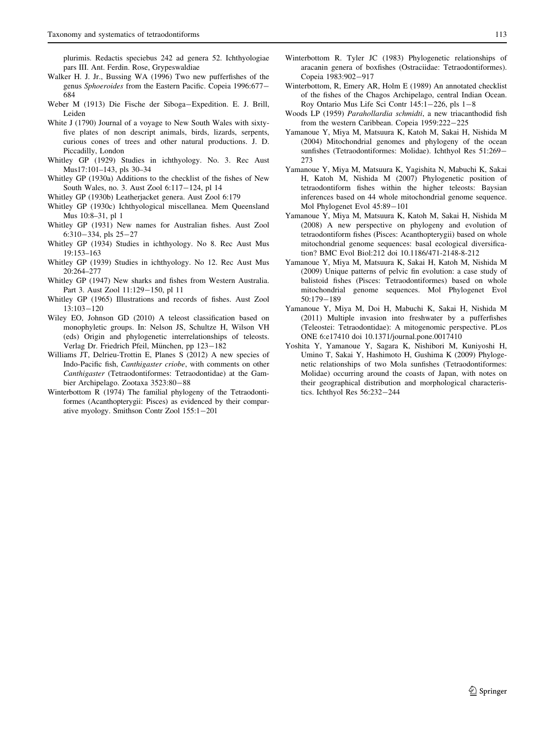plurimis. Redactis speciebus 242 ad genera 52. Ichthyologiae pars III. Ant. Ferdin. Rose, Grypeswaldiae

Walker H. J. Jr., Bussing WA (1996) Two new pufferfishes of the genus *Sphoeroides* from the Eastern Pacific. Copeia 1996:677–684

Weber M (1913) Die Fische der Siboga–Expedition. E. J. Brill, Leiden

White J (1790) Journal of a voyage to New South Wales with sixty-five plates of non descript animals, birds, lizards, serpents, curious cones of trees and other natural productions. J. D. Piccadilly, London

Whitley GP (1929) Studies in ichthyology. No. 3. Rec Aust Mus17:101–143, pls 30–34

Whitley GP (1930a) Additions to the checklist of the fishes of New South Wales, no. 3. Aust Zool 6:117–124, pl 14

Whitley GP (1930b) Leatherjacket genera. Aust Zool 6:179

Whitley GP (1930c) Ichthyological miscellanea. Mem Queensland Mus 10:8–31, pl 1

Whitley GP (1931) New names for Australian fishes. Aust Zool 6:310–334, pls 25–27

Whitley GP (1934) Studies in ichthyology. No 8. Rec Aust Mus 19:153–163

Whitley GP (1939) Studies in ichthyology. No 12. Rec Aust Mus 20:264–277

Whitley GP (1947) New sharks and fishes from Western Australia. Part 3. Aust Zool 11:129–150, pl 11

Whitley GP (1965) Illustrations and records of fishes. Aust Zool 13:103–120

Wiley EO, Johnson GD (2010) A teleost classification based on monophyletic groups. In: Nelson JS, Schultze H, Wilson VH (eds) Origin and phylogenetic interrelationships of teleosts. Verlag Dr. Friedrich Pfeil, München, pp 123–182

Williams JT, Delrieu-Trottin E, Planes S (2012) A new species of Indo-Pacific fish, *Canthigaster criobe*, with comments on other *Canthigaster* (Tetraodontiformes: Tetraodontidae) at the Gambier Archipelago. Zootaxa 3523:80–88

Winterbottom R (1974) The familial phylogeny of the Tetraodontiformes (Acanthopterygii: Pisces) as evidenced by their comparative myology. Smithson Contr Zool 155:1–201

Winterbottom R. Tyler JC (1983) Phylogenetic relationships of aracanin genera of boxfishes (Ostraciidae: Tetraodontiformes). Copeia 1983:902–917

Winterbottom, R, Emery AR, Holm E (1989) An annotated checklist of the fishes of the Chagos Archipelago, central Indian Ocean. Roy Ontario Mus Life Sci Contr 145:1–226, pls 1–8

Woods LP (1959) *Parahollardia schmidti*, a new triacanthodid fish from the western Caribbean. Copeia 1959:222–225

Yamanoue Y, Miya M, Matsuura K, Katoh M, Sakai H, Nishida M (2004) Mitochondrial genomes and phylogeny of the ocean sunfishes (Tetraodontiformes: Molidae). Ichthyol Res 51:269–273

Yamanoue Y, Miya M, Matsuura K, Yagishita N, Mabuchi K, Sakai H, Katoh M, Nishida M (2007) Phylogenetic position of tetraodontiform fishes within the higher teleosts: Baysian inferences based on 44 whole mitochondrial genome sequence. Mol Phylogenet Evol 45:89–101

Yamanoue Y, Miya M, Matsuura K, Katoh M, Sakai H, Nishida M (2008) A new perspective on phylogeny and evolution of tetraodontiform fishes (Pisces: Acanthopterygii) based on whole mitochondrial genome sequences: basal ecological diversification? BMC Evol Biol:212 doi 10.1186/471-2148-8-212

Yamanoue Y, Miya M, Matsuura K, Sakai H, Katoh M, Nishida M (2009) Unique patterns of pelvic fin evolution: a case study of balistoid fishes (Pisces: Tetraodontiformes) based on whole mitochondrial genome sequences. Mol Phylogenet Evol 50:179–189

Yamanoue Y, Miya M, Doi H, Mabuchi K, Sakai H, Nishida M (2011) Multiple invasion into freshwater by a pufferfishes (Teleostei: Tetraodontidae): A mitogenomic perspective. PLos ONE 6:e17410 doi 10.1371/journal.pone.0017410

Yoshita Y, Yamanoue Y, Sagara K, Nishibori M, Kuniyoshi H, Umino T, Sakai Y, Hashimoto H, Gushima K (2009) Phylogenetic relationships of two Mola sunfishes (Tetraodontiformes: Molidae) occurring around the coasts of Japan, with notes on their geographical distribution and morphological characteristics. Ichthyol Res 56:232–244